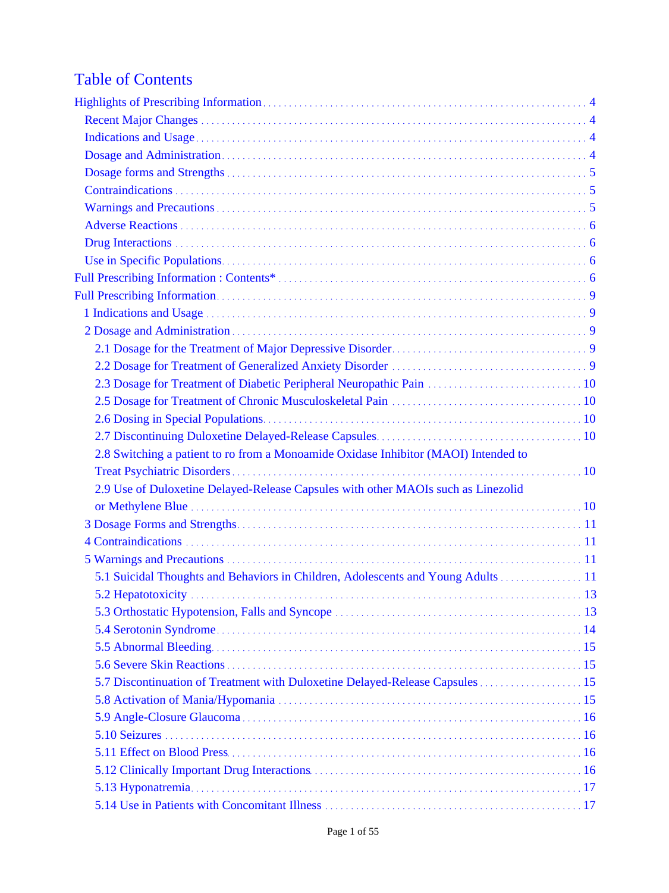# Table of Contents

- Highlights of Prescribing Information .... 4
  - Recent Major Changes .... 4
  - Indications and Usage .... 4
  - Dosage and Administration .... 4
  - Dosage forms and Strengths .... 5
  - Contraindications .... 5
  - Warnings and Precautions .... 5
  - Adverse Reactions .... 6
  - Drug Interactions .... 6
  - Use in Specific Populations .... 6
- Full Prescribing Information : Contents* .... 6
- Full Prescribing Information .... 9
  - 1 Indications and Usage .... 9
  - 2 Dosage and Administration .... 9
    - 2.1 Dosage for the Treatment of Major Depressive Disorder .... 9
    - 2.2 Dosage for Treatment of Generalized Anxiety Disorder .... 9
    - 2.3 Dosage for Treatment of Diabetic Peripheral Neuropathic Pain .... 10
    - 2.5 Dosage for Treatment of Chronic Musculoskeletal Pain .... 10
    - 2.6 Dosing in Special Populations .... 10
    - 2.7 Discontinuing Duloxetine Delayed-Release Capsules .... 10
    - 2.8 Switching a patient to ro from a Monoamide Oxidase Inhibitor (MAOI) Intended to Treat Psychiatric Disorders .... 10
    - 2.9 Use of Duloxetine Delayed-Release Capsules with other MAOIs such as Linezolid or Methylene Blue .... 10
  - 3 Dosage Forms and Strengths .... 11
  - 4 Contraindications .... 11
  - 5 Warnings and Precautions .... 11
    - 5.1 Suicidal Thoughts and Behaviors in Children, Adolescents and Young Adults .... 11
    - 5.2 Hepatotoxicity .... 13
    - 5.3 Orthostatic Hypotension, Falls and Syncope .... 13
    - 5.4 Serotonin Syndrome .... 14
    - 5.5 Abnormal Bleeding .... 15
    - 5.6 Severe Skin Reactions .... 15
    - 5.7 Discontinuation of Treatment with Duloxetine Delayed-Release Capsules .... 15
    - 5.8 Activation of Mania/Hypomania .... 15
    - 5.9 Angle-Closure Glaucoma .... 16
    - 5.10 Seizures .... 16
    - 5.11 Effect on Blood Press .... 16
    - 5.12 Clinically Important Drug Interactions .... 16
    - 5.13 Hyponatremia .... 17
    - 5.14 Use in Patients with Concomitant Illness .... 17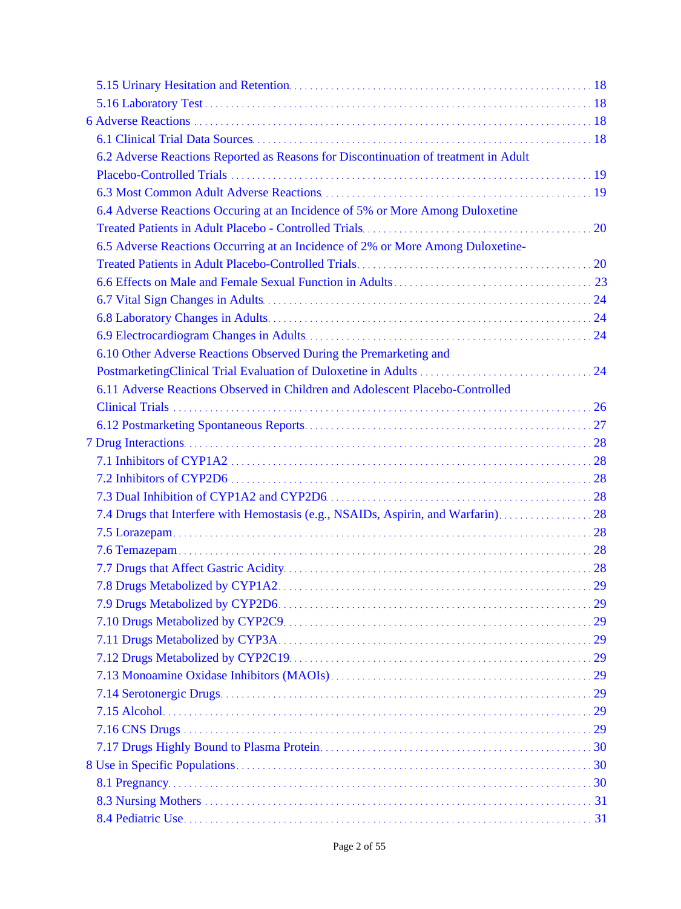- 5.15 Urinary Hesitation and Retention ..... 18
- 5.16 Laboratory Test ..... 18

6 Adverse Reactions ..... 18

- 6.1 Clinical Trial Data Sources ..... 18
- 6.2 Adverse Reactions Reported as Reasons for Discontinuation of treatment in Adult Placebo-Controlled Trials ..... 19
- 6.3 Most Common Adult Adverse Reactions ..... 19
- 6.4 Adverse Reactions Occuring at an Incidence of 5% or More Among Duloxetine Treated Patients in Adult Placebo - Controlled Trials ..... 20
- 6.5 Adverse Reactions Occurring at an Incidence of 2% or More Among Duloxetine-Treated Patients in Adult Placebo-Controlled Trials ..... 20
- 6.6 Effects on Male and Female Sexual Function in Adults ..... 23
- 6.7 Vital Sign Changes in Adults ..... 24
- 6.8 Laboratory Changes in Adults ..... 24
- 6.9 Electrocardiogram Changes in Adults ..... 24
- 6.10 Other Adverse Reactions Observed During the Premarketing and PostmarketingClinical Trial Evaluation of Duloxetine in Adults ..... 24
- 6.11 Adverse Reactions Observed in Children and Adolescent Placebo-Controlled Clinical Trials ..... 26
- 6.12 Postmarketing Spontaneous Reports ..... 27

7 Drug Interactions ..... 28

- 7.1 Inhibitors of CYP1A2 ..... 28
- 7.2 Inhibitors of CYP2D6 ..... 28
- 7.3 Dual Inhibition of CYP1A2 and CYP2D6 ..... 28
- 7.4 Drugs that Interfere with Hemostasis (e.g., NSAIDs, Aspirin, and Warfarin) ..... 28
- 7.5 Lorazepam ..... 28
- 7.6 Temazepam ..... 28
- 7.7 Drugs that Affect Gastric Acidity ..... 28
- 7.8 Drugs Metabolized by CYP1A2 ..... 29
- 7.9 Drugs Metabolized by CYP2D6 ..... 29
- 7.10 Drugs Metabolized by CYP2C9 ..... 29
- 7.11 Drugs Metabolized by CYP3A ..... 29
- 7.12 Drugs Metabolized by CYP2C19 ..... 29
- 7.13 Monoamine Oxidase Inhibitors (MAOIs) ..... 29
- 7.14 Serotonergic Drugs ..... 29
- 7.15 Alcohol ..... 29
- 7.16 CNS Drugs ..... 29
- 7.17 Drugs Highly Bound to Plasma Protein ..... 30

8 Use in Specific Populations ..... 30

- 8.1 Pregnancy ..... 30
- 8.3 Nursing Mothers ..... 31
- 8.4 Pediatric Use ..... 31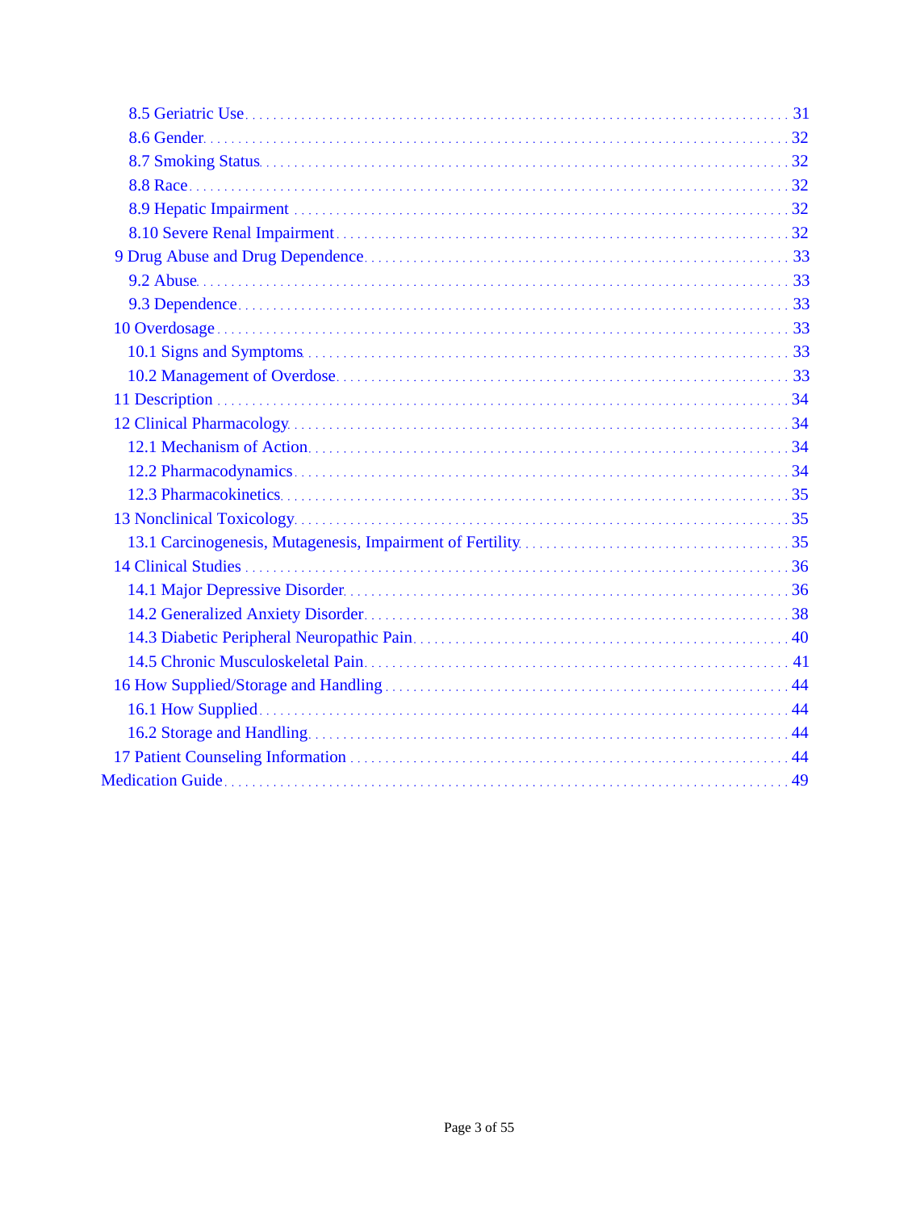- 8.5 Geriatric Use . . . . . . . . . . 31
- 8.6 Gender . . . . . . . . . . 32
- 8.7 Smoking Status . . . . . . . . . . 32
- 8.8 Race . . . . . . . . . . 32
- 8.9 Hepatic Impairment . . . . . . . . . . 32
- 8.10 Severe Renal Impairment . . . . . . . . . . 32

9 Drug Abuse and Drug Dependence . . . . . . . . . . 33

- 9.2 Abuse . . . . . . . . . . 33
- 9.3 Dependence . . . . . . . . . . 33

10 Overdosage . . . . . . . . . . 33

- 10.1 Signs and Symptoms . . . . . . . . . . 33
- 10.2 Management of Overdose . . . . . . . . . . 33

11 Description . . . . . . . . . . 34

12 Clinical Pharmacology . . . . . . . . . . 34

- 12.1 Mechanism of Action . . . . . . . . . . 34
- 12.2 Pharmacodynamics . . . . . . . . . . 34
- 12.3 Pharmacokinetics . . . . . . . . . . 35

13 Nonclinical Toxicology . . . . . . . . . . 35

- 13.1 Carcinogenesis, Mutagenesis, Impairment of Fertility . . . . . . . . . . 35

14 Clinical Studies . . . . . . . . . . 36

- 14.1 Major Depressive Disorder . . . . . . . . . . 36
- 14.2 Generalized Anxiety Disorder . . . . . . . . . . 38
- 14.3 Diabetic Peripheral Neuropathic Pain . . . . . . . . . . 40
- 14.5 Chronic Musculoskeletal Pain . . . . . . . . . . 41

16 How Supplied/Storage and Handling . . . . . . . . . . 44

- 16.1 How Supplied . . . . . . . . . . 44
- 16.2 Storage and Handling . . . . . . . . . . 44

17 Patient Counseling Information . . . . . . . . . . 44

Medication Guide . . . . . . . . . . 49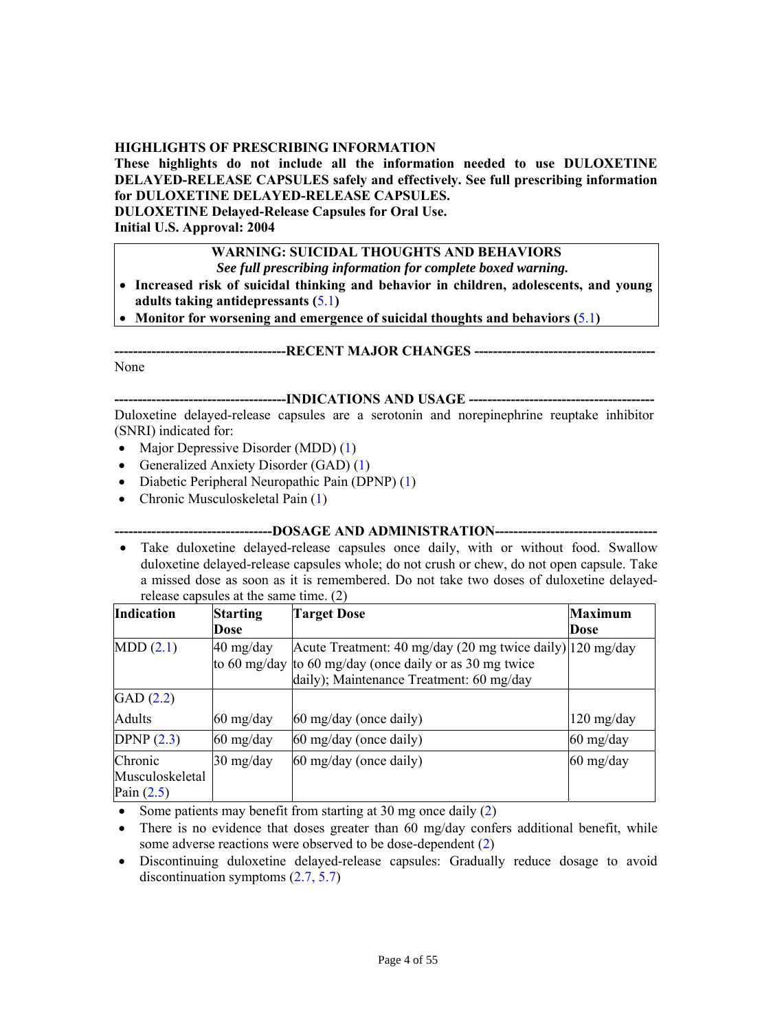**HIGHLIGHTS OF PRESCRIBING INFORMATION**

**These highlights do not include all the information needed to use DULOXETINE DELAYED-RELEASE CAPSULES safely and effectively. See full prescribing information for DULOXETINE DELAYED-RELEASE CAPSULES.**

**DULOXETINE Delayed-Release Capsules for Oral Use.**

**Initial U.S. Approval: 2004**

> **WARNING: SUICIDAL THOUGHTS AND BEHAVIORS**
>
> ***See full prescribing information for complete boxed warning.***
>
> - **Increased risk of suicidal thinking and behavior in children, adolescents, and young adults taking antidepressants (5.1)**
> - **Monitor for worsening and emergence of suicidal thoughts and behaviors (5.1)**

## RECENT MAJOR CHANGES

None

## INDICATIONS AND USAGE

Duloxetine delayed-release capsules are a serotonin and norepinephrine reuptake inhibitor (SNRI) indicated for:

- Major Depressive Disorder (MDD) (1)
- Generalized Anxiety Disorder (GAD) (1)
- Diabetic Peripheral Neuropathic Pain (DPNP) (1)
- Chronic Musculoskeletal Pain (1)

## DOSAGE AND ADMINISTRATION

- Take duloxetine delayed-release capsules once daily, with or without food. Swallow duloxetine delayed-release capsules whole; do not crush or chew, do not open capsule. Take a missed dose as soon as it is remembered. Do not take two doses of duloxetine delayed-release capsules at the same time. (2)

| Indication | Starting Dose | Target Dose | Maximum Dose |
|---|---|---|---|
| MDD (2.1) | 40 mg/day to 60 mg/day | Acute Treatment: 40 mg/day (20 mg twice daily) to 60 mg/day (once daily or as 30 mg twice daily); Maintenance Treatment: 60 mg/day | 120 mg/day |
| GAD (2.2) | | | |
| Adults | 60 mg/day | 60 mg/day (once daily) | 120 mg/day |
| DPNP (2.3) | 60 mg/day | 60 mg/day (once daily) | 60 mg/day |
| Chronic Musculoskeletal Pain (2.5) | 30 mg/day | 60 mg/day (once daily) | 60 mg/day |

- Some patients may benefit from starting at 30 mg once daily (2)
- There is no evidence that doses greater than 60 mg/day confers additional benefit, while some adverse reactions were observed to be dose-dependent (2)
- Discontinuing duloxetine delayed-release capsules: Gradually reduce dosage to avoid discontinuation symptoms (2.7, 5.7)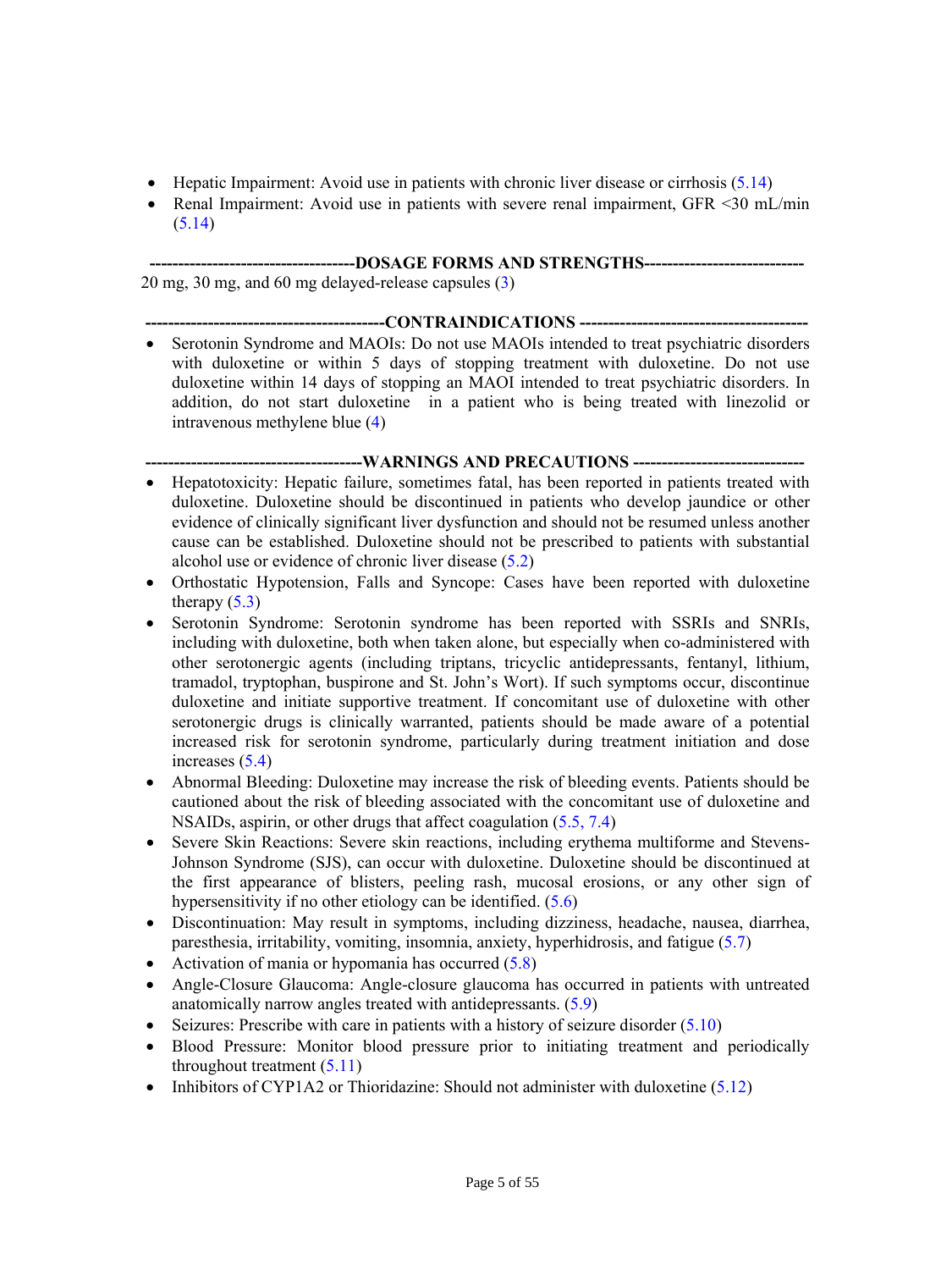- Hepatic Impairment: Avoid use in patients with chronic liver disease or cirrhosis (5.14)
- Renal Impairment: Avoid use in patients with severe renal impairment, GFR <30 mL/min (5.14)

## DOSAGE FORMS AND STRENGTHS

20 mg, 30 mg, and 60 mg delayed-release capsules (3)

## CONTRAINDICATIONS

- Serotonin Syndrome and MAOIs: Do not use MAOIs intended to treat psychiatric disorders with duloxetine or within 5 days of stopping treatment with duloxetine. Do not use duloxetine within 14 days of stopping an MAOI intended to treat psychiatric disorders. In addition, do not start duloxetine in a patient who is being treated with linezolid or intravenous methylene blue (4)

## WARNINGS AND PRECAUTIONS

- Hepatotoxicity: Hepatic failure, sometimes fatal, has been reported in patients treated with duloxetine. Duloxetine should be discontinued in patients who develop jaundice or other evidence of clinically significant liver dysfunction and should not be resumed unless another cause can be established. Duloxetine should not be prescribed to patients with substantial alcohol use or evidence of chronic liver disease (5.2)
- Orthostatic Hypotension, Falls and Syncope: Cases have been reported with duloxetine therapy (5.3)
- Serotonin Syndrome: Serotonin syndrome has been reported with SSRIs and SNRIs, including with duloxetine, both when taken alone, but especially when co-administered with other serotonergic agents (including triptans, tricyclic antidepressants, fentanyl, lithium, tramadol, tryptophan, buspirone and St. John's Wort). If such symptoms occur, discontinue duloxetine and initiate supportive treatment. If concomitant use of duloxetine with other serotonergic drugs is clinically warranted, patients should be made aware of a potential increased risk for serotonin syndrome, particularly during treatment initiation and dose increases (5.4)
- Abnormal Bleeding: Duloxetine may increase the risk of bleeding events. Patients should be cautioned about the risk of bleeding associated with the concomitant use of duloxetine and NSAIDs, aspirin, or other drugs that affect coagulation (5.5, 7.4)
- Severe Skin Reactions: Severe skin reactions, including erythema multiforme and Stevens-Johnson Syndrome (SJS), can occur with duloxetine. Duloxetine should be discontinued at the first appearance of blisters, peeling rash, mucosal erosions, or any other sign of hypersensitivity if no other etiology can be identified. (5.6)
- Discontinuation: May result in symptoms, including dizziness, headache, nausea, diarrhea, paresthesia, irritability, vomiting, insomnia, anxiety, hyperhidrosis, and fatigue (5.7)
- Activation of mania or hypomania has occurred (5.8)
- Angle-Closure Glaucoma: Angle-closure glaucoma has occurred in patients with untreated anatomically narrow angles treated with antidepressants. (5.9)
- Seizures: Prescribe with care in patients with a history of seizure disorder (5.10)
- Blood Pressure: Monitor blood pressure prior to initiating treatment and periodically throughout treatment (5.11)
- Inhibitors of CYP1A2 or Thioridazine: Should not administer with duloxetine (5.12)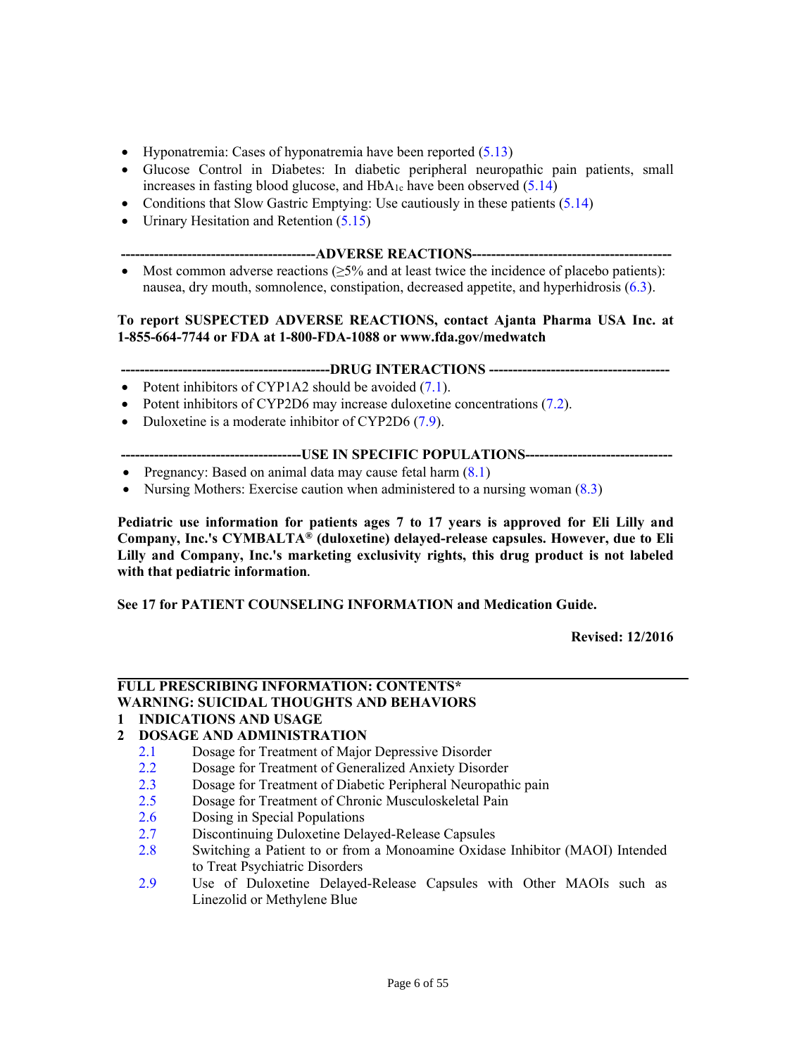- Hyponatremia: Cases of hyponatremia have been reported (5.13)
- Glucose Control in Diabetes: In diabetic peripheral neuropathic pain patients, small increases in fasting blood glucose, and $HbA_{1c}$ have been observed (5.14)
- Conditions that Slow Gastric Emptying: Use cautiously in these patients (5.14)
- Urinary Hesitation and Retention (5.15)

**----------------------------------------ADVERSE REACTIONS----------------------------------------**

- Most common adverse reactions (≥5% and at least twice the incidence of placebo patients): nausea, dry mouth, somnolence, constipation, decreased appetite, and hyperhidrosis (6.3).

**To report SUSPECTED ADVERSE REACTIONS, contact Ajanta Pharma USA Inc. at 1-855-664-7744 or FDA at 1-800-FDA-1088 or www.fda.gov/medwatch**

**-------------------------------------------DRUG INTERACTIONS -------------------------------------**

- Potent inhibitors of CYP1A2 should be avoided (7.1).
- Potent inhibitors of CYP2D6 may increase duloxetine concentrations (7.2).
- Duloxetine is a moderate inhibitor of CYP2D6 (7.9).

**-------------------------------------USE IN SPECIFIC POPULATIONS-------------------------------**

- Pregnancy: Based on animal data may cause fetal harm (8.1)
- Nursing Mothers: Exercise caution when administered to a nursing woman (8.3)

**Pediatric use information for patients ages 7 to 17 years is approved for Eli Lilly and Company, Inc.'s CYMBALTA® (duloxetine) delayed-release capsules. However, due to Eli Lilly and Company, Inc.'s marketing exclusivity rights, this drug product is not labeled with that pediatric information.**

**See 17 for PATIENT COUNSELING INFORMATION and Medication Guide.**

**Revised: 12/2016**

---

**FULL PRESCRIBING INFORMATION: CONTENTS***

**WARNING: SUICIDAL THOUGHTS AND BEHAVIORS**

**1 INDICATIONS AND USAGE**

**2 DOSAGE AND ADMINISTRATION**

- 2.1 Dosage for Treatment of Major Depressive Disorder
- 2.2 Dosage for Treatment of Generalized Anxiety Disorder
- 2.3 Dosage for Treatment of Diabetic Peripheral Neuropathic pain
- 2.5 Dosage for Treatment of Chronic Musculoskeletal Pain
- 2.6 Dosing in Special Populations
- 2.7 Discontinuing Duloxetine Delayed-Release Capsules
- 2.8 Switching a Patient to or from a Monoamine Oxidase Inhibitor (MAOI) Intended to Treat Psychiatric Disorders
- 2.9 Use of Duloxetine Delayed-Release Capsules with Other MAOIs such as Linezolid or Methylene Blue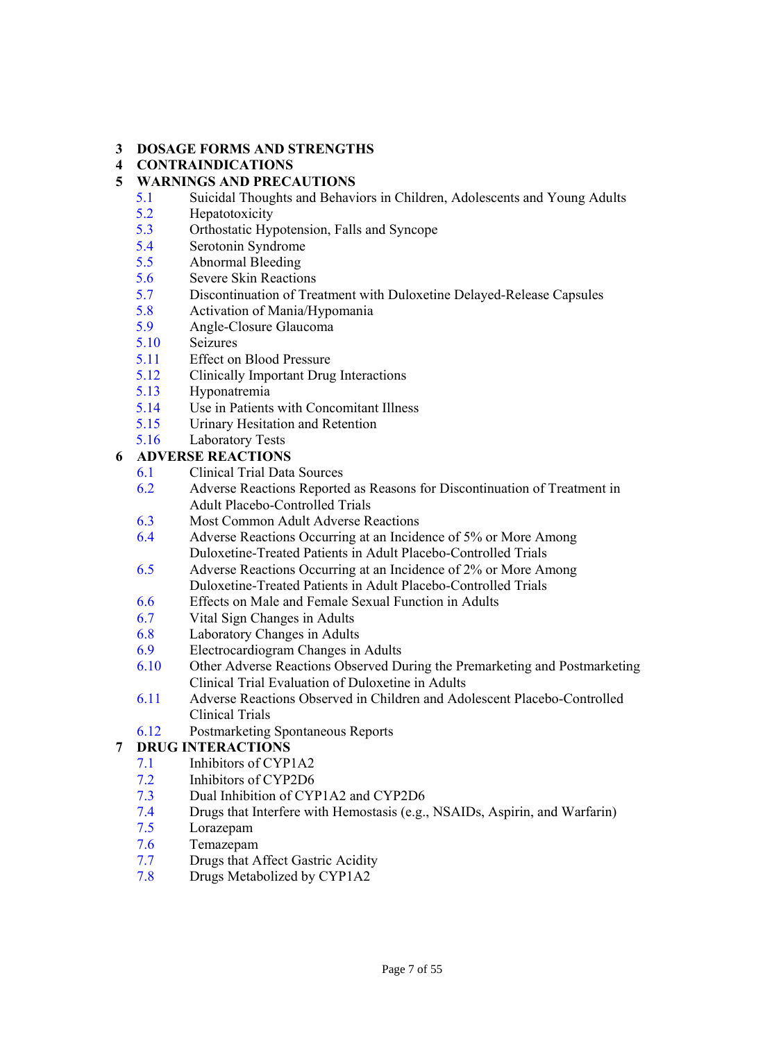**3 DOSAGE FORMS AND STRENGTHS**

**4 CONTRAINDICATIONS**

**5 WARNINGS AND PRECAUTIONS**

- 5.1 Suicidal Thoughts and Behaviors in Children, Adolescents and Young Adults
- 5.2 Hepatotoxicity
- 5.3 Orthostatic Hypotension, Falls and Syncope
- 5.4 Serotonin Syndrome
- 5.5 Abnormal Bleeding
- 5.6 Severe Skin Reactions
- 5.7 Discontinuation of Treatment with Duloxetine Delayed-Release Capsules
- 5.8 Activation of Mania/Hypomania
- 5.9 Angle-Closure Glaucoma
- 5.10 Seizures
- 5.11 Effect on Blood Pressure
- 5.12 Clinically Important Drug Interactions
- 5.13 Hyponatremia
- 5.14 Use in Patients with Concomitant Illness
- 5.15 Urinary Hesitation and Retention
- 5.16 Laboratory Tests

**6 ADVERSE REACTIONS**

- 6.1 Clinical Trial Data Sources
- 6.2 Adverse Reactions Reported as Reasons for Discontinuation of Treatment in Adult Placebo-Controlled Trials
- 6.3 Most Common Adult Adverse Reactions
- 6.4 Adverse Reactions Occurring at an Incidence of 5% or More Among Duloxetine-Treated Patients in Adult Placebo-Controlled Trials
- 6.5 Adverse Reactions Occurring at an Incidence of 2% or More Among Duloxetine-Treated Patients in Adult Placebo-Controlled Trials
- 6.6 Effects on Male and Female Sexual Function in Adults
- 6.7 Vital Sign Changes in Adults
- 6.8 Laboratory Changes in Adults
- 6.9 Electrocardiogram Changes in Adults
- 6.10 Other Adverse Reactions Observed During the Premarketing and Postmarketing Clinical Trial Evaluation of Duloxetine in Adults
- 6.11 Adverse Reactions Observed in Children and Adolescent Placebo-Controlled Clinical Trials
- 6.12 Postmarketing Spontaneous Reports

**7 DRUG INTERACTIONS**

- 7.1 Inhibitors of CYP1A2
- 7.2 Inhibitors of CYP2D6
- 7.3 Dual Inhibition of CYP1A2 and CYP2D6
- 7.4 Drugs that Interfere with Hemostasis (e.g., NSAIDs, Aspirin, and Warfarin)
- 7.5 Lorazepam
- 7.6 Temazepam
- 7.7 Drugs that Affect Gastric Acidity
- 7.8 Drugs Metabolized by CYP1A2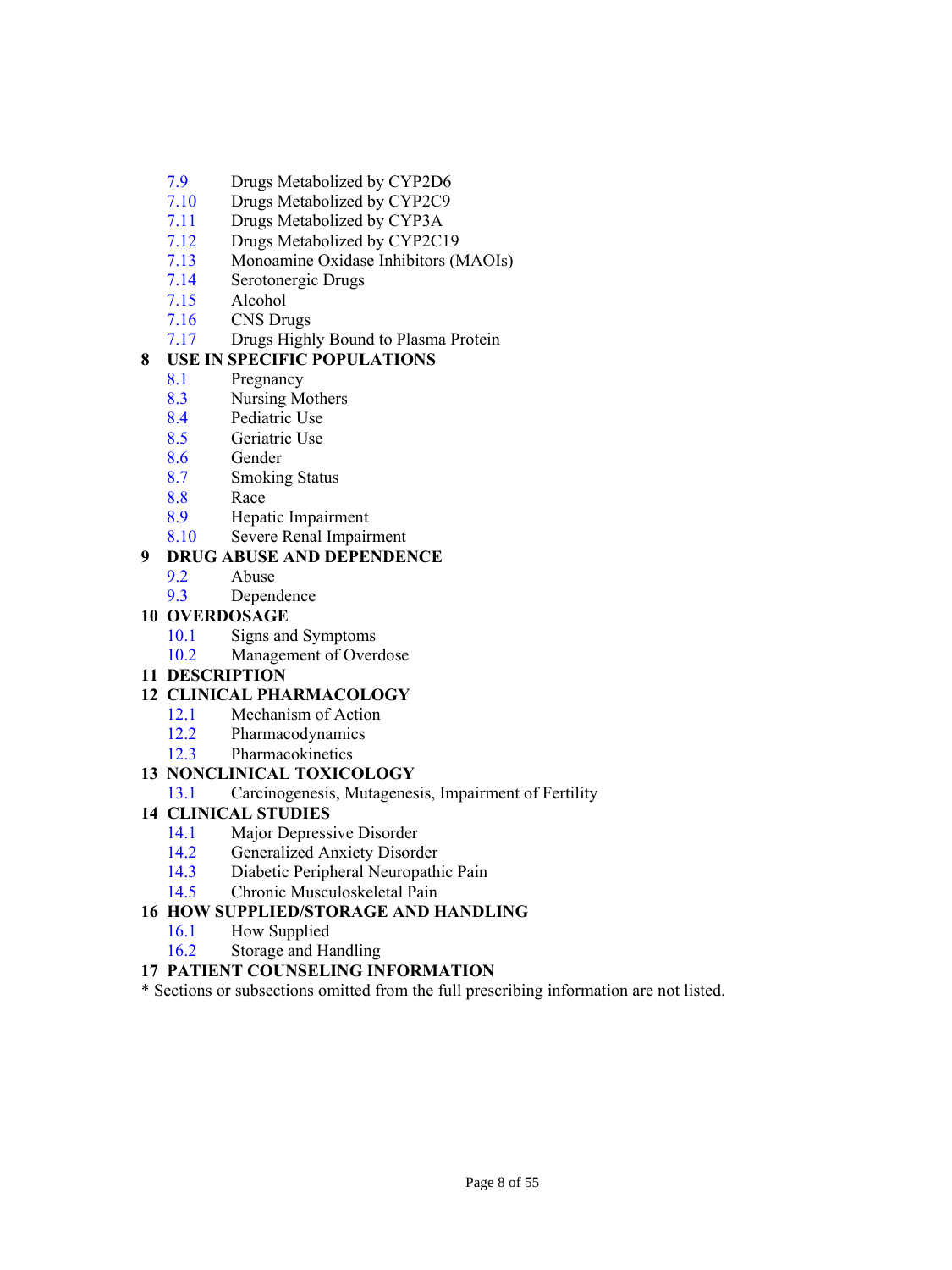- 7.9 Drugs Metabolized by CYP2D6
- 7.10 Drugs Metabolized by CYP2C9
- 7.11 Drugs Metabolized by CYP3A
- 7.12 Drugs Metabolized by CYP2C19
- 7.13 Monoamine Oxidase Inhibitors (MAOIs)
- 7.14 Serotonergic Drugs
- 7.15 Alcohol
- 7.16 CNS Drugs
- 7.17 Drugs Highly Bound to Plasma Protein

**8 USE IN SPECIFIC POPULATIONS**

- 8.1 Pregnancy
- 8.3 Nursing Mothers
- 8.4 Pediatric Use
- 8.5 Geriatric Use
- 8.6 Gender
- 8.7 Smoking Status
- 8.8 Race
- 8.9 Hepatic Impairment
- 8.10 Severe Renal Impairment

**9 DRUG ABUSE AND DEPENDENCE**

- 9.2 Abuse
- 9.3 Dependence

**10 OVERDOSAGE**

- 10.1 Signs and Symptoms
- 10.2 Management of Overdose

**11 DESCRIPTION**

**12 CLINICAL PHARMACOLOGY**

- 12.1 Mechanism of Action
- 12.2 Pharmacodynamics
- 12.3 Pharmacokinetics

**13 NONCLINICAL TOXICOLOGY**

- 13.1 Carcinogenesis, Mutagenesis, Impairment of Fertility

**14 CLINICAL STUDIES**

- 14.1 Major Depressive Disorder
- 14.2 Generalized Anxiety Disorder
- 14.3 Diabetic Peripheral Neuropathic Pain
- 14.5 Chronic Musculoskeletal Pain

**16 HOW SUPPLIED/STORAGE AND HANDLING**

- 16.1 How Supplied
- 16.2 Storage and Handling

**17 PATIENT COUNSELING INFORMATION**

* Sections or subsections omitted from the full prescribing information are not listed.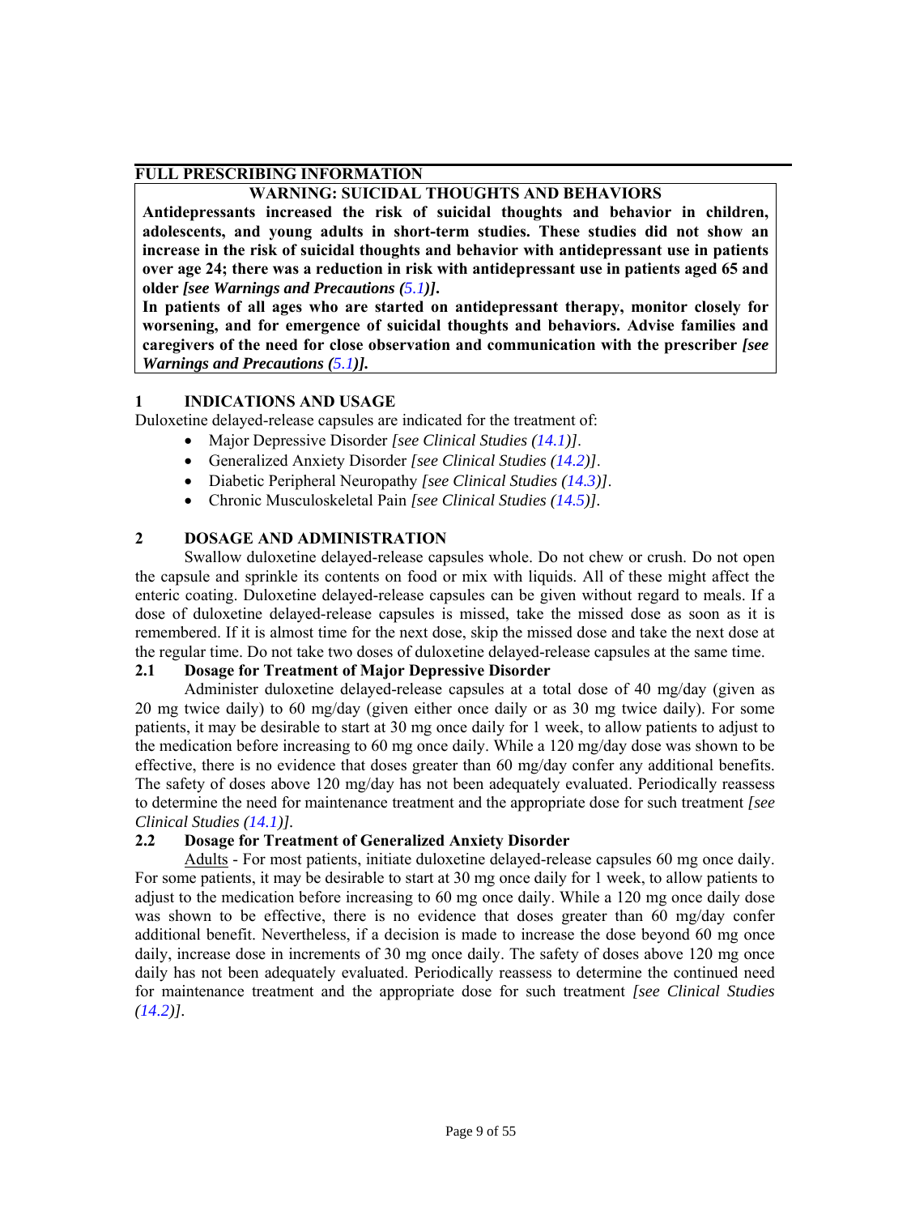## FULL PRESCRIBING INFORMATION

**WARNING: SUICIDAL THOUGHTS AND BEHAVIORS**

**Antidepressants increased the risk of suicidal thoughts and behavior in children, adolescents, and young adults in short-term studies. These studies did not show an increase in the risk of suicidal thoughts and behavior with antidepressant use in patients over age 24; there was a reduction in risk with antidepressant use in patients aged 65 and older *[see Warnings and Precautions (5.1)]*.**

**In patients of all ages who are started on antidepressant therapy, monitor closely for worsening, and for emergence of suicidal thoughts and behaviors. Advise families and caregivers of the need for close observation and communication with the prescriber *[see Warnings and Precautions (5.1)]*.**

### 1 INDICATIONS AND USAGE

Duloxetine delayed-release capsules are indicated for the treatment of:

- Major Depressive Disorder *[see Clinical Studies (14.1)]*.
- Generalized Anxiety Disorder *[see Clinical Studies (14.2)]*.
- Diabetic Peripheral Neuropathy *[see Clinical Studies (14.3)]*.
- Chronic Musculoskeletal Pain *[see Clinical Studies (14.5)]*.

### 2 DOSAGE AND ADMINISTRATION

Swallow duloxetine delayed-release capsules whole. Do not chew or crush. Do not open the capsule and sprinkle its contents on food or mix with liquids. All of these might affect the enteric coating. Duloxetine delayed-release capsules can be given without regard to meals. If a dose of duloxetine delayed-release capsules is missed, take the missed dose as soon as it is remembered. If it is almost time for the next dose, skip the missed dose and take the next dose at the regular time. Do not take two doses of duloxetine delayed-release capsules at the same time.

#### 2.1 Dosage for Treatment of Major Depressive Disorder

Administer duloxetine delayed-release capsules at a total dose of 40 mg/day (given as 20 mg twice daily) to 60 mg/day (given either once daily or as 30 mg twice daily). For some patients, it may be desirable to start at 30 mg once daily for 1 week, to allow patients to adjust to the medication before increasing to 60 mg once daily. While a 120 mg/day dose was shown to be effective, there is no evidence that doses greater than 60 mg/day confer any additional benefits. The safety of doses above 120 mg/day has not been adequately evaluated. Periodically reassess to determine the need for maintenance treatment and the appropriate dose for such treatment *[see Clinical Studies (14.1)]*.

#### 2.2 Dosage for Treatment of Generalized Anxiety Disorder

Adults - For most patients, initiate duloxetine delayed-release capsules 60 mg once daily. For some patients, it may be desirable to start at 30 mg once daily for 1 week, to allow patients to adjust to the medication before increasing to 60 mg once daily. While a 120 mg once daily dose was shown to be effective, there is no evidence that doses greater than 60 mg/day confer additional benefit. Nevertheless, if a decision is made to increase the dose beyond 60 mg once daily, increase dose in increments of 30 mg once daily. The safety of doses above 120 mg once daily has not been adequately evaluated. Periodically reassess to determine the continued need for maintenance treatment and the appropriate dose for such treatment *[see Clinical Studies (14.2)]*.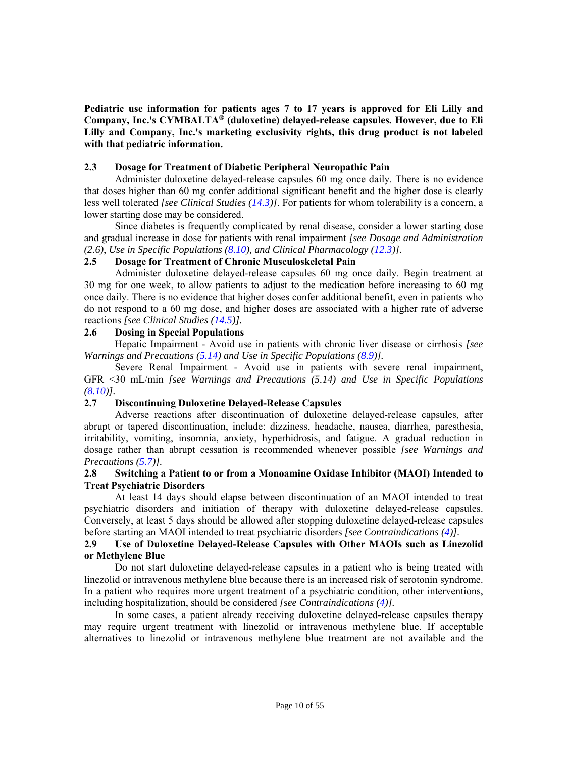**Pediatric use information for patients ages 7 to 17 years is approved for Eli Lilly and Company, Inc.'s CYMBALTA® (duloxetine) delayed-release capsules. However, due to Eli Lilly and Company, Inc.'s marketing exclusivity rights, this drug product is not labeled with that pediatric information.**

### 2.3 Dosage for Treatment of Diabetic Peripheral Neuropathic Pain

Administer duloxetine delayed-release capsules 60 mg once daily. There is no evidence that doses higher than 60 mg confer additional significant benefit and the higher dose is clearly less well tolerated *[see Clinical Studies (14.3)]*. For patients for whom tolerability is a concern, a lower starting dose may be considered.

Since diabetes is frequently complicated by renal disease, consider a lower starting dose and gradual increase in dose for patients with renal impairment *[see Dosage and Administration (2.6), Use in Specific Populations (8.10), and Clinical Pharmacology (12.3)]*.

### 2.5 Dosage for Treatment of Chronic Musculoskeletal Pain

Administer duloxetine delayed-release capsules 60 mg once daily. Begin treatment at 30 mg for one week, to allow patients to adjust to the medication before increasing to 60 mg once daily. There is no evidence that higher doses confer additional benefit, even in patients who do not respond to a 60 mg dose, and higher doses are associated with a higher rate of adverse reactions *[see Clinical Studies (14.5)]*.

### 2.6 Dosing in Special Populations

Hepatic Impairment - Avoid use in patients with chronic liver disease or cirrhosis *[see Warnings and Precautions (5.14) and Use in Specific Populations (8.9)]*.

Severe Renal Impairment - Avoid use in patients with severe renal impairment, GFR <30 mL/min *[see Warnings and Precautions (5.14) and Use in Specific Populations (8.10)]*.

### 2.7 Discontinuing Duloxetine Delayed-Release Capsules

Adverse reactions after discontinuation of duloxetine delayed-release capsules, after abrupt or tapered discontinuation, include: dizziness, headache, nausea, diarrhea, paresthesia, irritability, vomiting, insomnia, anxiety, hyperhidrosis, and fatigue. A gradual reduction in dosage rather than abrupt cessation is recommended whenever possible *[see Warnings and Precautions (5.7)]*.

### 2.8 Switching a Patient to or from a Monoamine Oxidase Inhibitor (MAOI) Intended to Treat Psychiatric Disorders

At least 14 days should elapse between discontinuation of an MAOI intended to treat psychiatric disorders and initiation of therapy with duloxetine delayed-release capsules. Conversely, at least 5 days should be allowed after stopping duloxetine delayed-release capsules before starting an MAOI intended to treat psychiatric disorders *[see Contraindications (4)]*.

### 2.9 Use of Duloxetine Delayed-Release Capsules with Other MAOIs such as Linezolid or Methylene Blue

Do not start duloxetine delayed-release capsules in a patient who is being treated with linezolid or intravenous methylene blue because there is an increased risk of serotonin syndrome. In a patient who requires more urgent treatment of a psychiatric condition, other interventions, including hospitalization, should be considered *[see Contraindications (4)]*.

In some cases, a patient already receiving duloxetine delayed-release capsules therapy may require urgent treatment with linezolid or intravenous methylene blue. If acceptable alternatives to linezolid or intravenous methylene blue treatment are not available and the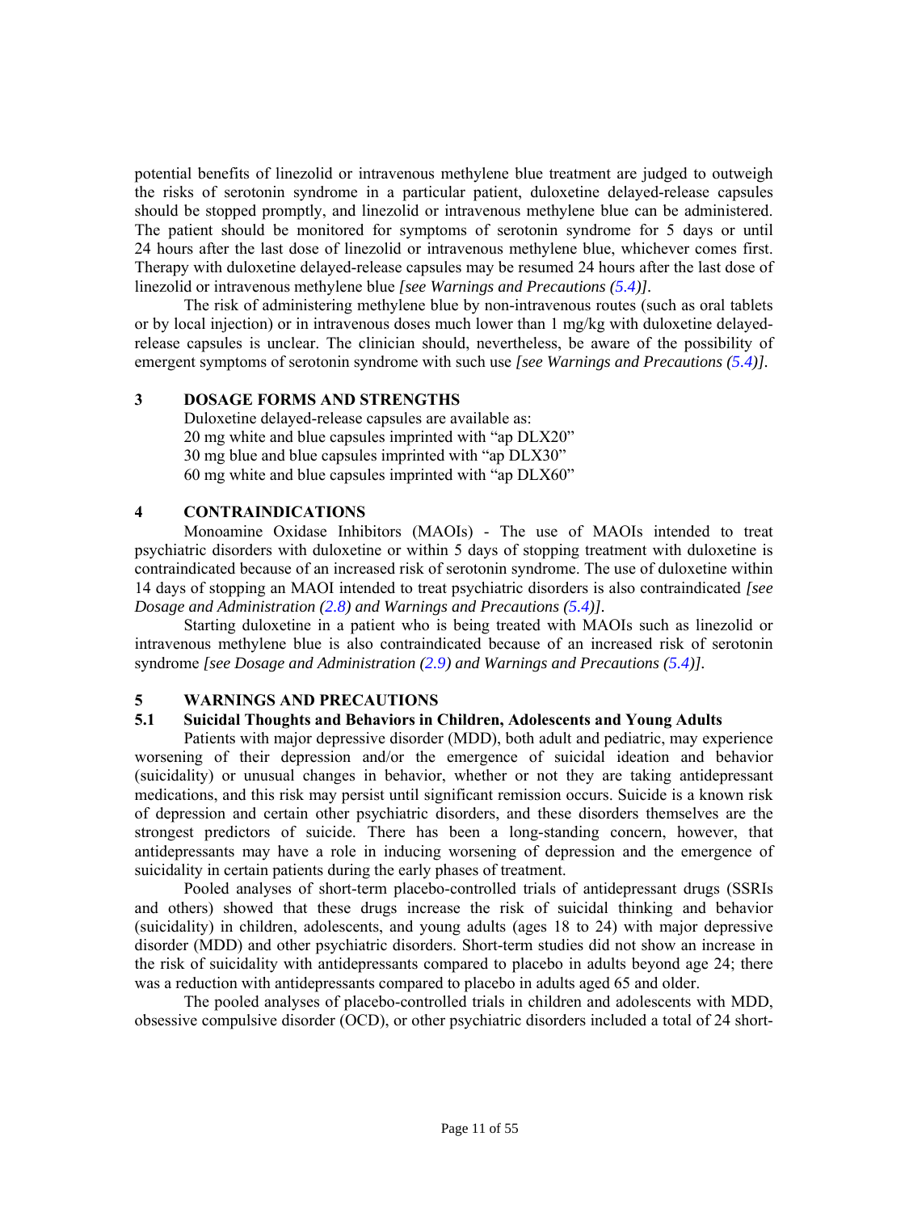potential benefits of linezolid or intravenous methylene blue treatment are judged to outweigh the risks of serotonin syndrome in a particular patient, duloxetine delayed-release capsules should be stopped promptly, and linezolid or intravenous methylene blue can be administered. The patient should be monitored for symptoms of serotonin syndrome for 5 days or until 24 hours after the last dose of linezolid or intravenous methylene blue, whichever comes first. Therapy with duloxetine delayed-release capsules may be resumed 24 hours after the last dose of linezolid or intravenous methylene blue *[see Warnings and Precautions (5.4)]*.

The risk of administering methylene blue by non-intravenous routes (such as oral tablets or by local injection) or in intravenous doses much lower than 1 mg/kg with duloxetine delayed-release capsules is unclear. The clinician should, nevertheless, be aware of the possibility of emergent symptoms of serotonin syndrome with such use *[see Warnings and Precautions (5.4)]*.

## 3 DOSAGE FORMS AND STRENGTHS

Duloxetine delayed-release capsules are available as:
20 mg white and blue capsules imprinted with "ap DLX20"
30 mg blue and blue capsules imprinted with "ap DLX30"
60 mg white and blue capsules imprinted with "ap DLX60"

## 4 CONTRAINDICATIONS

Monoamine Oxidase Inhibitors (MAOIs) - The use of MAOIs intended to treat psychiatric disorders with duloxetine or within 5 days of stopping treatment with duloxetine is contraindicated because of an increased risk of serotonin syndrome. The use of duloxetine within 14 days of stopping an MAOI intended to treat psychiatric disorders is also contraindicated *[see Dosage and Administration (2.8) and Warnings and Precautions (5.4)]*.

Starting duloxetine in a patient who is being treated with MAOIs such as linezolid or intravenous methylene blue is also contraindicated because of an increased risk of serotonin syndrome *[see Dosage and Administration (2.9) and Warnings and Precautions (5.4)]*.

## 5 WARNINGS AND PRECAUTIONS

### 5.1 Suicidal Thoughts and Behaviors in Children, Adolescents and Young Adults

Patients with major depressive disorder (MDD), both adult and pediatric, may experience worsening of their depression and/or the emergence of suicidal ideation and behavior (suicidality) or unusual changes in behavior, whether or not they are taking antidepressant medications, and this risk may persist until significant remission occurs. Suicide is a known risk of depression and certain other psychiatric disorders, and these disorders themselves are the strongest predictors of suicide. There has been a long-standing concern, however, that antidepressants may have a role in inducing worsening of depression and the emergence of suicidality in certain patients during the early phases of treatment.

Pooled analyses of short-term placebo-controlled trials of antidepressant drugs (SSRIs and others) showed that these drugs increase the risk of suicidal thinking and behavior (suicidality) in children, adolescents, and young adults (ages 18 to 24) with major depressive disorder (MDD) and other psychiatric disorders. Short-term studies did not show an increase in the risk of suicidality with antidepressants compared to placebo in adults beyond age 24; there was a reduction with antidepressants compared to placebo in adults aged 65 and older.

The pooled analyses of placebo-controlled trials in children and adolescents with MDD, obsessive compulsive disorder (OCD), or other psychiatric disorders included a total of 24 short-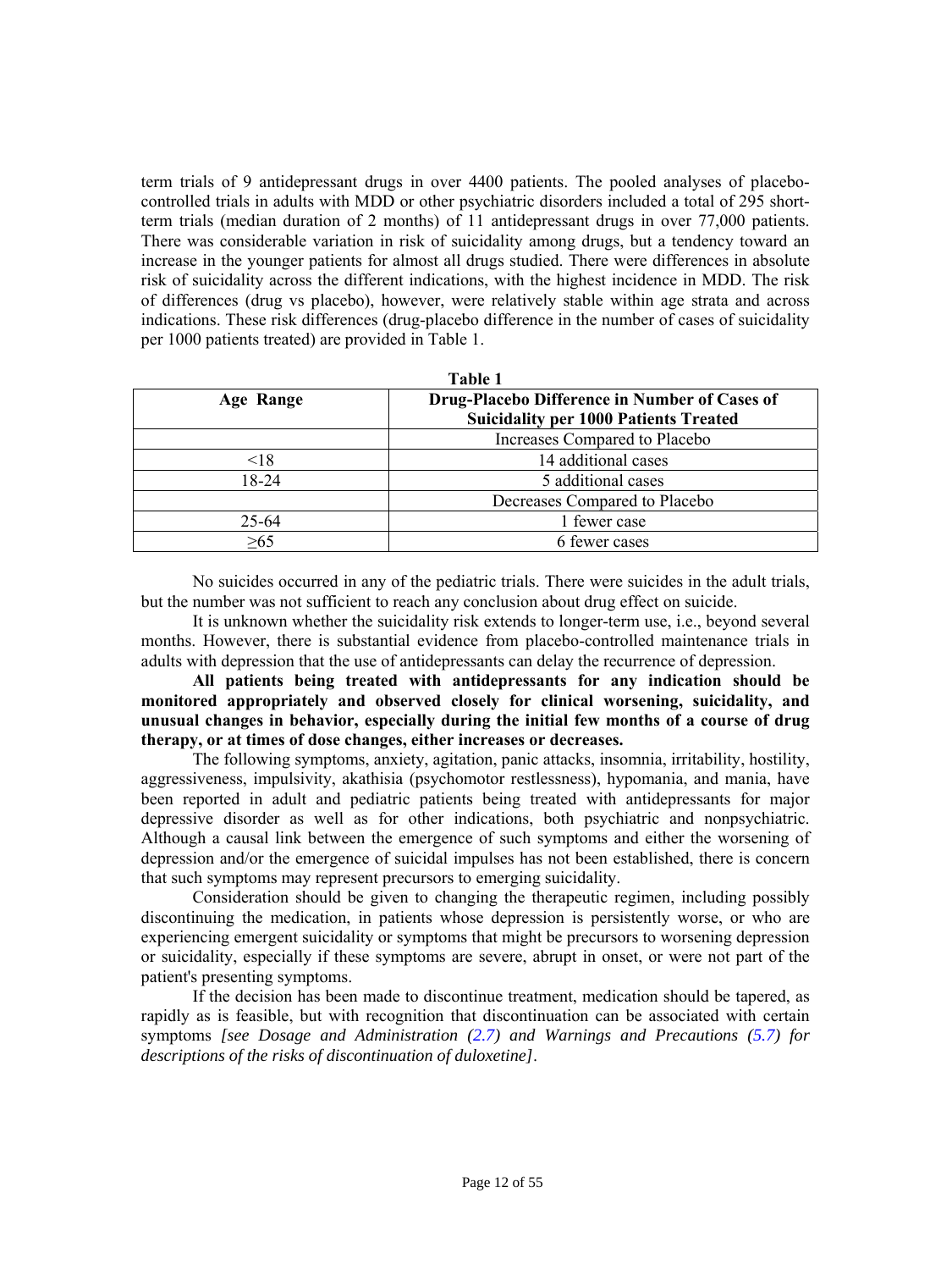term trials of 9 antidepressant drugs in over 4400 patients. The pooled analyses of placebo-controlled trials in adults with MDD or other psychiatric disorders included a total of 295 short-term trials (median duration of 2 months) of 11 antidepressant drugs in over 77,000 patients. There was considerable variation in risk of suicidality among drugs, but a tendency toward an increase in the younger patients for almost all drugs studied. There were differences in absolute risk of suicidality across the different indications, with the highest incidence in MDD. The risk of differences (drug vs placebo), however, were relatively stable within age strata and across indications. These risk differences (drug-placebo difference in the number of cases of suicidality per 1000 patients treated) are provided in Table 1.

**Table 1**

| Age Range | Drug-Placebo Difference in Number of Cases of Suicidality per 1000 Patients Treated |
|---|---|
| | Increases Compared to Placebo |
| <18 | 14 additional cases |
| 18-24 | 5 additional cases |
| | Decreases Compared to Placebo |
| 25-64 | 1 fewer case |
| ≥65 | 6 fewer cases |

No suicides occurred in any of the pediatric trials. There were suicides in the adult trials, but the number was not sufficient to reach any conclusion about drug effect on suicide.

It is unknown whether the suicidality risk extends to longer-term use, i.e., beyond several months. However, there is substantial evidence from placebo-controlled maintenance trials in adults with depression that the use of antidepressants can delay the recurrence of depression.

**All patients being treated with antidepressants for any indication should be monitored appropriately and observed closely for clinical worsening, suicidality, and unusual changes in behavior, especially during the initial few months of a course of drug therapy, or at times of dose changes, either increases or decreases.**

The following symptoms, anxiety, agitation, panic attacks, insomnia, irritability, hostility, aggressiveness, impulsivity, akathisia (psychomotor restlessness), hypomania, and mania, have been reported in adult and pediatric patients being treated with antidepressants for major depressive disorder as well as for other indications, both psychiatric and nonpsychiatric. Although a causal link between the emergence of such symptoms and either the worsening of depression and/or the emergence of suicidal impulses has not been established, there is concern that such symptoms may represent precursors to emerging suicidality.

Consideration should be given to changing the therapeutic regimen, including possibly discontinuing the medication, in patients whose depression is persistently worse, or who are experiencing emergent suicidality or symptoms that might be precursors to worsening depression or suicidality, especially if these symptoms are severe, abrupt in onset, or were not part of the patient's presenting symptoms.

If the decision has been made to discontinue treatment, medication should be tapered, as rapidly as is feasible, but with recognition that discontinuation can be associated with certain symptoms *[see Dosage and Administration (2.7) and Warnings and Precautions (5.7) for descriptions of the risks of discontinuation of duloxetine]*.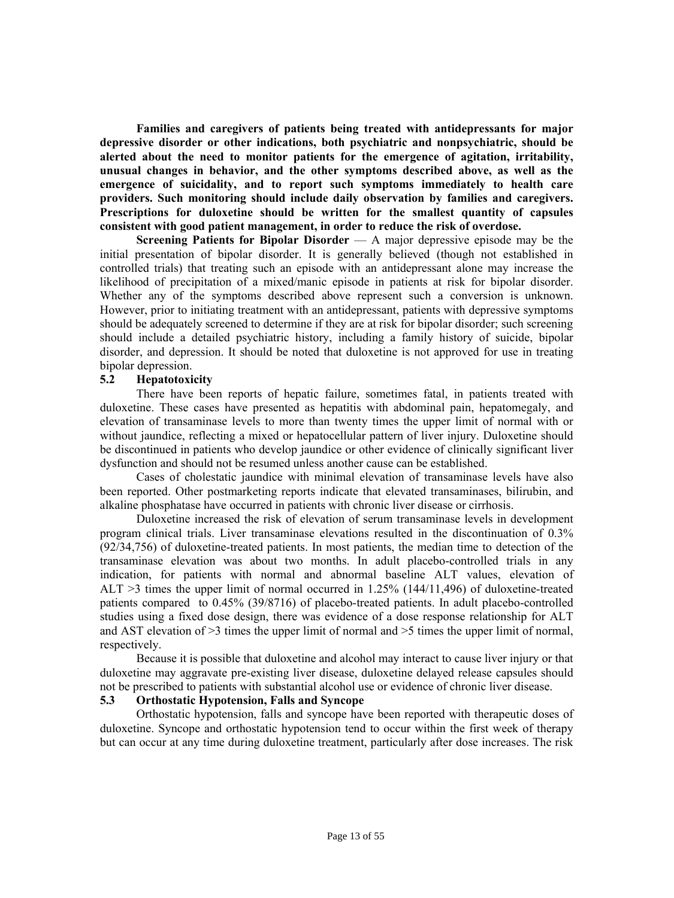**Families and caregivers of patients being treated with antidepressants for major depressive disorder or other indications, both psychiatric and nonpsychiatric, should be alerted about the need to monitor patients for the emergence of agitation, irritability, unusual changes in behavior, and the other symptoms described above, as well as the emergence of suicidality, and to report such symptoms immediately to health care providers. Such monitoring should include daily observation by families and caregivers. Prescriptions for duloxetine should be written for the smallest quantity of capsules consistent with good patient management, in order to reduce the risk of overdose.**

**Screening Patients for Bipolar Disorder** — A major depressive episode may be the initial presentation of bipolar disorder. It is generally believed (though not established in controlled trials) that treating such an episode with an antidepressant alone may increase the likelihood of precipitation of a mixed/manic episode in patients at risk for bipolar disorder. Whether any of the symptoms described above represent such a conversion is unknown. However, prior to initiating treatment with an antidepressant, patients with depressive symptoms should be adequately screened to determine if they are at risk for bipolar disorder; such screening should include a detailed psychiatric history, including a family history of suicide, bipolar disorder, and depression. It should be noted that duloxetine is not approved for use in treating bipolar depression.

### 5.2 Hepatotoxicity

There have been reports of hepatic failure, sometimes fatal, in patients treated with duloxetine. These cases have presented as hepatitis with abdominal pain, hepatomegaly, and elevation of transaminase levels to more than twenty times the upper limit of normal with or without jaundice, reflecting a mixed or hepatocellular pattern of liver injury. Duloxetine should be discontinued in patients who develop jaundice or other evidence of clinically significant liver dysfunction and should not be resumed unless another cause can be established.

Cases of cholestatic jaundice with minimal elevation of transaminase levels have also been reported. Other postmarketing reports indicate that elevated transaminases, bilirubin, and alkaline phosphatase have occurred in patients with chronic liver disease or cirrhosis.

Duloxetine increased the risk of elevation of serum transaminase levels in development program clinical trials. Liver transaminase elevations resulted in the discontinuation of 0.3% (92/34,756) of duloxetine-treated patients. In most patients, the median time to detection of the transaminase elevation was about two months. In adult placebo-controlled trials in any indication, for patients with normal and abnormal baseline ALT values, elevation of ALT >3 times the upper limit of normal occurred in 1.25% (144/11,496) of duloxetine-treated patients compared to 0.45% (39/8716) of placebo-treated patients. In adult placebo-controlled studies using a fixed dose design, there was evidence of a dose response relationship for ALT and AST elevation of >3 times the upper limit of normal and >5 times the upper limit of normal, respectively.

Because it is possible that duloxetine and alcohol may interact to cause liver injury or that duloxetine may aggravate pre-existing liver disease, duloxetine delayed release capsules should not be prescribed to patients with substantial alcohol use or evidence of chronic liver disease.

### 5.3 Orthostatic Hypotension, Falls and Syncope

Orthostatic hypotension, falls and syncope have been reported with therapeutic doses of duloxetine. Syncope and orthostatic hypotension tend to occur within the first week of therapy but can occur at any time during duloxetine treatment, particularly after dose increases. The risk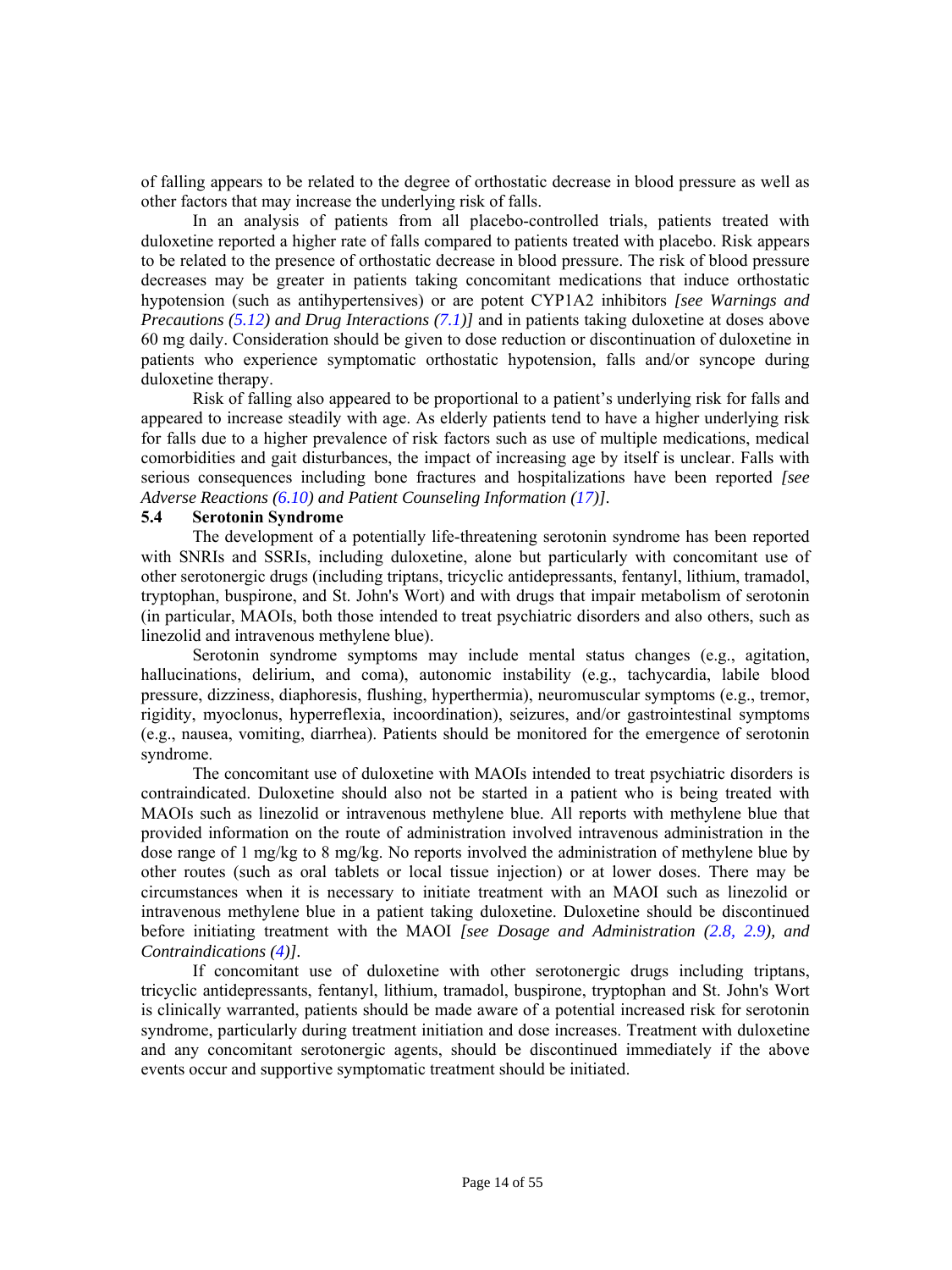of falling appears to be related to the degree of orthostatic decrease in blood pressure as well as other factors that may increase the underlying risk of falls.

In an analysis of patients from all placebo-controlled trials, patients treated with duloxetine reported a higher rate of falls compared to patients treated with placebo. Risk appears to be related to the presence of orthostatic decrease in blood pressure. The risk of blood pressure decreases may be greater in patients taking concomitant medications that induce orthostatic hypotension (such as antihypertensives) or are potent CYP1A2 inhibitors *[see Warnings and Precautions (5.12) and Drug Interactions (7.1)]* and in patients taking duloxetine at doses above 60 mg daily. Consideration should be given to dose reduction or discontinuation of duloxetine in patients who experience symptomatic orthostatic hypotension, falls and/or syncope during duloxetine therapy.

Risk of falling also appeared to be proportional to a patient's underlying risk for falls and appeared to increase steadily with age. As elderly patients tend to have a higher underlying risk for falls due to a higher prevalence of risk factors such as use of multiple medications, medical comorbidities and gait disturbances, the impact of increasing age by itself is unclear. Falls with serious consequences including bone fractures and hospitalizations have been reported *[see Adverse Reactions (6.10) and Patient Counseling Information (17)]*.

### 5.4 Serotonin Syndrome

The development of a potentially life-threatening serotonin syndrome has been reported with SNRIs and SSRIs, including duloxetine, alone but particularly with concomitant use of other serotonergic drugs (including triptans, tricyclic antidepressants, fentanyl, lithium, tramadol, tryptophan, buspirone, and St. John's Wort) and with drugs that impair metabolism of serotonin (in particular, MAOIs, both those intended to treat psychiatric disorders and also others, such as linezolid and intravenous methylene blue).

Serotonin syndrome symptoms may include mental status changes (e.g., agitation, hallucinations, delirium, and coma), autonomic instability (e.g., tachycardia, labile blood pressure, dizziness, diaphoresis, flushing, hyperthermia), neuromuscular symptoms (e.g., tremor, rigidity, myoclonus, hyperreflexia, incoordination), seizures, and/or gastrointestinal symptoms (e.g., nausea, vomiting, diarrhea). Patients should be monitored for the emergence of serotonin syndrome.

The concomitant use of duloxetine with MAOIs intended to treat psychiatric disorders is contraindicated. Duloxetine should also not be started in a patient who is being treated with MAOIs such as linezolid or intravenous methylene blue. All reports with methylene blue that provided information on the route of administration involved intravenous administration in the dose range of 1 mg/kg to 8 mg/kg. No reports involved the administration of methylene blue by other routes (such as oral tablets or local tissue injection) or at lower doses. There may be circumstances when it is necessary to initiate treatment with an MAOI such as linezolid or intravenous methylene blue in a patient taking duloxetine. Duloxetine should be discontinued before initiating treatment with the MAOI *[see Dosage and Administration (2.8, 2.9), and Contraindications (4)]*.

If concomitant use of duloxetine with other serotonergic drugs including triptans, tricyclic antidepressants, fentanyl, lithium, tramadol, buspirone, tryptophan and St. John's Wort is clinically warranted, patients should be made aware of a potential increased risk for serotonin syndrome, particularly during treatment initiation and dose increases. Treatment with duloxetine and any concomitant serotonergic agents, should be discontinued immediately if the above events occur and supportive symptomatic treatment should be initiated.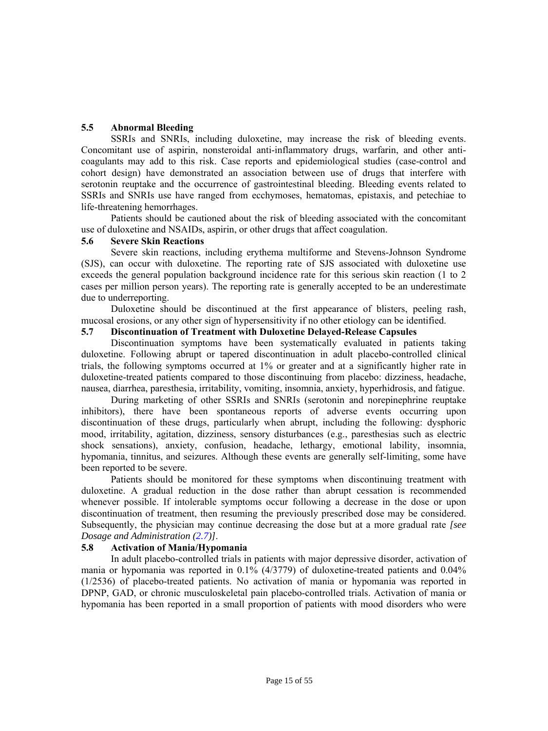### 5.5 Abnormal Bleeding

SSRIs and SNRIs, including duloxetine, may increase the risk of bleeding events. Concomitant use of aspirin, nonsteroidal anti-inflammatory drugs, warfarin, and other anti-coagulants may add to this risk. Case reports and epidemiological studies (case-control and cohort design) have demonstrated an association between use of drugs that interfere with serotonin reuptake and the occurrence of gastrointestinal bleeding. Bleeding events related to SSRIs and SNRIs use have ranged from ecchymoses, hematomas, epistaxis, and petechiae to life-threatening hemorrhages.

Patients should be cautioned about the risk of bleeding associated with the concomitant use of duloxetine and NSAIDs, aspirin, or other drugs that affect coagulation.

### 5.6 Severe Skin Reactions

Severe skin reactions, including erythema multiforme and Stevens-Johnson Syndrome (SJS), can occur with duloxetine. The reporting rate of SJS associated with duloxetine use exceeds the general population background incidence rate for this serious skin reaction (1 to 2 cases per million person years). The reporting rate is generally accepted to be an underestimate due to underreporting.

Duloxetine should be discontinued at the first appearance of blisters, peeling rash, mucosal erosions, or any other sign of hypersensitivity if no other etiology can be identified.

### 5.7 Discontinuation of Treatment with Duloxetine Delayed-Release Capsules

Discontinuation symptoms have been systematically evaluated in patients taking duloxetine. Following abrupt or tapered discontinuation in adult placebo-controlled clinical trials, the following symptoms occurred at 1% or greater and at a significantly higher rate in duloxetine-treated patients compared to those discontinuing from placebo: dizziness, headache, nausea, diarrhea, paresthesia, irritability, vomiting, insomnia, anxiety, hyperhidrosis, and fatigue.

During marketing of other SSRIs and SNRIs (serotonin and norepinephrine reuptake inhibitors), there have been spontaneous reports of adverse events occurring upon discontinuation of these drugs, particularly when abrupt, including the following: dysphoric mood, irritability, agitation, dizziness, sensory disturbances (e.g., paresthesias such as electric shock sensations), anxiety, confusion, headache, lethargy, emotional lability, insomnia, hypomania, tinnitus, and seizures. Although these events are generally self-limiting, some have been reported to be severe.

Patients should be monitored for these symptoms when discontinuing treatment with duloxetine. A gradual reduction in the dose rather than abrupt cessation is recommended whenever possible. If intolerable symptoms occur following a decrease in the dose or upon discontinuation of treatment, then resuming the previously prescribed dose may be considered. Subsequently, the physician may continue decreasing the dose but at a more gradual rate *[see Dosage and Administration (2.7)]*.

### 5.8 Activation of Mania/Hypomania

In adult placebo-controlled trials in patients with major depressive disorder, activation of mania or hypomania was reported in 0.1% (4/3779) of duloxetine-treated patients and 0.04% (1/2536) of placebo-treated patients. No activation of mania or hypomania was reported in DPNP, GAD, or chronic musculoskeletal pain placebo-controlled trials. Activation of mania or hypomania has been reported in a small proportion of patients with mood disorders who were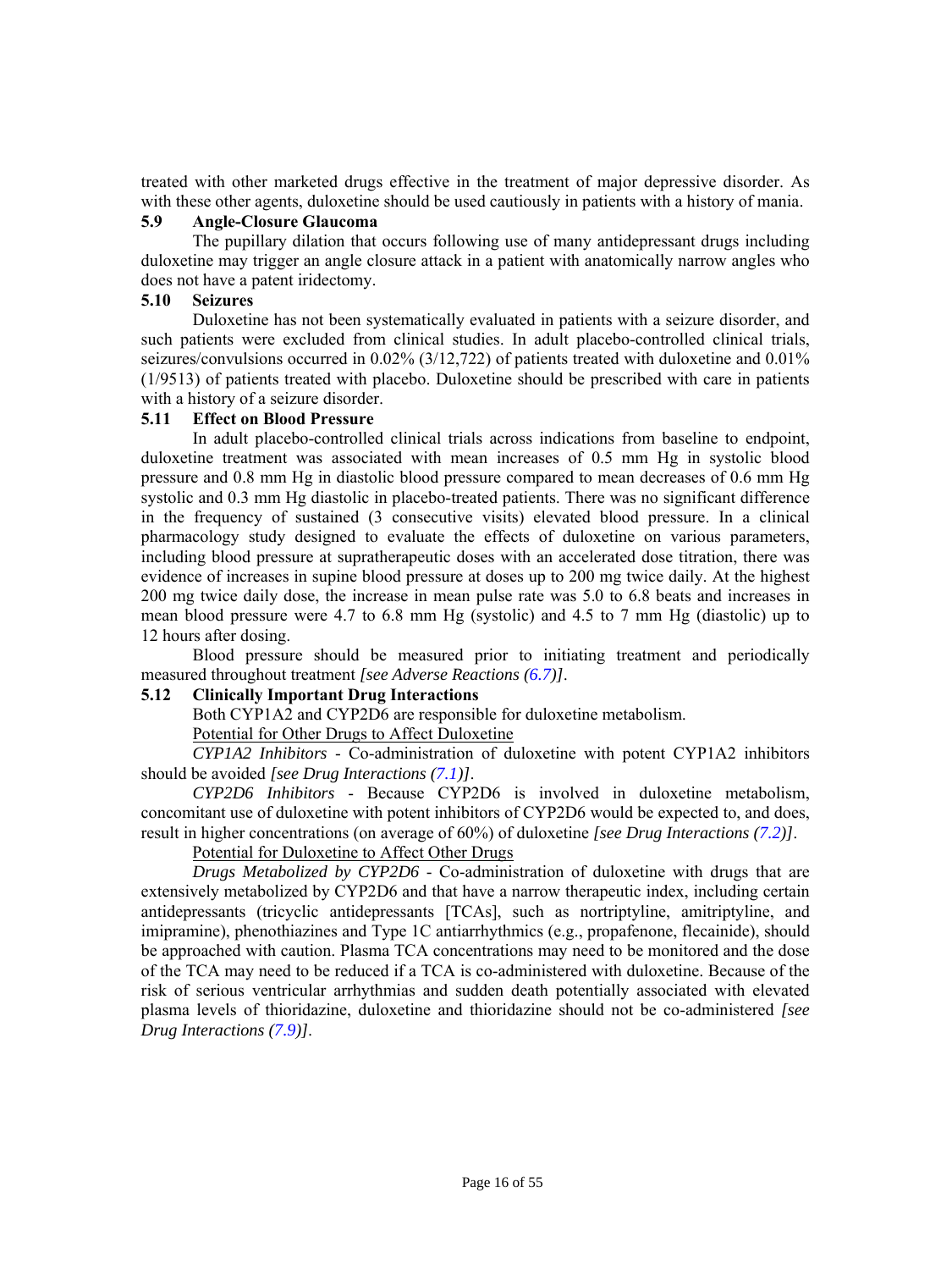treated with other marketed drugs effective in the treatment of major depressive disorder. As with these other agents, duloxetine should be used cautiously in patients with a history of mania.

### 5.9 Angle-Closure Glaucoma

The pupillary dilation that occurs following use of many antidepressant drugs including duloxetine may trigger an angle closure attack in a patient with anatomically narrow angles who does not have a patent iridectomy.

### 5.10 Seizures

Duloxetine has not been systematically evaluated in patients with a seizure disorder, and such patients were excluded from clinical studies. In adult placebo-controlled clinical trials, seizures/convulsions occurred in 0.02% (3/12,722) of patients treated with duloxetine and 0.01% (1/9513) of patients treated with placebo. Duloxetine should be prescribed with care in patients with a history of a seizure disorder.

### 5.11 Effect on Blood Pressure

In adult placebo-controlled clinical trials across indications from baseline to endpoint, duloxetine treatment was associated with mean increases of 0.5 mm Hg in systolic blood pressure and 0.8 mm Hg in diastolic blood pressure compared to mean decreases of 0.6 mm Hg systolic and 0.3 mm Hg diastolic in placebo-treated patients. There was no significant difference in the frequency of sustained (3 consecutive visits) elevated blood pressure. In a clinical pharmacology study designed to evaluate the effects of duloxetine on various parameters, including blood pressure at supratherapeutic doses with an accelerated dose titration, there was evidence of increases in supine blood pressure at doses up to 200 mg twice daily. At the highest 200 mg twice daily dose, the increase in mean pulse rate was 5.0 to 6.8 beats and increases in mean blood pressure were 4.7 to 6.8 mm Hg (systolic) and 4.5 to 7 mm Hg (diastolic) up to 12 hours after dosing.

Blood pressure should be measured prior to initiating treatment and periodically measured throughout treatment *[see Adverse Reactions (6.7)]*.

### 5.12 Clinically Important Drug Interactions

Both CYP1A2 and CYP2D6 are responsible for duloxetine metabolism.

<u>Potential for Other Drugs to Affect Duloxetine</u>

*CYP1A2 Inhibitors* - Co-administration of duloxetine with potent CYP1A2 inhibitors should be avoided *[see Drug Interactions (7.1)]*.

*CYP2D6 Inhibitors* - Because CYP2D6 is involved in duloxetine metabolism, concomitant use of duloxetine with potent inhibitors of CYP2D6 would be expected to, and does, result in higher concentrations (on average of 60%) of duloxetine *[see Drug Interactions (7.2)]*.

<u>Potential for Duloxetine to Affect Other Drugs</u>

*Drugs Metabolized by CYP2D6* - Co-administration of duloxetine with drugs that are extensively metabolized by CYP2D6 and that have a narrow therapeutic index, including certain antidepressants (tricyclic antidepressants [TCAs], such as nortriptyline, amitriptyline, and imipramine), phenothiazines and Type 1C antiarrhythmics (e.g., propafenone, flecainide), should be approached with caution. Plasma TCA concentrations may need to be monitored and the dose of the TCA may need to be reduced if a TCA is co-administered with duloxetine. Because of the risk of serious ventricular arrhythmias and sudden death potentially associated with elevated plasma levels of thioridazine, duloxetine and thioridazine should not be co-administered *[see Drug Interactions (7.9)]*.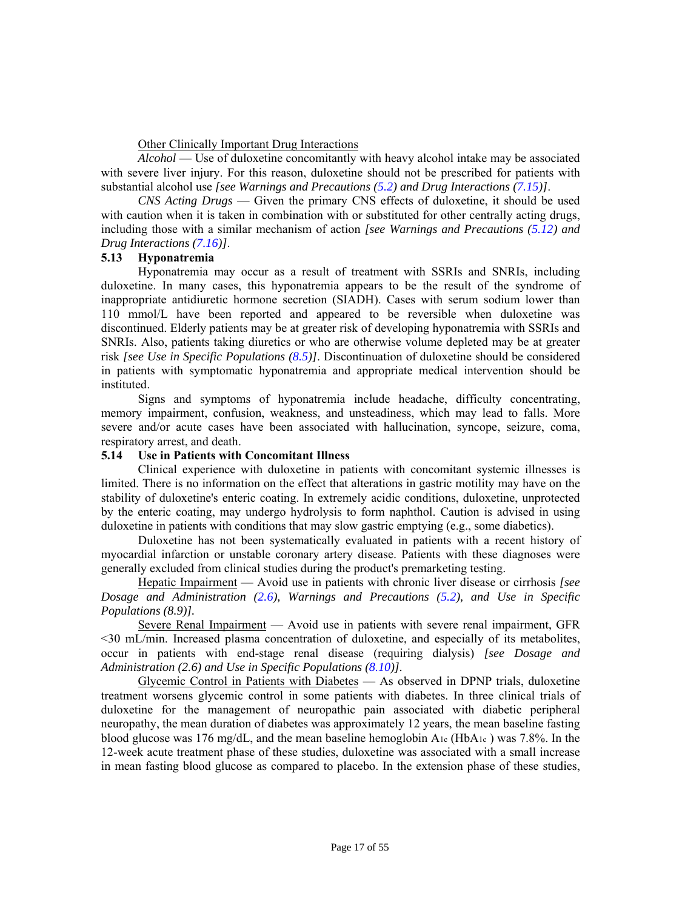Other Clinically Important Drug Interactions

*Alcohol* — Use of duloxetine concomitantly with heavy alcohol intake may be associated with severe liver injury. For this reason, duloxetine should not be prescribed for patients with substantial alcohol use *[see Warnings and Precautions (5.2) and Drug Interactions (7.15)]*.

*CNS Acting Drugs* — Given the primary CNS effects of duloxetine, it should be used with caution when it is taken in combination with or substituted for other centrally acting drugs, including those with a similar mechanism of action *[see Warnings and Precautions (5.12) and Drug Interactions (7.16)]*.

### 5.13 Hyponatremia

Hyponatremia may occur as a result of treatment with SSRIs and SNRIs, including duloxetine. In many cases, this hyponatremia appears to be the result of the syndrome of inappropriate antidiuretic hormone secretion (SIADH). Cases with serum sodium lower than 110 mmol/L have been reported and appeared to be reversible when duloxetine was discontinued. Elderly patients may be at greater risk of developing hyponatremia with SSRIs and SNRIs. Also, patients taking diuretics or who are otherwise volume depleted may be at greater risk *[see Use in Specific Populations (8.5)]*. Discontinuation of duloxetine should be considered in patients with symptomatic hyponatremia and appropriate medical intervention should be instituted.

Signs and symptoms of hyponatremia include headache, difficulty concentrating, memory impairment, confusion, weakness, and unsteadiness, which may lead to falls. More severe and/or acute cases have been associated with hallucination, syncope, seizure, coma, respiratory arrest, and death.

### 5.14 Use in Patients with Concomitant Illness

Clinical experience with duloxetine in patients with concomitant systemic illnesses is limited. There is no information on the effect that alterations in gastric motility may have on the stability of duloxetine's enteric coating. In extremely acidic conditions, duloxetine, unprotected by the enteric coating, may undergo hydrolysis to form naphthol. Caution is advised in using duloxetine in patients with conditions that may slow gastric emptying (e.g., some diabetics).

Duloxetine has not been systematically evaluated in patients with a recent history of myocardial infarction or unstable coronary artery disease. Patients with these diagnoses were generally excluded from clinical studies during the product's premarketing testing.

Hepatic Impairment — Avoid use in patients with chronic liver disease or cirrhosis *[see Dosage and Administration (2.6), Warnings and Precautions (5.2), and Use in Specific Populations (8.9)]*.

Severe Renal Impairment — Avoid use in patients with severe renal impairment, GFR <30 mL/min. Increased plasma concentration of duloxetine, and especially of its metabolites, occur in patients with end-stage renal disease (requiring dialysis) *[see Dosage and Administration (2.6) and Use in Specific Populations (8.10)]*.

Glycemic Control in Patients with Diabetes — As observed in DPNP trials, duloxetine treatment worsens glycemic control in some patients with diabetes. In three clinical trials of duloxetine for the management of neuropathic pain associated with diabetic peripheral neuropathy, the mean duration of diabetes was approximately 12 years, the mean baseline fasting blood glucose was 176 mg/dL, and the mean baseline hemoglobin $A_{1c}$ ($HbA_{1c}$) was 7.8%. In the 12-week acute treatment phase of these studies, duloxetine was associated with a small increase in mean fasting blood glucose as compared to placebo. In the extension phase of these studies,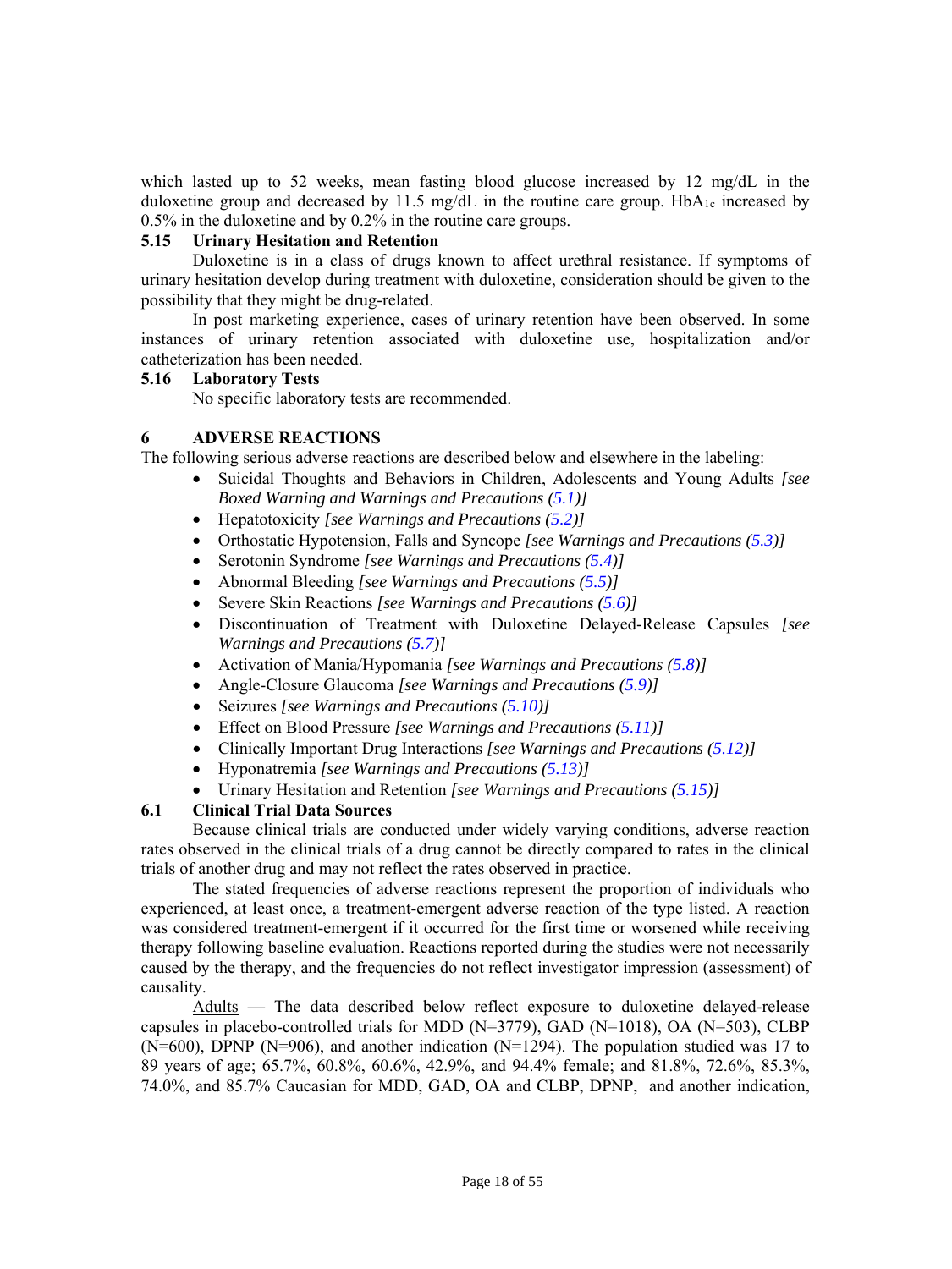which lasted up to 52 weeks, mean fasting blood glucose increased by 12 mg/dL in the duloxetine group and decreased by 11.5 mg/dL in the routine care group. $HbA_{1c}$ increased by 0.5% in the duloxetine and by 0.2% in the routine care groups.

### 5.15 Urinary Hesitation and Retention

Duloxetine is in a class of drugs known to affect urethral resistance. If symptoms of urinary hesitation develop during treatment with duloxetine, consideration should be given to the possibility that they might be drug-related.

In post marketing experience, cases of urinary retention have been observed. In some instances of urinary retention associated with duloxetine use, hospitalization and/or catheterization has been needed.

### 5.16 Laboratory Tests

No specific laboratory tests are recommended.

## 6 ADVERSE REACTIONS

The following serious adverse reactions are described below and elsewhere in the labeling:

- Suicidal Thoughts and Behaviors in Children, Adolescents and Young Adults *[see Boxed Warning and Warnings and Precautions (5.1)]*
- Hepatotoxicity *[see Warnings and Precautions (5.2)]*
- Orthostatic Hypotension, Falls and Syncope *[see Warnings and Precautions (5.3)]*
- Serotonin Syndrome *[see Warnings and Precautions (5.4)]*
- Abnormal Bleeding *[see Warnings and Precautions (5.5)]*
- Severe Skin Reactions *[see Warnings and Precautions (5.6)]*
- Discontinuation of Treatment with Duloxetine Delayed-Release Capsules *[see Warnings and Precautions (5.7)]*
- Activation of Mania/Hypomania *[see Warnings and Precautions (5.8)]*
- Angle-Closure Glaucoma *[see Warnings and Precautions (5.9)]*
- Seizures *[see Warnings and Precautions (5.10)]*
- Effect on Blood Pressure *[see Warnings and Precautions (5.11)]*
- Clinically Important Drug Interactions *[see Warnings and Precautions (5.12)]*
- Hyponatremia *[see Warnings and Precautions (5.13)]*
- Urinary Hesitation and Retention *[see Warnings and Precautions (5.15)]*

### 6.1 Clinical Trial Data Sources

Because clinical trials are conducted under widely varying conditions, adverse reaction rates observed in the clinical trials of a drug cannot be directly compared to rates in the clinical trials of another drug and may not reflect the rates observed in practice.

The stated frequencies of adverse reactions represent the proportion of individuals who experienced, at least once, a treatment-emergent adverse reaction of the type listed. A reaction was considered treatment-emergent if it occurred for the first time or worsened while receiving therapy following baseline evaluation. Reactions reported during the studies were not necessarily caused by the therapy, and the frequencies do not reflect investigator impression (assessment) of causality.

Adults — The data described below reflect exposure to duloxetine delayed-release capsules in placebo-controlled trials for MDD (N=3779), GAD (N=1018), OA (N=503), CLBP (N=600), DPNP (N=906), and another indication (N=1294). The population studied was 17 to 89 years of age; 65.7%, 60.8%, 60.6%, 42.9%, and 94.4% female; and 81.8%, 72.6%, 85.3%, 74.0%, and 85.7% Caucasian for MDD, GAD, OA and CLBP, DPNP, and another indication,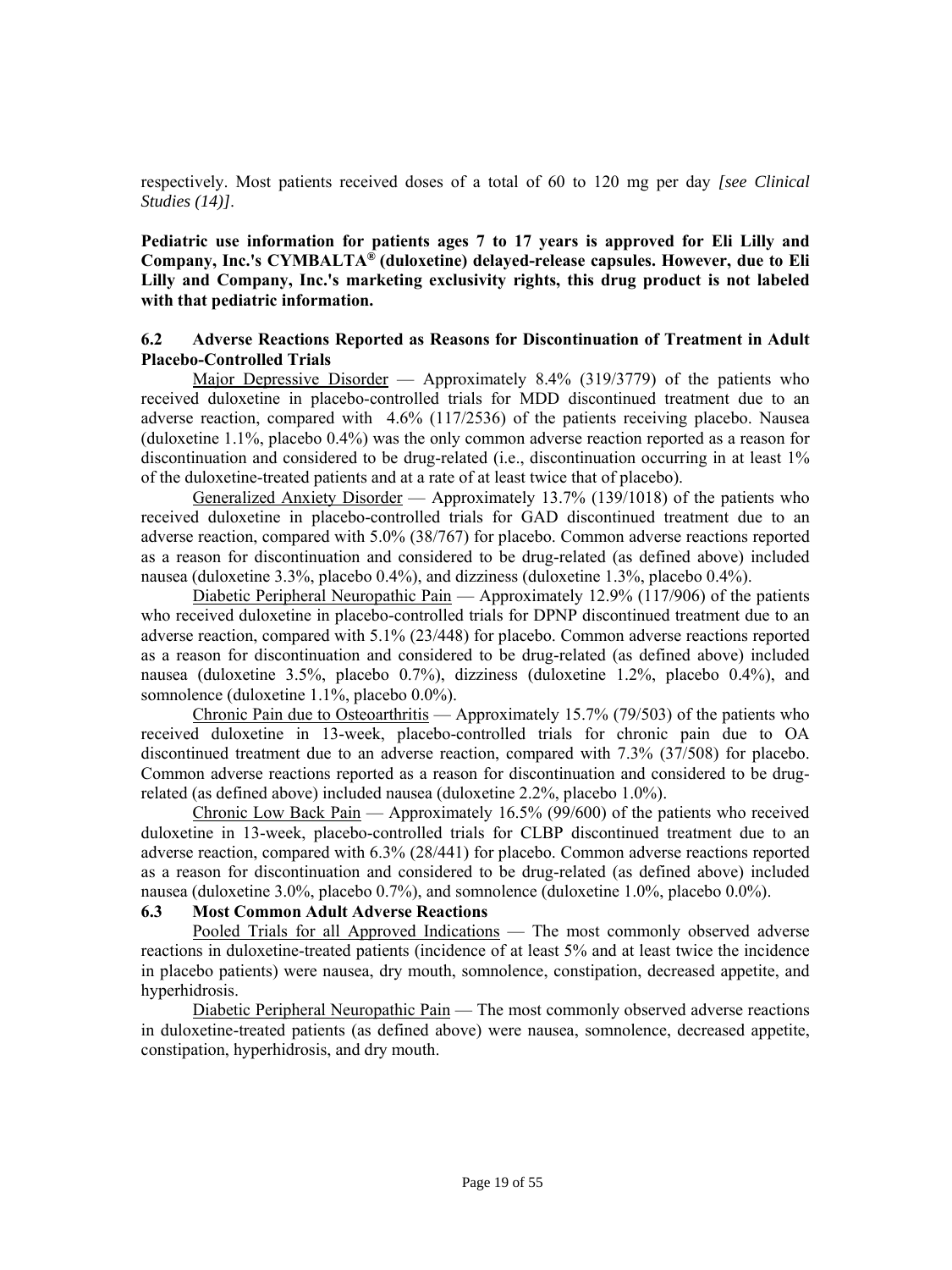respectively. Most patients received doses of a total of 60 to 120 mg per day *[see Clinical Studies (14)]*.

**Pediatric use information for patients ages 7 to 17 years is approved for Eli Lilly and Company, Inc.'s CYMBALTA® (duloxetine) delayed-release capsules. However, due to Eli Lilly and Company, Inc.'s marketing exclusivity rights, this drug product is not labeled with that pediatric information.**

### 6.2 Adverse Reactions Reported as Reasons for Discontinuation of Treatment in Adult Placebo-Controlled Trials

Major Depressive Disorder — Approximately 8.4% (319/3779) of the patients who received duloxetine in placebo-controlled trials for MDD discontinued treatment due to an adverse reaction, compared with 4.6% (117/2536) of the patients receiving placebo. Nausea (duloxetine 1.1%, placebo 0.4%) was the only common adverse reaction reported as a reason for discontinuation and considered to be drug-related (i.e., discontinuation occurring in at least 1% of the duloxetine-treated patients and at a rate of at least twice that of placebo).

Generalized Anxiety Disorder — Approximately 13.7% (139/1018) of the patients who received duloxetine in placebo-controlled trials for GAD discontinued treatment due to an adverse reaction, compared with 5.0% (38/767) for placebo. Common adverse reactions reported as a reason for discontinuation and considered to be drug-related (as defined above) included nausea (duloxetine 3.3%, placebo 0.4%), and dizziness (duloxetine 1.3%, placebo 0.4%).

Diabetic Peripheral Neuropathic Pain — Approximately 12.9% (117/906) of the patients who received duloxetine in placebo-controlled trials for DPNP discontinued treatment due to an adverse reaction, compared with 5.1% (23/448) for placebo. Common adverse reactions reported as a reason for discontinuation and considered to be drug-related (as defined above) included nausea (duloxetine 3.5%, placebo 0.7%), dizziness (duloxetine 1.2%, placebo 0.4%), and somnolence (duloxetine 1.1%, placebo 0.0%).

Chronic Pain due to Osteoarthritis — Approximately 15.7% (79/503) of the patients who received duloxetine in 13-week, placebo-controlled trials for chronic pain due to OA discontinued treatment due to an adverse reaction, compared with 7.3% (37/508) for placebo. Common adverse reactions reported as a reason for discontinuation and considered to be drug-related (as defined above) included nausea (duloxetine 2.2%, placebo 1.0%).

Chronic Low Back Pain — Approximately 16.5% (99/600) of the patients who received duloxetine in 13-week, placebo-controlled trials for CLBP discontinued treatment due to an adverse reaction, compared with 6.3% (28/441) for placebo. Common adverse reactions reported as a reason for discontinuation and considered to be drug-related (as defined above) included nausea (duloxetine 3.0%, placebo 0.7%), and somnolence (duloxetine 1.0%, placebo 0.0%).

### 6.3 Most Common Adult Adverse Reactions

Pooled Trials for all Approved Indications — The most commonly observed adverse reactions in duloxetine-treated patients (incidence of at least 5% and at least twice the incidence in placebo patients) were nausea, dry mouth, somnolence, constipation, decreased appetite, and hyperhidrosis.

Diabetic Peripheral Neuropathic Pain — The most commonly observed adverse reactions in duloxetine-treated patients (as defined above) were nausea, somnolence, decreased appetite, constipation, hyperhidrosis, and dry mouth.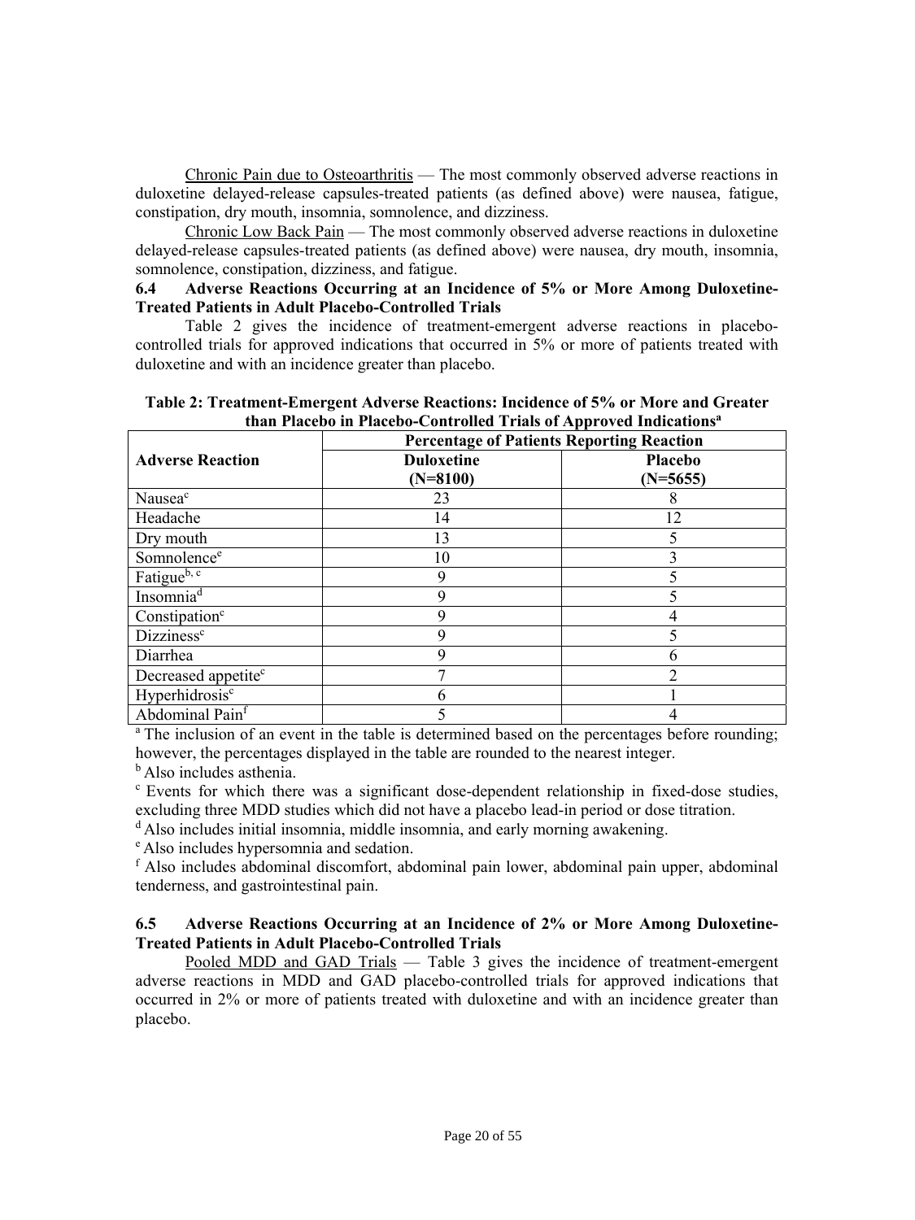Chronic Pain due to Osteoarthritis — The most commonly observed adverse reactions in duloxetine delayed-release capsules-treated patients (as defined above) were nausea, fatigue, constipation, dry mouth, insomnia, somnolence, and dizziness.

Chronic Low Back Pain — The most commonly observed adverse reactions in duloxetine delayed-release capsules-treated patients (as defined above) were nausea, dry mouth, insomnia, somnolence, constipation, dizziness, and fatigue.

### 6.4 Adverse Reactions Occurring at an Incidence of 5% or More Among Duloxetine-Treated Patients in Adult Placebo-Controlled Trials

Table 2 gives the incidence of treatment-emergent adverse reactions in placebo-controlled trials for approved indications that occurred in 5% or more of patients treated with duloxetine and with an incidence greater than placebo.

**Table 2: Treatment-Emergent Adverse Reactions: Incidence of 5% or More and Greater than Placebo in Placebo-Controlled Trials of Approved Indications[a]**

| Adverse Reaction | Percentage of Patients Reporting Reaction | |
|---|---|---|
| | Duloxetine (N=8100) | Placebo (N=5655) |
| Nausea[c] | 23 | 8 |
| Headache | 14 | 12 |
| Dry mouth | 13 | 5 |
| Somnolence[e] | 10 | 3 |
| Fatigue[b, c] | 9 | 5 |
| Insomnia[d] | 9 | 5 |
| Constipation[c] | 9 | 4 |
| Dizziness[c] | 9 | 5 |
| Diarrhea | 9 | 6 |
| Decreased appetite[c] | 7 | 2 |
| Hyperhidrosis[c] | 6 | 1 |
| Abdominal Pain[f] | 5 | 4 |

[a] The inclusion of an event in the table is determined based on the percentages before rounding; however, the percentages displayed in the table are rounded to the nearest integer.

[b] Also includes asthenia.

[c] Events for which there was a significant dose-dependent relationship in fixed-dose studies, excluding three MDD studies which did not have a placebo lead-in period or dose titration.

[d] Also includes initial insomnia, middle insomnia, and early morning awakening.

[e] Also includes hypersomnia and sedation.

[f] Also includes abdominal discomfort, abdominal pain lower, abdominal pain upper, abdominal tenderness, and gastrointestinal pain.

### 6.5 Adverse Reactions Occurring at an Incidence of 2% or More Among Duloxetine-Treated Patients in Adult Placebo-Controlled Trials

Pooled MDD and GAD Trials — Table 3 gives the incidence of treatment-emergent adverse reactions in MDD and GAD placebo-controlled trials for approved indications that occurred in 2% or more of patients treated with duloxetine and with an incidence greater than placebo.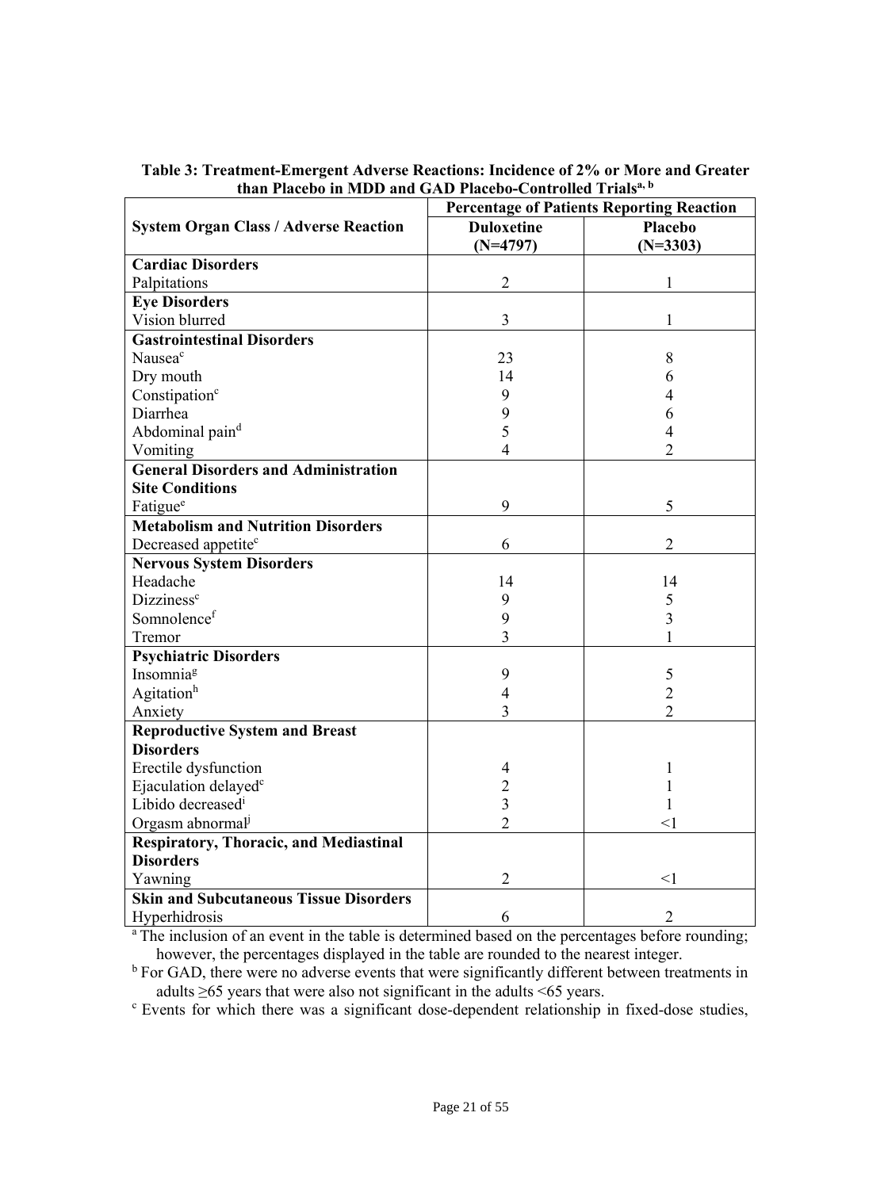**Table 3: Treatment-Emergent Adverse Reactions: Incidence of 2% or More and Greater than Placebo in MDD and GAD Placebo-Controlled Trials[a, b]**

| System Organ Class / Adverse Reaction | Percentage of Patients Reporting Reaction | |
|---|---|---|
| | **Duloxetine (N=4797)** | **Placebo (N=3303)** |
| **Cardiac Disorders** | | |
| Palpitations | 2 | 1 |
| **Eye Disorders** | | |
| Vision blurred | 3 | 1 |
| **Gastrointestinal Disorders** | | |
| Nausea[c] | 23 | 8 |
| Dry mouth | 14 | 6 |
| Constipation[c] | 9 | 4 |
| Diarrhea | 9 | 6 |
| Abdominal pain[d] | 5 | 4 |
| Vomiting | 4 | 2 |
| **General Disorders and Administration Site Conditions** | | |
| Fatigue[e] | 9 | 5 |
| **Metabolism and Nutrition Disorders** | | |
| Decreased appetite[c] | 6 | 2 |
| **Nervous System Disorders** | | |
| Headache | 14 | 14 |
| Dizziness[c] | 9 | 5 |
| Somnolence[f] | 9 | 3 |
| Tremor | 3 | 1 |
| **Psychiatric Disorders** | | |
| Insomnia[g] | 9 | 5 |
| Agitation[h] | 4 | 2 |
| Anxiety | 3 | 2 |
| **Reproductive System and Breast Disorders** | | |
| Erectile dysfunction | 4 | 1 |
| Ejaculation delayed[c] | 2 | 1 |
| Libido decreased[i] | 3 | 1 |
| Orgasm abnormal[j] | 2 | <1 |
| **Respiratory, Thoracic, and Mediastinal Disorders** | | |
| Yawning | 2 | <1 |
| **Skin and Subcutaneous Tissue Disorders** | | |
| Hyperhidrosis | 6 | 2 |

[a] The inclusion of an event in the table is determined based on the percentages before rounding; however, the percentages displayed in the table are rounded to the nearest integer.

[b] For GAD, there were no adverse events that were significantly different between treatments in adults ≥65 years that were also not significant in the adults <65 years.

[c] Events for which there was a significant dose-dependent relationship in fixed-dose studies,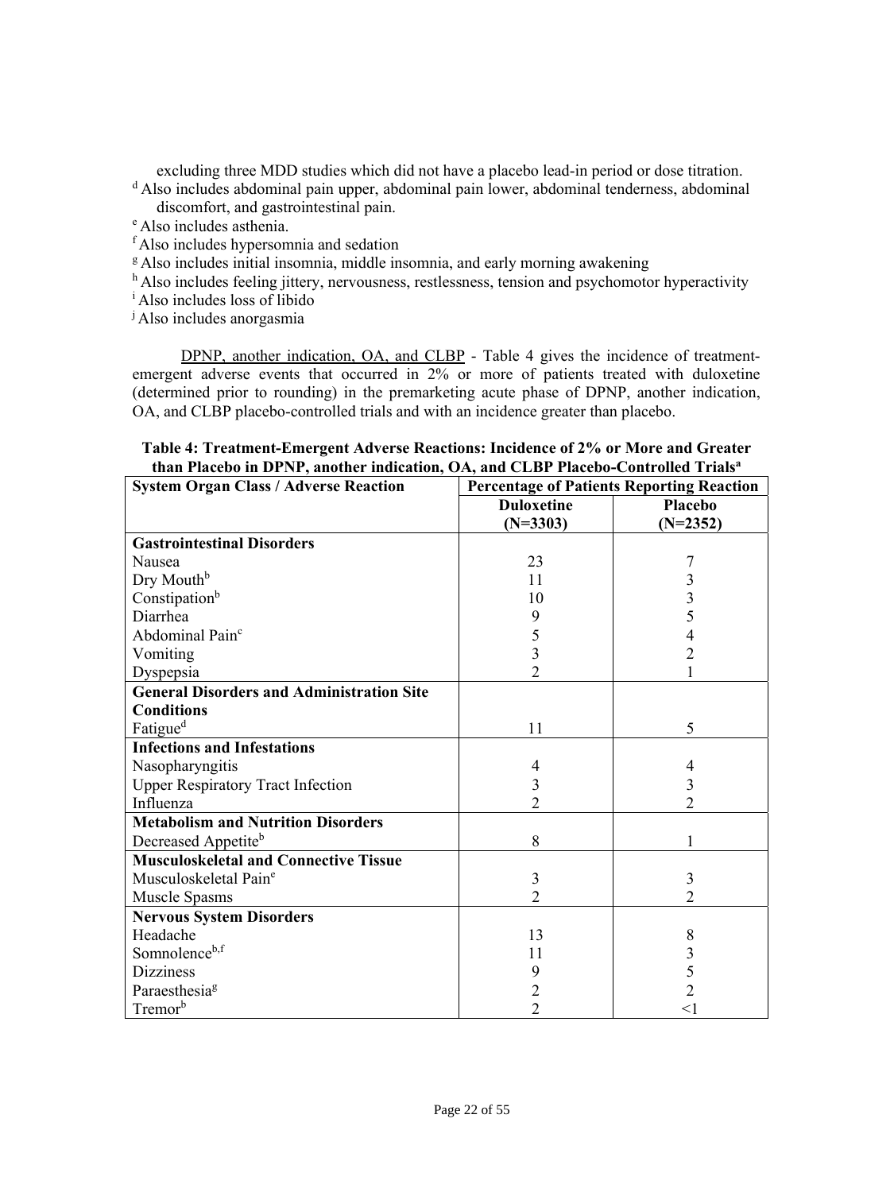excluding three MDD studies which did not have a placebo lead-in period or dose titration.

[d] Also includes abdominal pain upper, abdominal pain lower, abdominal tenderness, abdominal discomfort, and gastrointestinal pain.

[e] Also includes asthenia.

[f] Also includes hypersomnia and sedation

[g] Also includes initial insomnia, middle insomnia, and early morning awakening

[h] Also includes feeling jittery, nervousness, restlessness, tension and psychomotor hyperactivity

[i] Also includes loss of libido

[j] Also includes anorgasmia

DPNP, another indication, OA, and CLBP - Table 4 gives the incidence of treatment-emergent adverse events that occurred in 2% or more of patients treated with duloxetine (determined prior to rounding) in the premarketing acute phase of DPNP, another indication, OA, and CLBP placebo-controlled trials and with an incidence greater than placebo.

**Table 4: Treatment-Emergent Adverse Reactions: Incidence of 2% or More and Greater than Placebo in DPNP, another indication, OA, and CLBP Placebo-Controlled Trials[a]**

| System Organ Class / Adverse Reaction | Percentage of Patients Reporting Reaction | |
|---|---|---|
| | **Duloxetine (N=3303)** | **Placebo (N=2352)** |
| **Gastrointestinal Disorders** | | |
| Nausea | 23 | 7 |
| Dry Mouth[b] | 11 | 3 |
| Constipation[b] | 10 | 3 |
| Diarrhea | 9 | 5 |
| Abdominal Pain[c] | 5 | 4 |
| Vomiting | 3 | 2 |
| Dyspepsia | 2 | 1 |
| **General Disorders and Administration Site Conditions** | | |
| Fatigue[d] | 11 | 5 |
| **Infections and Infestations** | | |
| Nasopharyngitis | 4 | 4 |
| Upper Respiratory Tract Infection | 3 | 3 |
| Influenza | 2 | 2 |
| **Metabolism and Nutrition Disorders** | | |
| Decreased Appetite[b] | 8 | 1 |
| **Musculoskeletal and Connective Tissue** | | |
| Musculoskeletal Pain[e] | 3 | 3 |
| Muscle Spasms | 2 | 2 |
| **Nervous System Disorders** | | |
| Headache | 13 | 8 |
| Somnolence[b,f] | 11 | 3 |
| Dizziness | 9 | 5 |
| Paraesthesia[g] | 2 | 2 |
| Tremor[b] | 2 | <1 |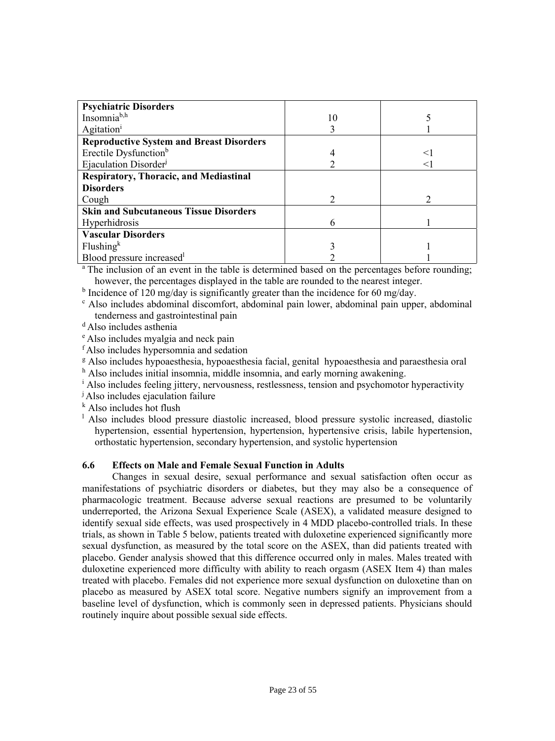| | | |
|---|---|---|
| **Psychiatric Disorders** | | |
| Insomnia[b,h] | 10 | 5 |
| Agitation[i] | 3 | 1 |
| **Reproductive System and Breast Disorders** | | |
| Erectile Dysfunction[b] | 4 | <1 |
| Ejaculation Disorder[j] | 2 | <1 |
| **Respiratory, Thoracic, and Mediastinal Disorders** | | |
| Cough | 2 | 2 |
| **Skin and Subcutaneous Tissue Disorders** | | |
| Hyperhidrosis | 6 | 1 |
| **Vascular Disorders** | | |
| Flushing[k] | 3 | 1 |
| Blood pressure increased[l] | 2 | 1 |

[a] The inclusion of an event in the table is determined based on the percentages before rounding; however, the percentages displayed in the table are rounded to the nearest integer.

[b] Incidence of 120 mg/day is significantly greater than the incidence for 60 mg/day.

[c] Also includes abdominal discomfort, abdominal pain lower, abdominal pain upper, abdominal tenderness and gastrointestinal pain

[d] Also includes asthenia

[e] Also includes myalgia and neck pain

[f] Also includes hypersomnia and sedation

[g] Also includes hypoaesthesia, hypoaesthesia facial, genital hypoaesthesia and paraesthesia oral

[h] Also includes initial insomnia, middle insomnia, and early morning awakening.

[i] Also includes feeling jittery, nervousness, restlessness, tension and psychomotor hyperactivity

[j] Also includes ejaculation failure

[k] Also includes hot flush

[l] Also includes blood pressure diastolic increased, blood pressure systolic increased, diastolic hypertension, essential hypertension, hypertension, hypertensive crisis, labile hypertension, orthostatic hypertension, secondary hypertension, and systolic hypertension

### 6.6 Effects on Male and Female Sexual Function in Adults

Changes in sexual desire, sexual performance and sexual satisfaction often occur as manifestations of psychiatric disorders or diabetes, but they may also be a consequence of pharmacologic treatment. Because adverse sexual reactions are presumed to be voluntarily underreported, the Arizona Sexual Experience Scale (ASEX), a validated measure designed to identify sexual side effects, was used prospectively in 4 MDD placebo-controlled trials. In these trials, as shown in Table 5 below, patients treated with duloxetine experienced significantly more sexual dysfunction, as measured by the total score on the ASEX, than did patients treated with placebo. Gender analysis showed that this difference occurred only in males. Males treated with duloxetine experienced more difficulty with ability to reach orgasm (ASEX Item 4) than males treated with placebo. Females did not experience more sexual dysfunction on duloxetine than on placebo as measured by ASEX total score. Negative numbers signify an improvement from a baseline level of dysfunction, which is commonly seen in depressed patients. Physicians should routinely inquire about possible sexual side effects.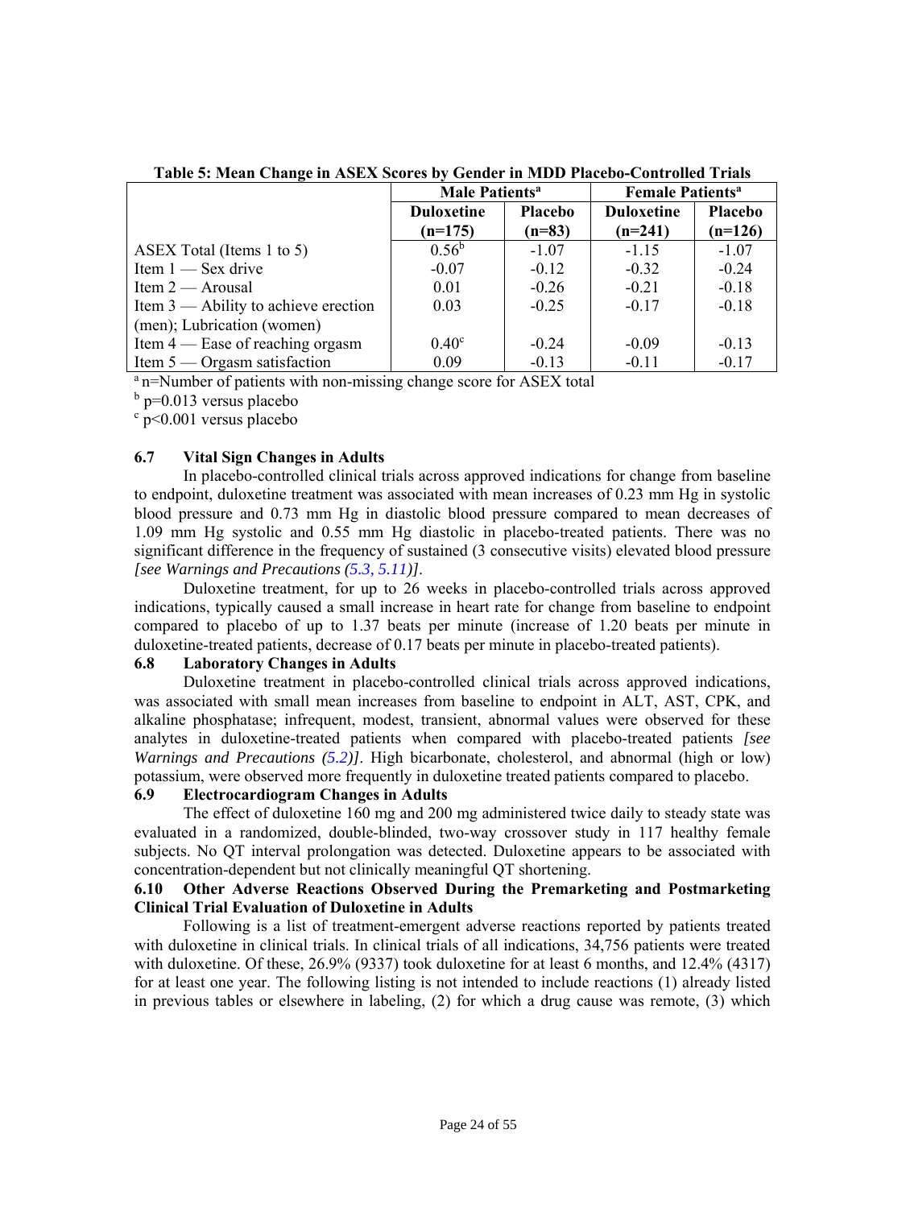**Table 5: Mean Change in ASEX Scores by Gender in MDD Placebo-Controlled Trials**

| | Male Patients[a] | | Female Patients[a] | |
|---|---|---|---|---|
| | Duloxetine (n=175) | Placebo (n=83) | Duloxetine (n=241) | Placebo (n=126) |
| ASEX Total (Items 1 to 5) | 0.56[b] | -1.07 | -1.15 | -1.07 |
| Item 1 — Sex drive | -0.07 | -0.12 | -0.32 | -0.24 |
| Item 2 — Arousal | 0.01 | -0.26 | -0.21 | -0.18 |
| Item 3 — Ability to achieve erection (men); Lubrication (women) | 0.03 | -0.25 | -0.17 | -0.18 |
| Item 4 — Ease of reaching orgasm | 0.40[c] | -0.24 | -0.09 | -0.13 |
| Item 5 — Orgasm satisfaction | 0.09 | -0.13 | -0.11 | -0.17 |

[a] n=Number of patients with non-missing change score for ASEX total

[b] p=0.013 versus placebo

[c] p<0.001 versus placebo

### 6.7 Vital Sign Changes in Adults

In placebo-controlled clinical trials across approved indications for change from baseline to endpoint, duloxetine treatment was associated with mean increases of 0.23 mm Hg in systolic blood pressure and 0.73 mm Hg in diastolic blood pressure compared to mean decreases of 1.09 mm Hg systolic and 0.55 mm Hg diastolic in placebo-treated patients. There was no significant difference in the frequency of sustained (3 consecutive visits) elevated blood pressure *[see Warnings and Precautions (5.3, 5.11)]*.

Duloxetine treatment, for up to 26 weeks in placebo-controlled trials across approved indications, typically caused a small increase in heart rate for change from baseline to endpoint compared to placebo of up to 1.37 beats per minute (increase of 1.20 beats per minute in duloxetine-treated patients, decrease of 0.17 beats per minute in placebo-treated patients).

### 6.8 Laboratory Changes in Adults

Duloxetine treatment in placebo-controlled clinical trials across approved indications, was associated with small mean increases from baseline to endpoint in ALT, AST, CPK, and alkaline phosphatase; infrequent, modest, transient, abnormal values were observed for these analytes in duloxetine-treated patients when compared with placebo-treated patients *[see Warnings and Precautions (5.2)]*. High bicarbonate, cholesterol, and abnormal (high or low) potassium, were observed more frequently in duloxetine treated patients compared to placebo.

### 6.9 Electrocardiogram Changes in Adults

The effect of duloxetine 160 mg and 200 mg administered twice daily to steady state was evaluated in a randomized, double-blinded, two-way crossover study in 117 healthy female subjects. No QT interval prolongation was detected. Duloxetine appears to be associated with concentration-dependent but not clinically meaningful QT shortening.

### 6.10 Other Adverse Reactions Observed During the Premarketing and Postmarketing Clinical Trial Evaluation of Duloxetine in Adults

Following is a list of treatment-emergent adverse reactions reported by patients treated with duloxetine in clinical trials. In clinical trials of all indications, 34,756 patients were treated with duloxetine. Of these, 26.9% (9337) took duloxetine for at least 6 months, and 12.4% (4317) for at least one year. The following listing is not intended to include reactions (1) already listed in previous tables or elsewhere in labeling, (2) for which a drug cause was remote, (3) which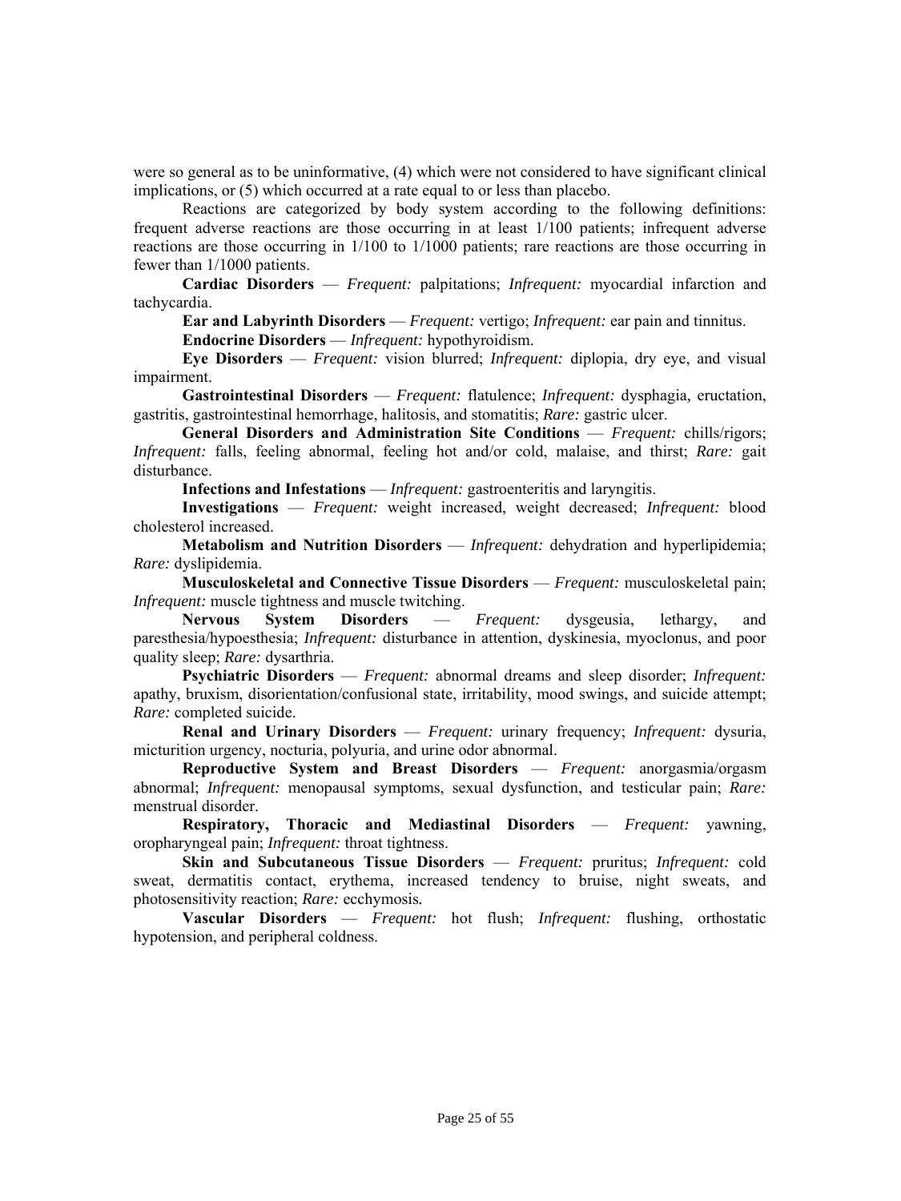were so general as to be uninformative, (4) which were not considered to have significant clinical implications, or (5) which occurred at a rate equal to or less than placebo.

Reactions are categorized by body system according to the following definitions: frequent adverse reactions are those occurring in at least 1/100 patients; infrequent adverse reactions are those occurring in 1/100 to 1/1000 patients; rare reactions are those occurring in fewer than 1/1000 patients.

**Cardiac Disorders** — *Frequent:* palpitations; *Infrequent:* myocardial infarction and tachycardia.

**Ear and Labyrinth Disorders** — *Frequent:* vertigo; *Infrequent:* ear pain and tinnitus.

**Endocrine Disorders** — *Infrequent:* hypothyroidism.

**Eye Disorders** — *Frequent:* vision blurred; *Infrequent:* diplopia, dry eye, and visual impairment.

**Gastrointestinal Disorders** — *Frequent:* flatulence; *Infrequent:* dysphagia, eructation, gastritis, gastrointestinal hemorrhage, halitosis, and stomatitis; *Rare:* gastric ulcer.

**General Disorders and Administration Site Conditions** — *Frequent:* chills/rigors; *Infrequent:* falls, feeling abnormal, feeling hot and/or cold, malaise, and thirst; *Rare:* gait disturbance.

**Infections and Infestations** — *Infrequent:* gastroenteritis and laryngitis.

**Investigations** — *Frequent:* weight increased, weight decreased; *Infrequent:* blood cholesterol increased.

**Metabolism and Nutrition Disorders** — *Infrequent:* dehydration and hyperlipidemia; *Rare:* dyslipidemia.

**Musculoskeletal and Connective Tissue Disorders** — *Frequent:* musculoskeletal pain; *Infrequent:* muscle tightness and muscle twitching.

**Nervous System Disorders** — *Frequent:* dysgeusia, lethargy, and paresthesia/hypoesthesia; *Infrequent:* disturbance in attention, dyskinesia, myoclonus, and poor quality sleep; *Rare:* dysarthria.

**Psychiatric Disorders** — *Frequent:* abnormal dreams and sleep disorder; *Infrequent:* apathy, bruxism, disorientation/confusional state, irritability, mood swings, and suicide attempt; *Rare:* completed suicide.

**Renal and Urinary Disorders** — *Frequent:* urinary frequency; *Infrequent:* dysuria, micturition urgency, nocturia, polyuria, and urine odor abnormal.

**Reproductive System and Breast Disorders** — *Frequent:* anorgasmia/orgasm abnormal; *Infrequent:* menopausal symptoms, sexual dysfunction, and testicular pain; *Rare:* menstrual disorder.

**Respiratory, Thoracic and Mediastinal Disorders** — *Frequent:* yawning, oropharyngeal pain; *Infrequent:* throat tightness.

**Skin and Subcutaneous Tissue Disorders** — *Frequent:* pruritus; *Infrequent:* cold sweat, dermatitis contact, erythema, increased tendency to bruise, night sweats, and photosensitivity reaction; *Rare:* ecchymosis.

**Vascular Disorders** — *Frequent:* hot flush; *Infrequent:* flushing, orthostatic hypotension, and peripheral coldness.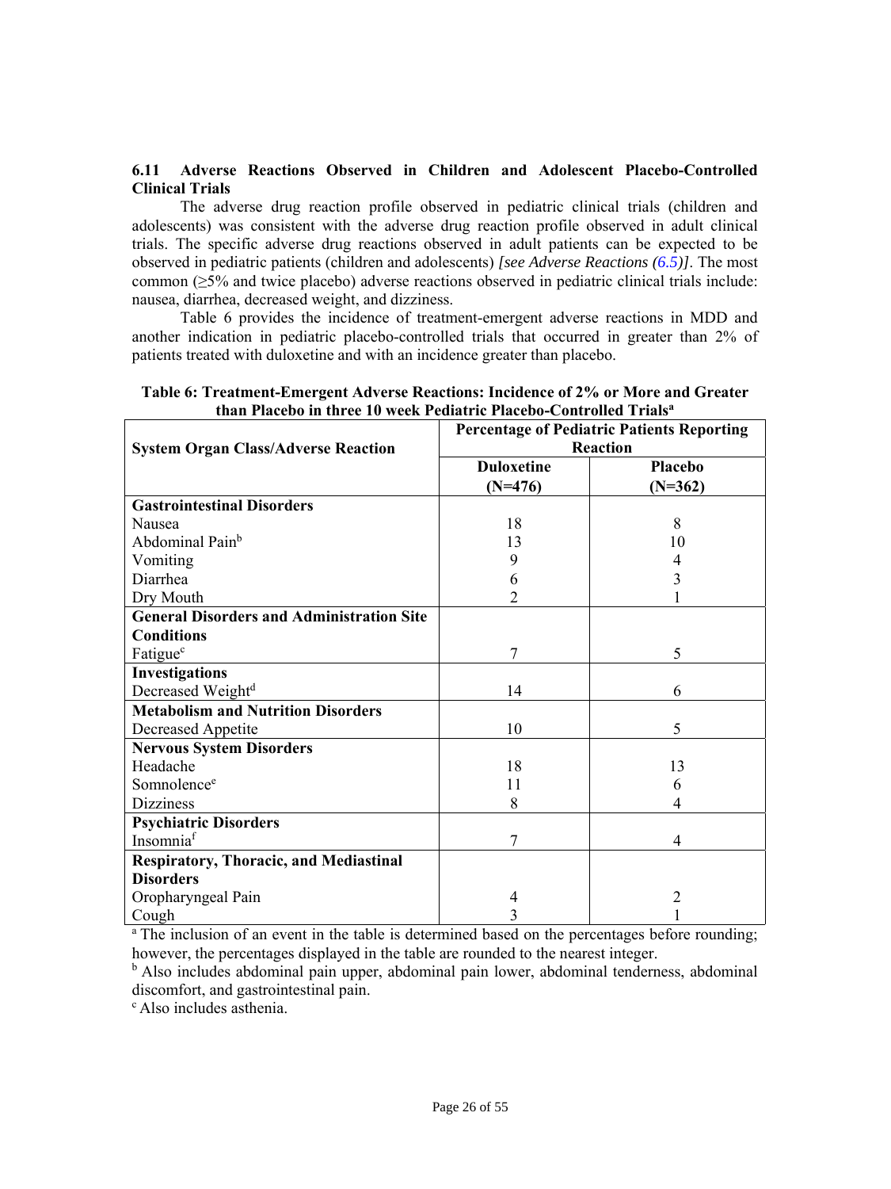### 6.11 Adverse Reactions Observed in Children and Adolescent Placebo-Controlled Clinical Trials

The adverse drug reaction profile observed in pediatric clinical trials (children and adolescents) was consistent with the adverse drug reaction profile observed in adult clinical trials. The specific adverse drug reactions observed in adult patients can be expected to be observed in pediatric patients (children and adolescents) *[see Adverse Reactions (6.5)]*. The most common (≥5% and twice placebo) adverse reactions observed in pediatric clinical trials include: nausea, diarrhea, decreased weight, and dizziness.

Table 6 provides the incidence of treatment-emergent adverse reactions in MDD and another indication in pediatric placebo-controlled trials that occurred in greater than 2% of patients treated with duloxetine and with an incidence greater than placebo.

**Table 6: Treatment-Emergent Adverse Reactions: Incidence of 2% or More and Greater than Placebo in three 10 week Pediatric Placebo-Controlled Trials[a]**

| System Organ Class/Adverse Reaction | Percentage of Pediatric Patients Reporting Reaction | |
|---|---|---|
| | Duloxetine (N=476) | Placebo (N=362) |
| **Gastrointestinal Disorders** | | |
| Nausea | 18 | 8 |
| Abdominal Pain[b] | 13 | 10 |
| Vomiting | 9 | 4 |
| Diarrhea | 6 | 3 |
| Dry Mouth | 2 | 1 |
| **General Disorders and Administration Site Conditions** | | |
| Fatigue[c] | 7 | 5 |
| **Investigations** | | |
| Decreased Weight[d] | 14 | 6 |
| **Metabolism and Nutrition Disorders** | | |
| Decreased Appetite | 10 | 5 |
| **Nervous System Disorders** | | |
| Headache | 18 | 13 |
| Somnolence[e] | 11 | 6 |
| Dizziness | 8 | 4 |
| **Psychiatric Disorders** | | |
| Insomnia[f] | 7 | 4 |
| **Respiratory, Thoracic, and Mediastinal Disorders** | | |
| Oropharyngeal Pain | 4 | 2 |
| Cough | 3 | 1 |

[a] The inclusion of an event in the table is determined based on the percentages before rounding; however, the percentages displayed in the table are rounded to the nearest integer.

[b] Also includes abdominal pain upper, abdominal pain lower, abdominal tenderness, abdominal discomfort, and gastrointestinal pain.

[c] Also includes asthenia.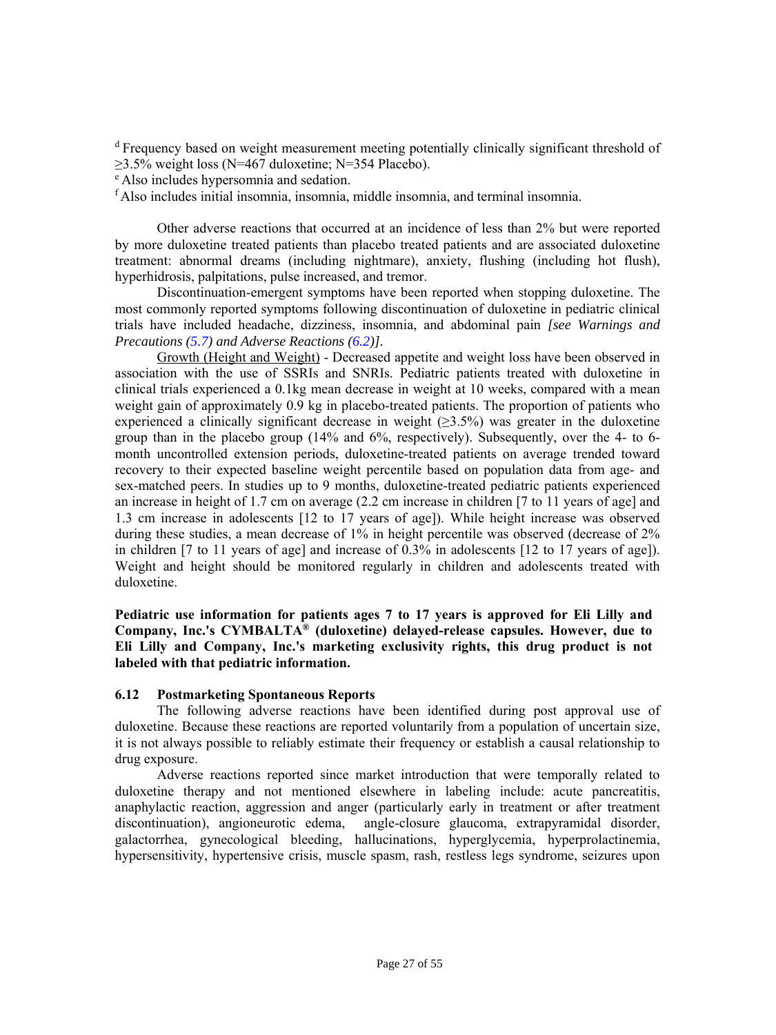[d] Frequency based on weight measurement meeting potentially clinically significant threshold of ≥3.5% weight loss (N=467 duloxetine; N=354 Placebo).

[e] Also includes hypersomnia and sedation.

[f] Also includes initial insomnia, insomnia, middle insomnia, and terminal insomnia.

Other adverse reactions that occurred at an incidence of less than 2% but were reported by more duloxetine treated patients than placebo treated patients and are associated duloxetine treatment: abnormal dreams (including nightmare), anxiety, flushing (including hot flush), hyperhidrosis, palpitations, pulse increased, and tremor.

Discontinuation-emergent symptoms have been reported when stopping duloxetine. The most commonly reported symptoms following discontinuation of duloxetine in pediatric clinical trials have included headache, dizziness, insomnia, and abdominal pain *[see Warnings and Precautions (5.7) and Adverse Reactions (6.2)]*.

Growth (Height and Weight) - Decreased appetite and weight loss have been observed in association with the use of SSRIs and SNRIs. Pediatric patients treated with duloxetine in clinical trials experienced a 0.1kg mean decrease in weight at 10 weeks, compared with a mean weight gain of approximately 0.9 kg in placebo-treated patients. The proportion of patients who experienced a clinically significant decrease in weight (≥3.5%) was greater in the duloxetine group than in the placebo group (14% and 6%, respectively). Subsequently, over the 4- to 6-month uncontrolled extension periods, duloxetine-treated patients on average trended toward recovery to their expected baseline weight percentile based on population data from age- and sex-matched peers. In studies up to 9 months, duloxetine-treated pediatric patients experienced an increase in height of 1.7 cm on average (2.2 cm increase in children [7 to 11 years of age] and 1.3 cm increase in adolescents [12 to 17 years of age]). While height increase was observed during these studies, a mean decrease of 1% in height percentile was observed (decrease of 2% in children [7 to 11 years of age] and increase of 0.3% in adolescents [12 to 17 years of age]). Weight and height should be monitored regularly in children and adolescents treated with duloxetine.

**Pediatric use information for patients ages 7 to 17 years is approved for Eli Lilly and Company, Inc.'s CYMBALTA® (duloxetine) delayed-release capsules. However, due to Eli Lilly and Company, Inc.'s marketing exclusivity rights, this drug product is not labeled with that pediatric information.**

### 6.12 Postmarketing Spontaneous Reports

The following adverse reactions have been identified during post approval use of duloxetine. Because these reactions are reported voluntarily from a population of uncertain size, it is not always possible to reliably estimate their frequency or establish a causal relationship to drug exposure.

Adverse reactions reported since market introduction that were temporally related to duloxetine therapy and not mentioned elsewhere in labeling include: acute pancreatitis, anaphylactic reaction, aggression and anger (particularly early in treatment or after treatment discontinuation), angioneurotic edema, angle-closure glaucoma, extrapyramidal disorder, galactorrhea, gynecological bleeding, hallucinations, hyperglycemia, hyperprolactinemia, hypersensitivity, hypertensive crisis, muscle spasm, rash, restless legs syndrome, seizures upon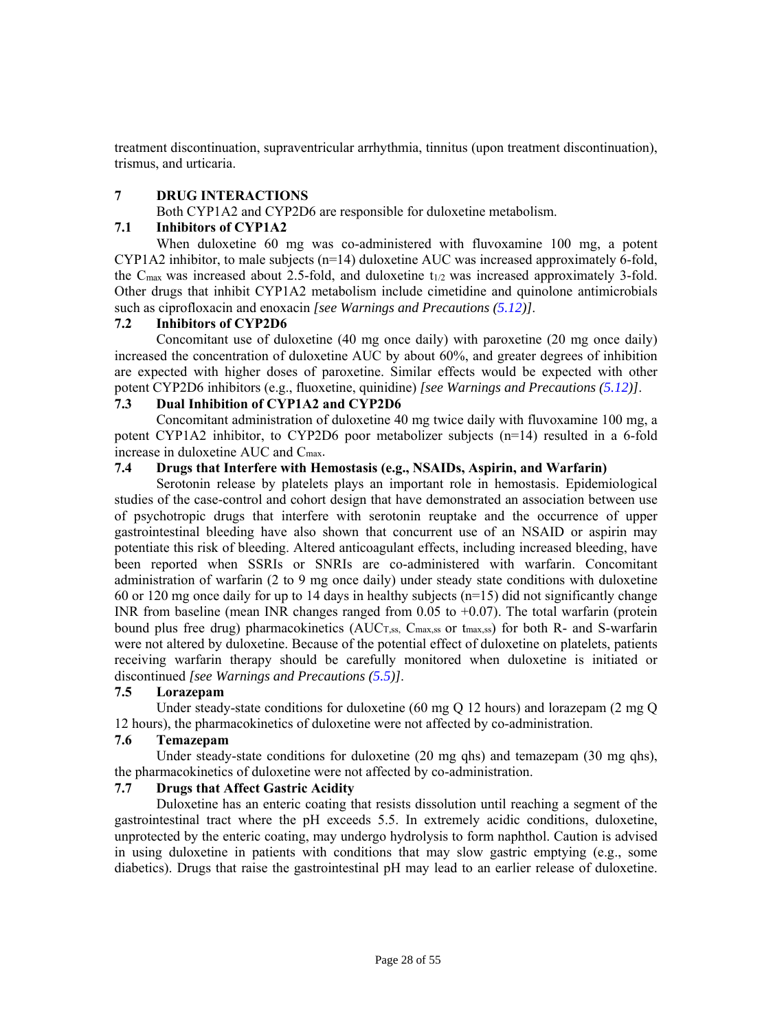treatment discontinuation, supraventricular arrhythmia, tinnitus (upon treatment discontinuation), trismus, and urticaria.

## 7 DRUG INTERACTIONS

Both CYP1A2 and CYP2D6 are responsible for duloxetine metabolism.

### 7.1 Inhibitors of CYP1A2

When duloxetine 60 mg was co-administered with fluvoxamine 100 mg, a potent CYP1A2 inhibitor, to male subjects (n=14) duloxetine AUC was increased approximately 6-fold, the $C_{max}$ was increased about 2.5-fold, and duloxetine $t_{1/2}$ was increased approximately 3-fold. Other drugs that inhibit CYP1A2 metabolism include cimetidine and quinolone antimicrobials such as ciprofloxacin and enoxacin *[see Warnings and Precautions (5.12)]*.

### 7.2 Inhibitors of CYP2D6

Concomitant use of duloxetine (40 mg once daily) with paroxetine (20 mg once daily) increased the concentration of duloxetine AUC by about 60%, and greater degrees of inhibition are expected with higher doses of paroxetine. Similar effects would be expected with other potent CYP2D6 inhibitors (e.g., fluoxetine, quinidine) *[see Warnings and Precautions (5.12)]*.

### 7.3 Dual Inhibition of CYP1A2 and CYP2D6

Concomitant administration of duloxetine 40 mg twice daily with fluvoxamine 100 mg, a potent CYP1A2 inhibitor, to CYP2D6 poor metabolizer subjects (n=14) resulted in a 6-fold increase in duloxetine AUC and $C_{max}$.

### 7.4 Drugs that Interfere with Hemostasis (e.g., NSAIDs, Aspirin, and Warfarin)

Serotonin release by platelets plays an important role in hemostasis. Epidemiological studies of the case-control and cohort design that have demonstrated an association between use of psychotropic drugs that interfere with serotonin reuptake and the occurrence of upper gastrointestinal bleeding have also shown that concurrent use of an NSAID or aspirin may potentiate this risk of bleeding. Altered anticoagulant effects, including increased bleeding, have been reported when SSRIs or SNRIs are co-administered with warfarin. Concomitant administration of warfarin (2 to 9 mg once daily) under steady state conditions with duloxetine 60 or 120 mg once daily for up to 14 days in healthy subjects (n=15) did not significantly change INR from baseline (mean INR changes ranged from 0.05 to +0.07). The total warfarin (protein bound plus free drug) pharmacokinetics ($AUC_{T,ss}$, $C_{max,ss}$ or $t_{max,ss}$) for both R- and S-warfarin were not altered by duloxetine. Because of the potential effect of duloxetine on platelets, patients receiving warfarin therapy should be carefully monitored when duloxetine is initiated or discontinued *[see Warnings and Precautions (5.5)]*.

### 7.5 Lorazepam

Under steady-state conditions for duloxetine (60 mg Q 12 hours) and lorazepam (2 mg Q 12 hours), the pharmacokinetics of duloxetine were not affected by co-administration.

### 7.6 Temazepam

Under steady-state conditions for duloxetine (20 mg qhs) and temazepam (30 mg qhs), the pharmacokinetics of duloxetine were not affected by co-administration.

### 7.7 Drugs that Affect Gastric Acidity

Duloxetine has an enteric coating that resists dissolution until reaching a segment of the gastrointestinal tract where the pH exceeds 5.5. In extremely acidic conditions, duloxetine, unprotected by the enteric coating, may undergo hydrolysis to form naphthol. Caution is advised in using duloxetine in patients with conditions that may slow gastric emptying (e.g., some diabetics). Drugs that raise the gastrointestinal pH may lead to an earlier release of duloxetine.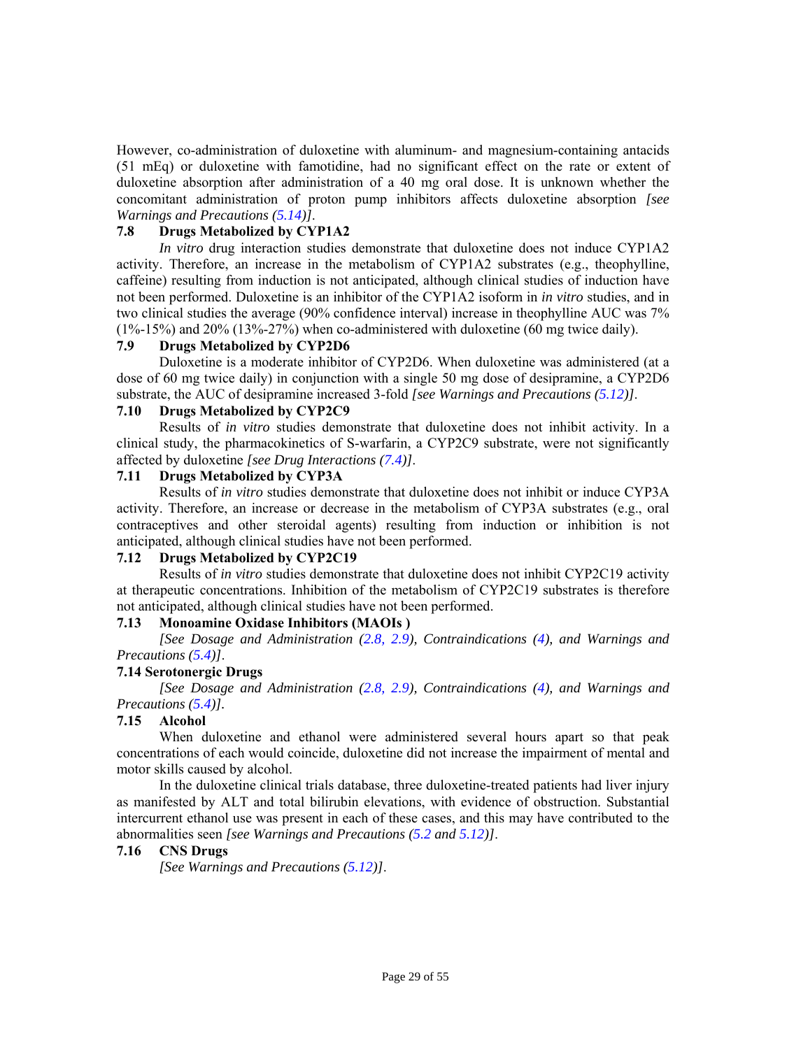However, co-administration of duloxetine with aluminum- and magnesium-containing antacids (51 mEq) or duloxetine with famotidine, had no significant effect on the rate or extent of duloxetine absorption after administration of a 40 mg oral dose. It is unknown whether the concomitant administration of proton pump inhibitors affects duloxetine absorption *[see Warnings and Precautions (5.14)]*.

### 7.8 Drugs Metabolized by CYP1A2

*In vitro* drug interaction studies demonstrate that duloxetine does not induce CYP1A2 activity. Therefore, an increase in the metabolism of CYP1A2 substrates (e.g., theophylline, caffeine) resulting from induction is not anticipated, although clinical studies of induction have not been performed. Duloxetine is an inhibitor of the CYP1A2 isoform in *in vitro* studies, and in two clinical studies the average (90% confidence interval) increase in theophylline AUC was 7% (1%-15%) and 20% (13%-27%) when co-administered with duloxetine (60 mg twice daily).

### 7.9 Drugs Metabolized by CYP2D6

Duloxetine is a moderate inhibitor of CYP2D6. When duloxetine was administered (at a dose of 60 mg twice daily) in conjunction with a single 50 mg dose of desipramine, a CYP2D6 substrate, the AUC of desipramine increased 3-fold *[see Warnings and Precautions (5.12)]*.

### 7.10 Drugs Metabolized by CYP2C9

Results of *in vitro* studies demonstrate that duloxetine does not inhibit activity. In a clinical study, the pharmacokinetics of S-warfarin, a CYP2C9 substrate, were not significantly affected by duloxetine *[see Drug Interactions (7.4)]*.

### 7.11 Drugs Metabolized by CYP3A

Results of *in vitro* studies demonstrate that duloxetine does not inhibit or induce CYP3A activity. Therefore, an increase or decrease in the metabolism of CYP3A substrates (e.g., oral contraceptives and other steroidal agents) resulting from induction or inhibition is not anticipated, although clinical studies have not been performed.

### 7.12 Drugs Metabolized by CYP2C19

Results of *in vitro* studies demonstrate that duloxetine does not inhibit CYP2C19 activity at therapeutic concentrations. Inhibition of the metabolism of CYP2C19 substrates is therefore not anticipated, although clinical studies have not been performed.

### 7.13 Monoamine Oxidase Inhibitors (MAOIs )

*[See Dosage and Administration (2.8, 2.9), Contraindications (4), and Warnings and Precautions (5.4)]*.

### 7.14 Serotonergic Drugs

*[See Dosage and Administration (2.8, 2.9), Contraindications (4), and Warnings and Precautions (5.4)]*.

### 7.15 Alcohol

When duloxetine and ethanol were administered several hours apart so that peak concentrations of each would coincide, duloxetine did not increase the impairment of mental and motor skills caused by alcohol.

In the duloxetine clinical trials database, three duloxetine-treated patients had liver injury as manifested by ALT and total bilirubin elevations, with evidence of obstruction. Substantial intercurrent ethanol use was present in each of these cases, and this may have contributed to the abnormalities seen *[see Warnings and Precautions (5.2 and 5.12)]*.

### 7.16 CNS Drugs

*[See Warnings and Precautions (5.12)]*.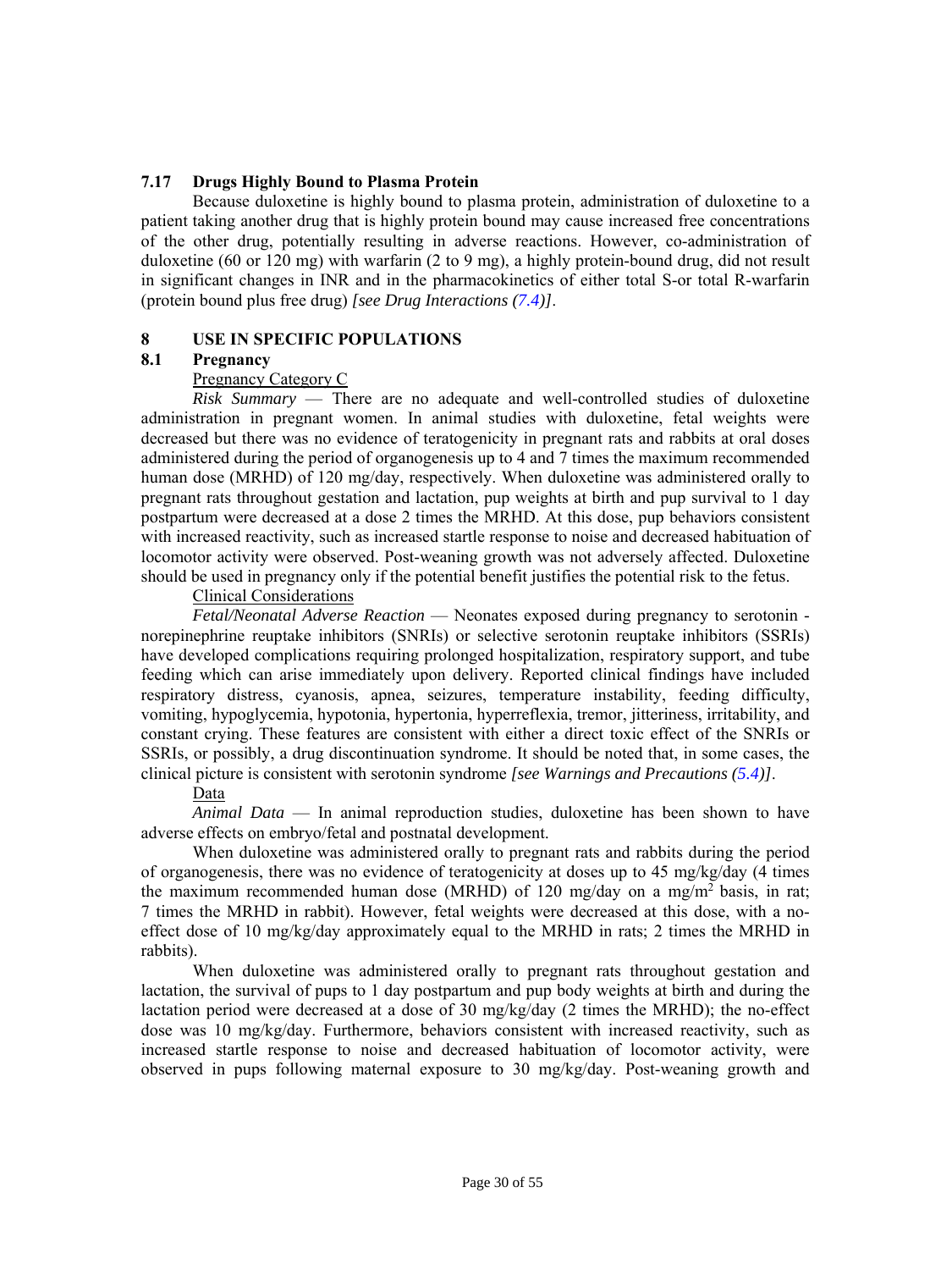### 7.17 Drugs Highly Bound to Plasma Protein

Because duloxetine is highly bound to plasma protein, administration of duloxetine to a patient taking another drug that is highly protein bound may cause increased free concentrations of the other drug, potentially resulting in adverse reactions. However, co-administration of duloxetine (60 or 120 mg) with warfarin (2 to 9 mg), a highly protein-bound drug, did not result in significant changes in INR and in the pharmacokinetics of either total S-or total R-warfarin (protein bound plus free drug) *[see Drug Interactions (7.4)]*.

## 8 USE IN SPECIFIC POPULATIONS

### 8.1 Pregnancy

Pregnancy Category C

*Risk Summary* — There are no adequate and well-controlled studies of duloxetine administration in pregnant women. In animal studies with duloxetine, fetal weights were decreased but there was no evidence of teratogenicity in pregnant rats and rabbits at oral doses administered during the period of organogenesis up to 4 and 7 times the maximum recommended human dose (MRHD) of 120 mg/day, respectively. When duloxetine was administered orally to pregnant rats throughout gestation and lactation, pup weights at birth and pup survival to 1 day postpartum were decreased at a dose 2 times the MRHD. At this dose, pup behaviors consistent with increased reactivity, such as increased startle response to noise and decreased habituation of locomotor activity were observed. Post-weaning growth was not adversely affected. Duloxetine should be used in pregnancy only if the potential benefit justifies the potential risk to the fetus.

Clinical Considerations

*Fetal/Neonatal Adverse Reaction* — Neonates exposed during pregnancy to serotonin - norepinephrine reuptake inhibitors (SNRIs) or selective serotonin reuptake inhibitors (SSRIs) have developed complications requiring prolonged hospitalization, respiratory support, and tube feeding which can arise immediately upon delivery. Reported clinical findings have included respiratory distress, cyanosis, apnea, seizures, temperature instability, feeding difficulty, vomiting, hypoglycemia, hypotonia, hypertonia, hyperreflexia, tremor, jitteriness, irritability, and constant crying. These features are consistent with either a direct toxic effect of the SNRIs or SSRIs, or possibly, a drug discontinuation syndrome. It should be noted that, in some cases, the clinical picture is consistent with serotonin syndrome *[see Warnings and Precautions (5.4)]*.

Data

*Animal Data* — In animal reproduction studies, duloxetine has been shown to have adverse effects on embryo/fetal and postnatal development.

When duloxetine was administered orally to pregnant rats and rabbits during the period of organogenesis, there was no evidence of teratogenicity at doses up to 45 mg/kg/day (4 times the maximum recommended human dose (MRHD) of 120 mg/day on a mg/m$^2$ basis, in rat; 7 times the MRHD in rabbit). However, fetal weights were decreased at this dose, with a no-effect dose of 10 mg/kg/day approximately equal to the MRHD in rats; 2 times the MRHD in rabbits).

When duloxetine was administered orally to pregnant rats throughout gestation and lactation, the survival of pups to 1 day postpartum and pup body weights at birth and during the lactation period were decreased at a dose of 30 mg/kg/day (2 times the MRHD); the no-effect dose was 10 mg/kg/day. Furthermore, behaviors consistent with increased reactivity, such as increased startle response to noise and decreased habituation of locomotor activity, were observed in pups following maternal exposure to 30 mg/kg/day. Post-weaning growth and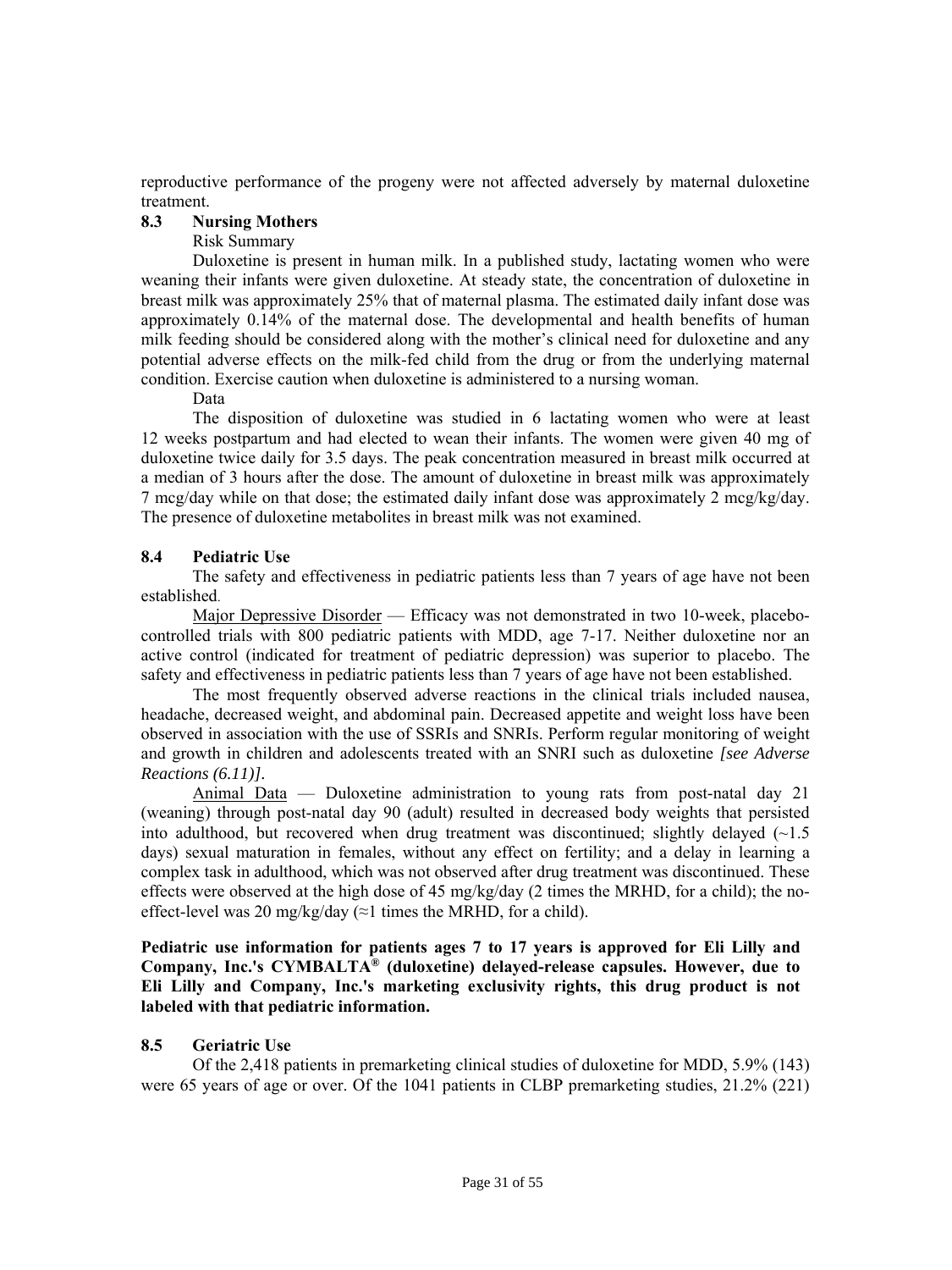reproductive performance of the progeny were not affected adversely by maternal duloxetine treatment.

### 8.3 Nursing Mothers

Risk Summary

Duloxetine is present in human milk. In a published study, lactating women who were weaning their infants were given duloxetine. At steady state, the concentration of duloxetine in breast milk was approximately 25% that of maternal plasma. The estimated daily infant dose was approximately 0.14% of the maternal dose. The developmental and health benefits of human milk feeding should be considered along with the mother's clinical need for duloxetine and any potential adverse effects on the milk-fed child from the drug or from the underlying maternal condition. Exercise caution when duloxetine is administered to a nursing woman.

Data

The disposition of duloxetine was studied in 6 lactating women who were at least 12 weeks postpartum and had elected to wean their infants. The women were given 40 mg of duloxetine twice daily for 3.5 days. The peak concentration measured in breast milk occurred at a median of 3 hours after the dose. The amount of duloxetine in breast milk was approximately 7 mcg/day while on that dose; the estimated daily infant dose was approximately 2 mcg/kg/day. The presence of duloxetine metabolites in breast milk was not examined.

### 8.4 Pediatric Use

The safety and effectiveness in pediatric patients less than 7 years of age have not been established.

Major Depressive Disorder — Efficacy was not demonstrated in two 10-week, placebo-controlled trials with 800 pediatric patients with MDD, age 7-17. Neither duloxetine nor an active control (indicated for treatment of pediatric depression) was superior to placebo. The safety and effectiveness in pediatric patients less than 7 years of age have not been established.

The most frequently observed adverse reactions in the clinical trials included nausea, headache, decreased weight, and abdominal pain. Decreased appetite and weight loss have been observed in association with the use of SSRIs and SNRIs. Perform regular monitoring of weight and growth in children and adolescents treated with an SNRI such as duloxetine *[see Adverse Reactions (6.11)]*.

Animal Data — Duloxetine administration to young rats from post-natal day 21 (weaning) through post-natal day 90 (adult) resulted in decreased body weights that persisted into adulthood, but recovered when drug treatment was discontinued; slightly delayed (~1.5 days) sexual maturation in females, without any effect on fertility; and a delay in learning a complex task in adulthood, which was not observed after drug treatment was discontinued. These effects were observed at the high dose of 45 mg/kg/day (2 times the MRHD, for a child); the no-effect-level was 20 mg/kg/day (≈1 times the MRHD, for a child).

**Pediatric use information for patients ages 7 to 17 years is approved for Eli Lilly and Company, Inc.'s CYMBALTA® (duloxetine) delayed-release capsules. However, due to Eli Lilly and Company, Inc.'s marketing exclusivity rights, this drug product is not labeled with that pediatric information.**

### 8.5 Geriatric Use

Of the 2,418 patients in premarketing clinical studies of duloxetine for MDD, 5.9% (143) were 65 years of age or over. Of the 1041 patients in CLBP premarketing studies, 21.2% (221)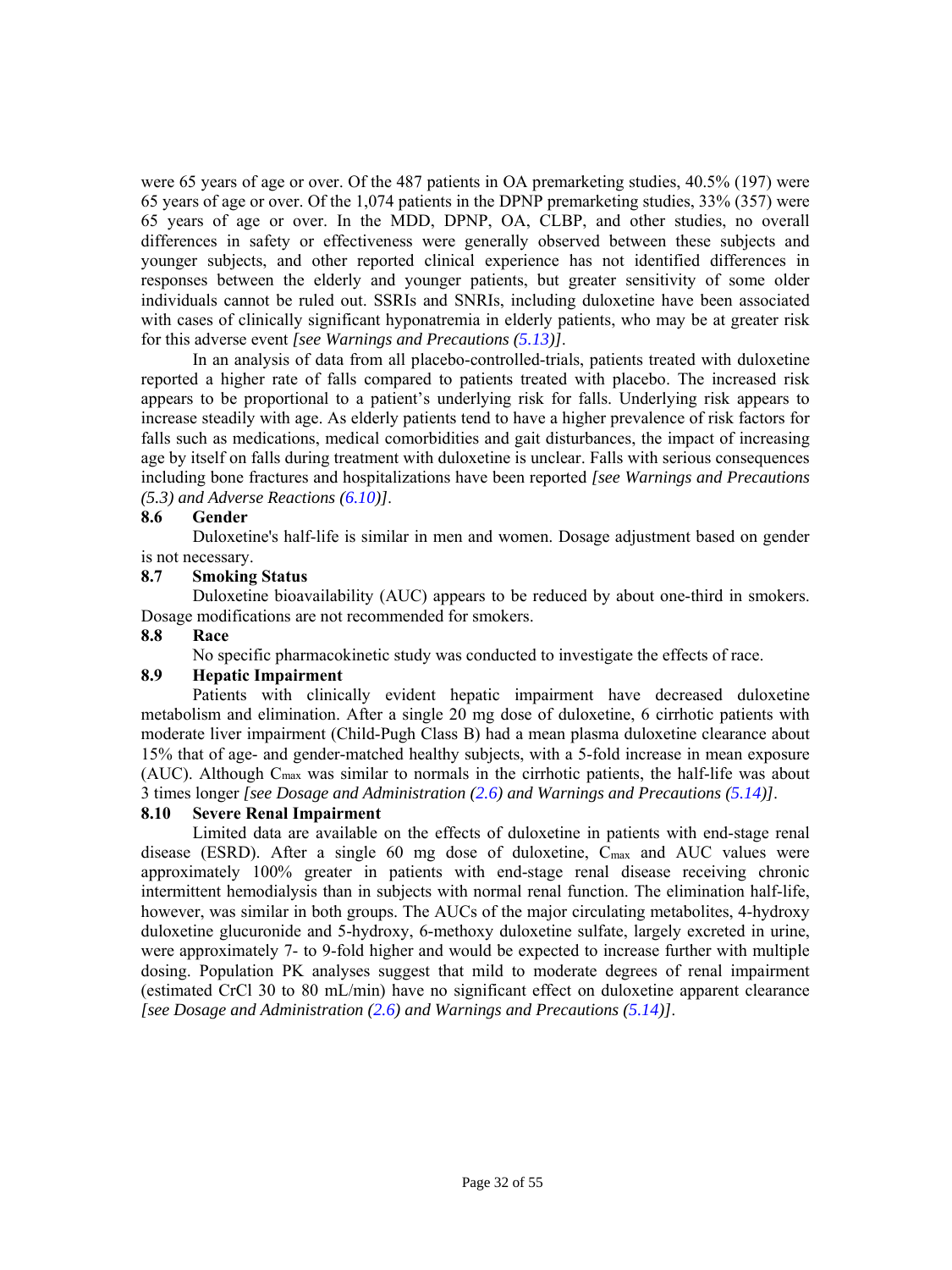were 65 years of age or over. Of the 487 patients in OA premarketing studies, 40.5% (197) were 65 years of age or over. Of the 1,074 patients in the DPNP premarketing studies, 33% (357) were 65 years of age or over. In the MDD, DPNP, OA, CLBP, and other studies, no overall differences in safety or effectiveness were generally observed between these subjects and younger subjects, and other reported clinical experience has not identified differences in responses between the elderly and younger patients, but greater sensitivity of some older individuals cannot be ruled out. SSRIs and SNRIs, including duloxetine have been associated with cases of clinically significant hyponatremia in elderly patients, who may be at greater risk for this adverse event *[see Warnings and Precautions (5.13)]*.

In an analysis of data from all placebo-controlled-trials, patients treated with duloxetine reported a higher rate of falls compared to patients treated with placebo. The increased risk appears to be proportional to a patient's underlying risk for falls. Underlying risk appears to increase steadily with age. As elderly patients tend to have a higher prevalence of risk factors for falls such as medications, medical comorbidities and gait disturbances, the impact of increasing age by itself on falls during treatment with duloxetine is unclear. Falls with serious consequences including bone fractures and hospitalizations have been reported *[see Warnings and Precautions (5.3) and Adverse Reactions (6.10)]*.

### 8.6 Gender

Duloxetine's half-life is similar in men and women. Dosage adjustment based on gender is not necessary.

### 8.7 Smoking Status

Duloxetine bioavailability (AUC) appears to be reduced by about one-third in smokers. Dosage modifications are not recommended for smokers.

### 8.8 Race

No specific pharmacokinetic study was conducted to investigate the effects of race.

### 8.9 Hepatic Impairment

Patients with clinically evident hepatic impairment have decreased duloxetine metabolism and elimination. After a single 20 mg dose of duloxetine, 6 cirrhotic patients with moderate liver impairment (Child-Pugh Class B) had a mean plasma duloxetine clearance about 15% that of age- and gender-matched healthy subjects, with a 5-fold increase in mean exposure (AUC). Although $C_{max}$ was similar to normals in the cirrhotic patients, the half-life was about 3 times longer *[see Dosage and Administration (2.6) and Warnings and Precautions (5.14)]*.

### 8.10 Severe Renal Impairment

Limited data are available on the effects of duloxetine in patients with end-stage renal disease (ESRD). After a single 60 mg dose of duloxetine, $C_{max}$ and AUC values were approximately 100% greater in patients with end-stage renal disease receiving chronic intermittent hemodialysis than in subjects with normal renal function. The elimination half-life, however, was similar in both groups. The AUCs of the major circulating metabolites, 4-hydroxy duloxetine glucuronide and 5-hydroxy, 6-methoxy duloxetine sulfate, largely excreted in urine, were approximately 7- to 9-fold higher and would be expected to increase further with multiple dosing. Population PK analyses suggest that mild to moderate degrees of renal impairment (estimated CrCl 30 to 80 mL/min) have no significant effect on duloxetine apparent clearance *[see Dosage and Administration (2.6) and Warnings and Precautions (5.14)]*.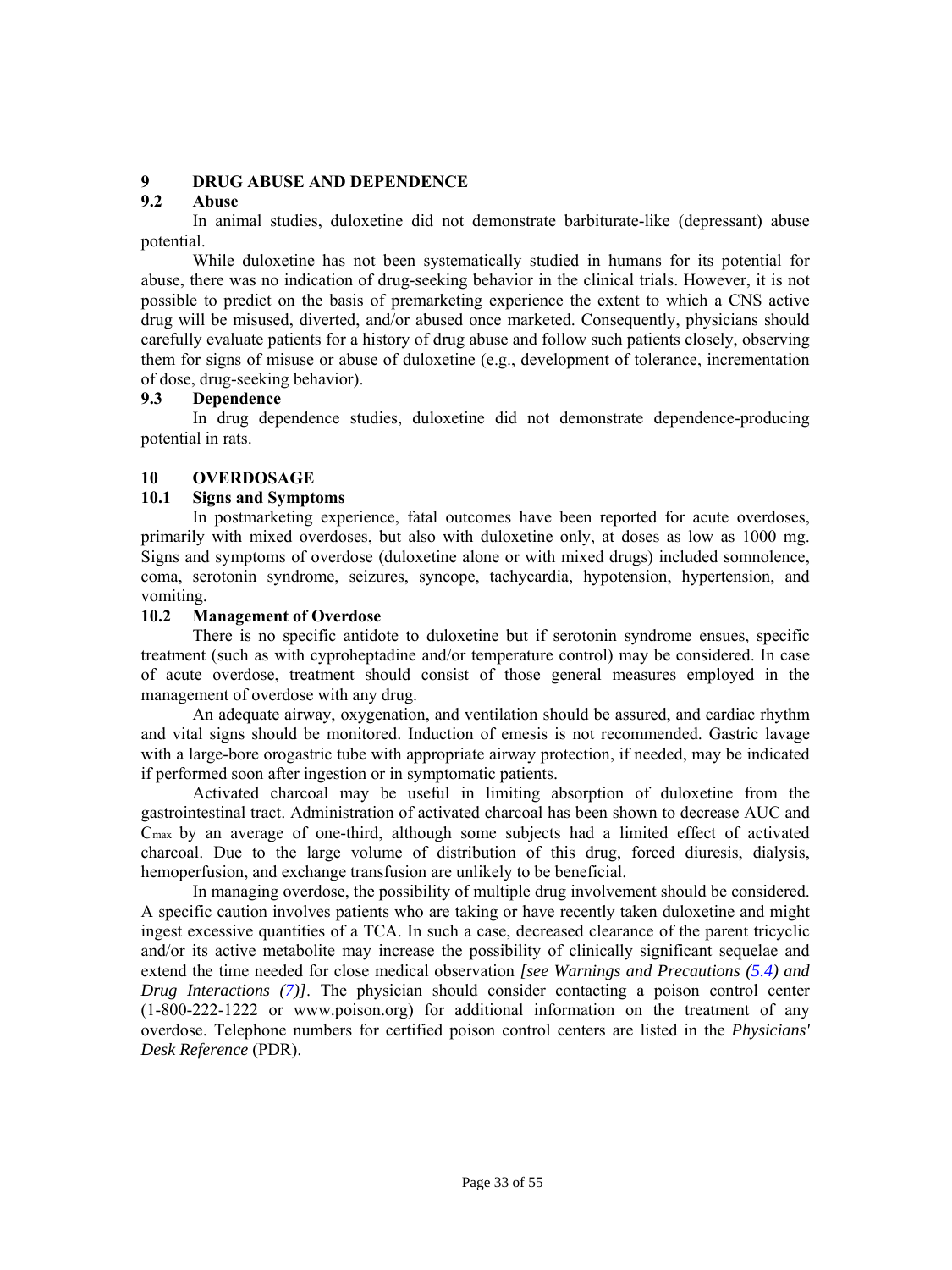## 9 DRUG ABUSE AND DEPENDENCE

### 9.2 Abuse

In animal studies, duloxetine did not demonstrate barbiturate-like (depressant) abuse potential.

While duloxetine has not been systematically studied in humans for its potential for abuse, there was no indication of drug-seeking behavior in the clinical trials. However, it is not possible to predict on the basis of premarketing experience the extent to which a CNS active drug will be misused, diverted, and/or abused once marketed. Consequently, physicians should carefully evaluate patients for a history of drug abuse and follow such patients closely, observing them for signs of misuse or abuse of duloxetine (e.g., development of tolerance, incrementation of dose, drug-seeking behavior).

### 9.3 Dependence

In drug dependence studies, duloxetine did not demonstrate dependence-producing potential in rats.

## 10 OVERDOSAGE

### 10.1 Signs and Symptoms

In postmarketing experience, fatal outcomes have been reported for acute overdoses, primarily with mixed overdoses, but also with duloxetine only, at doses as low as 1000 mg. Signs and symptoms of overdose (duloxetine alone or with mixed drugs) included somnolence, coma, serotonin syndrome, seizures, syncope, tachycardia, hypotension, hypertension, and vomiting.

### 10.2 Management of Overdose

There is no specific antidote to duloxetine but if serotonin syndrome ensues, specific treatment (such as with cyproheptadine and/or temperature control) may be considered. In case of acute overdose, treatment should consist of those general measures employed in the management of overdose with any drug.

An adequate airway, oxygenation, and ventilation should be assured, and cardiac rhythm and vital signs should be monitored. Induction of emesis is not recommended. Gastric lavage with a large-bore orogastric tube with appropriate airway protection, if needed, may be indicated if performed soon after ingestion or in symptomatic patients.

Activated charcoal may be useful in limiting absorption of duloxetine from the gastrointestinal tract. Administration of activated charcoal has been shown to decrease AUC and $C_{max}$ by an average of one-third, although some subjects had a limited effect of activated charcoal. Due to the large volume of distribution of this drug, forced diuresis, dialysis, hemoperfusion, and exchange transfusion are unlikely to be beneficial.

In managing overdose, the possibility of multiple drug involvement should be considered. A specific caution involves patients who are taking or have recently taken duloxetine and might ingest excessive quantities of a TCA. In such a case, decreased clearance of the parent tricyclic and/or its active metabolite may increase the possibility of clinically significant sequelae and extend the time needed for close medical observation *[see Warnings and Precautions (5.4) and Drug Interactions (7)]*. The physician should consider contacting a poison control center (1-800-222-1222 or www.poison.org) for additional information on the treatment of any overdose. Telephone numbers for certified poison control centers are listed in the *Physicians' Desk Reference* (PDR).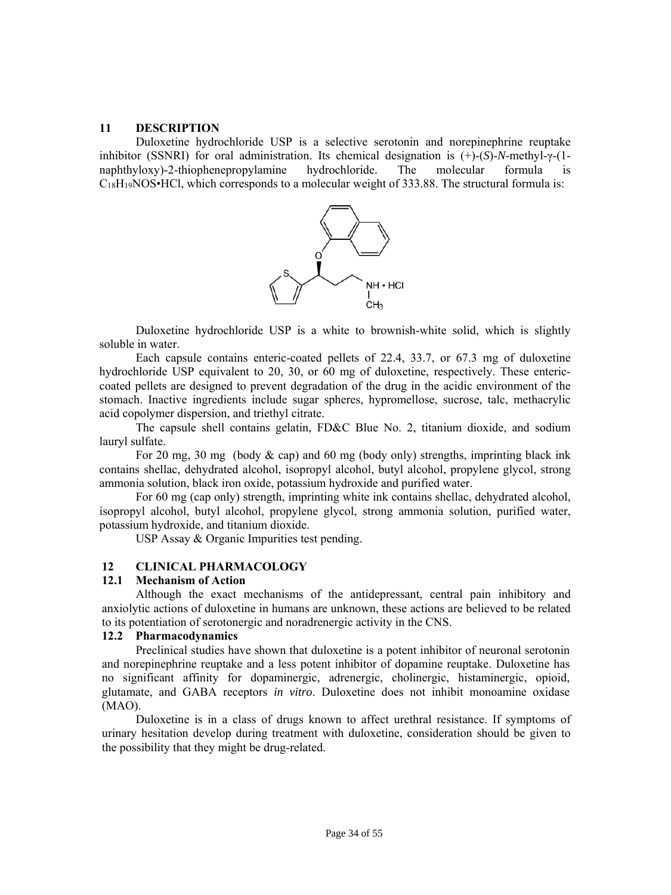## 11 DESCRIPTION

Duloxetine hydrochloride USP is a selective serotonin and norepinephrine reuptake inhibitor (SSNRI) for oral administration. Its chemical designation is (+)-(*S*)-*N*-methyl-γ-(1-naphthyloxy)-2-thiophenepropylamine hydrochloride. The molecular formula is $C_{18}H_{19}NOS$•HCl, which corresponds to a molecular weight of 333.88. The structural formula is:

Duloxetine hydrochloride USP is a white to brownish-white solid, which is slightly soluble in water.

Each capsule contains enteric-coated pellets of 22.4, 33.7, or 67.3 mg of duloxetine hydrochloride USP equivalent to 20, 30, or 60 mg of duloxetine, respectively. These enteric-coated pellets are designed to prevent degradation of the drug in the acidic environment of the stomach. Inactive ingredients include sugar spheres, hypromellose, sucrose, talc, methacrylic acid copolymer dispersion, and triethyl citrate.

The capsule shell contains gelatin, FD&C Blue No. 2, titanium dioxide, and sodium lauryl sulfate.

For 20 mg, 30 mg (body & cap) and 60 mg (body only) strengths, imprinting black ink contains shellac, dehydrated alcohol, isopropyl alcohol, butyl alcohol, propylene glycol, strong ammonia solution, black iron oxide, potassium hydroxide and purified water.

For 60 mg (cap only) strength, imprinting white ink contains shellac, dehydrated alcohol, isopropyl alcohol, butyl alcohol, propylene glycol, strong ammonia solution, purified water, potassium hydroxide, and titanium dioxide.

USP Assay & Organic Impurities test pending.

## 12 CLINICAL PHARMACOLOGY

### 12.1 Mechanism of Action

Although the exact mechanisms of the antidepressant, central pain inhibitory and anxiolytic actions of duloxetine in humans are unknown, these actions are believed to be related to its potentiation of serotonergic and noradrenergic activity in the CNS.

### 12.2 Pharmacodynamics

Preclinical studies have shown that duloxetine is a potent inhibitor of neuronal serotonin and norepinephrine reuptake and a less potent inhibitor of dopamine reuptake. Duloxetine has no significant affinity for dopaminergic, adrenergic, cholinergic, histaminergic, opioid, glutamate, and GABA receptors *in vitro*. Duloxetine does not inhibit monoamine oxidase (MAO).

Duloxetine is in a class of drugs known to affect urethral resistance. If symptoms of urinary hesitation develop during treatment with duloxetine, consideration should be given to the possibility that they might be drug-related.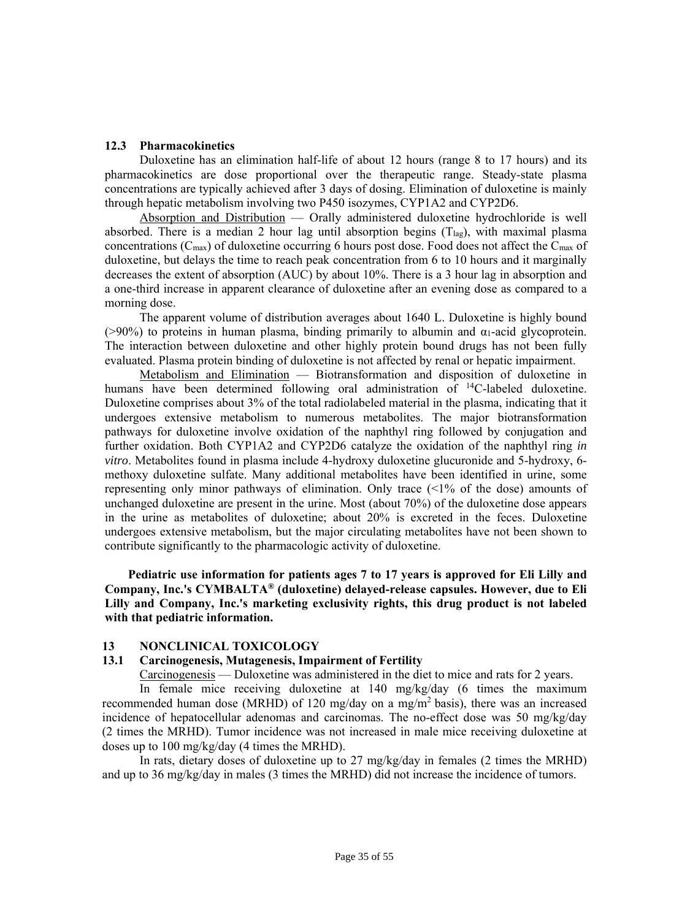### 12.3 Pharmacokinetics

Duloxetine has an elimination half-life of about 12 hours (range 8 to 17 hours) and its pharmacokinetics are dose proportional over the therapeutic range. Steady-state plasma concentrations are typically achieved after 3 days of dosing. Elimination of duloxetine is mainly through hepatic metabolism involving two P450 isozymes, CYP1A2 and CYP2D6.

Absorption and Distribution — Orally administered duloxetine hydrochloride is well absorbed. There is a median 2 hour lag until absorption begins ($T_{lag}$), with maximal plasma concentrations ($C_{max}$) of duloxetine occurring 6 hours post dose. Food does not affect the $C_{max}$ of duloxetine, but delays the time to reach peak concentration from 6 to 10 hours and it marginally decreases the extent of absorption (AUC) by about 10%. There is a 3 hour lag in absorption and a one-third increase in apparent clearance of duloxetine after an evening dose as compared to a morning dose.

The apparent volume of distribution averages about 1640 L. Duloxetine is highly bound (>90%) to proteins in human plasma, binding primarily to albumin and $\alpha_1$-acid glycoprotein. The interaction between duloxetine and other highly protein bound drugs has not been fully evaluated. Plasma protein binding of duloxetine is not affected by renal or hepatic impairment.

Metabolism and Elimination — Biotransformation and disposition of duloxetine in humans have been determined following oral administration of $^{14}$C-labeled duloxetine. Duloxetine comprises about 3% of the total radiolabeled material in the plasma, indicating that it undergoes extensive metabolism to numerous metabolites. The major biotransformation pathways for duloxetine involve oxidation of the naphthyl ring followed by conjugation and further oxidation. Both CYP1A2 and CYP2D6 catalyze the oxidation of the naphthyl ring *in vitro*. Metabolites found in plasma include 4-hydroxy duloxetine glucuronide and 5-hydroxy, 6-methoxy duloxetine sulfate. Many additional metabolites have been identified in urine, some representing only minor pathways of elimination. Only trace (<1% of the dose) amounts of unchanged duloxetine are present in the urine. Most (about 70%) of the duloxetine dose appears in the urine as metabolites of duloxetine; about 20% is excreted in the feces. Duloxetine undergoes extensive metabolism, but the major circulating metabolites have not been shown to contribute significantly to the pharmacologic activity of duloxetine.

**Pediatric use information for patients ages 7 to 17 years is approved for Eli Lilly and Company, Inc.'s CYMBALTA® (duloxetine) delayed-release capsules. However, due to Eli Lilly and Company, Inc.'s marketing exclusivity rights, this drug product is not labeled with that pediatric information.**

## 13 NONCLINICAL TOXICOLOGY

### 13.1 Carcinogenesis, Mutagenesis, Impairment of Fertility

Carcinogenesis — Duloxetine was administered in the diet to mice and rats for 2 years.

In female mice receiving duloxetine at 140 mg/kg/day (6 times the maximum recommended human dose (MRHD) of 120 mg/day on a mg/m$^2$ basis), there was an increased incidence of hepatocellular adenomas and carcinomas. The no-effect dose was 50 mg/kg/day (2 times the MRHD). Tumor incidence was not increased in male mice receiving duloxetine at doses up to 100 mg/kg/day (4 times the MRHD).

In rats, dietary doses of duloxetine up to 27 mg/kg/day in females (2 times the MRHD) and up to 36 mg/kg/day in males (3 times the MRHD) did not increase the incidence of tumors.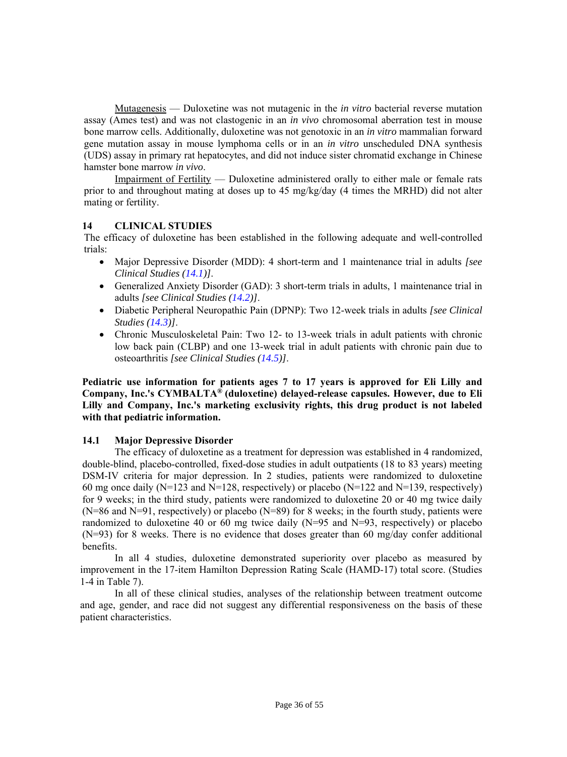Mutagenesis — Duloxetine was not mutagenic in the *in vitro* bacterial reverse mutation assay (Ames test) and was not clastogenic in an *in vivo* chromosomal aberration test in mouse bone marrow cells. Additionally, duloxetine was not genotoxic in an *in vitro* mammalian forward gene mutation assay in mouse lymphoma cells or in an *in vitro* unscheduled DNA synthesis (UDS) assay in primary rat hepatocytes, and did not induce sister chromatid exchange in Chinese hamster bone marrow *in vivo*.

Impairment of Fertility — Duloxetine administered orally to either male or female rats prior to and throughout mating at doses up to 45 mg/kg/day (4 times the MRHD) did not alter mating or fertility.

## 14 CLINICAL STUDIES

The efficacy of duloxetine has been established in the following adequate and well-controlled trials:

- Major Depressive Disorder (MDD): 4 short-term and 1 maintenance trial in adults *[see Clinical Studies (14.1)]*.
- Generalized Anxiety Disorder (GAD): 3 short-term trials in adults, 1 maintenance trial in adults *[see Clinical Studies (14.2)]*.
- Diabetic Peripheral Neuropathic Pain (DPNP): Two 12-week trials in adults *[see Clinical Studies (14.3)]*.
- Chronic Musculoskeletal Pain: Two 12- to 13-week trials in adult patients with chronic low back pain (CLBP) and one 13-week trial in adult patients with chronic pain due to osteoarthritis *[see Clinical Studies (14.5)]*.

**Pediatric use information for patients ages 7 to 17 years is approved for Eli Lilly and Company, Inc.'s CYMBALTA® (duloxetine) delayed-release capsules. However, due to Eli Lilly and Company, Inc.'s marketing exclusivity rights, this drug product is not labeled with that pediatric information.**

### 14.1 Major Depressive Disorder

The efficacy of duloxetine as a treatment for depression was established in 4 randomized, double-blind, placebo-controlled, fixed-dose studies in adult outpatients (18 to 83 years) meeting DSM-IV criteria for major depression. In 2 studies, patients were randomized to duloxetine 60 mg once daily (N=123 and N=128, respectively) or placebo (N=122 and N=139, respectively) for 9 weeks; in the third study, patients were randomized to duloxetine 20 or 40 mg twice daily (N=86 and N=91, respectively) or placebo (N=89) for 8 weeks; in the fourth study, patients were randomized to duloxetine 40 or 60 mg twice daily (N=95 and N=93, respectively) or placebo (N=93) for 8 weeks. There is no evidence that doses greater than 60 mg/day confer additional benefits.

In all 4 studies, duloxetine demonstrated superiority over placebo as measured by improvement in the 17-item Hamilton Depression Rating Scale (HAMD-17) total score. (Studies 1-4 in Table 7).

In all of these clinical studies, analyses of the relationship between treatment outcome and age, gender, and race did not suggest any differential responsiveness on the basis of these patient characteristics.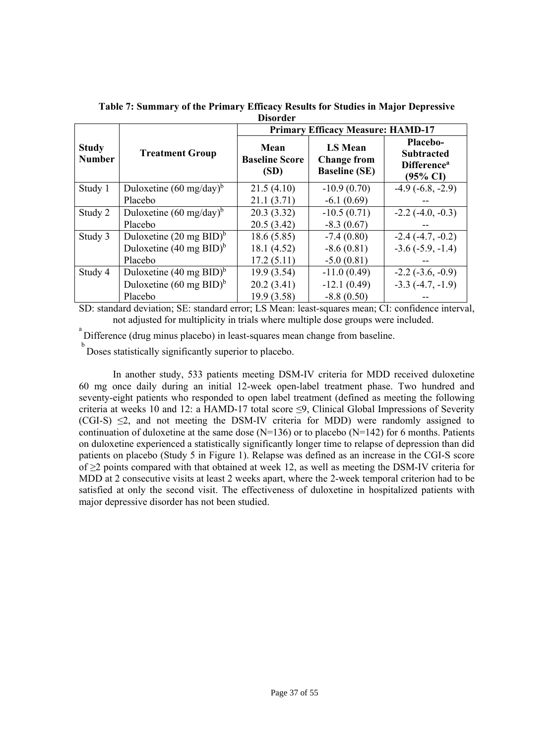**Table 7: Summary of the Primary Efficacy Results for Studies in Major Depressive Disorder**

| Study Number | Treatment Group | Primary Efficacy Measure: HAMD-17 | | |
|---|---|---|---|---|
| | | Mean Baseline Score (SD) | LS Mean Change from Baseline (SE) | Placebo-Subtracted Difference[a] (95% CI) |
| Study 1 | Duloxetine (60 mg/day)[b] | 21.5 (4.10) | -10.9 (0.70) | -4.9 (-6.8, -2.9) |
| | Placebo | 21.1 (3.71) | -6.1 (0.69) | -- |
| Study 2 | Duloxetine (60 mg/day)[b] | 20.3 (3.32) | -10.5 (0.71) | -2.2 (-4.0, -0.3) |
| | Placebo | 20.5 (3.42) | -8.3 (0.67) | -- |
| Study 3 | Duloxetine (20 mg BID)[b] | 18.6 (5.85) | -7.4 (0.80) | -2.4 (-4.7, -0.2) |
| | Duloxetine (40 mg BID)[b] | 18.1 (4.52) | -8.6 (0.81) | -3.6 (-5.9, -1.4) |
| | Placebo | 17.2 (5.11) | -5.0 (0.81) | -- |
| Study 4 | Duloxetine (40 mg BID)[b] | 19.9 (3.54) | -11.0 (0.49) | -2.2 (-3.6, -0.9) |
| | Duloxetine (60 mg BID)[b] | 20.2 (3.41) | -12.1 (0.49) | -3.3 (-4.7, -1.9) |
| | Placebo | 19.9 (3.58) | -8.8 (0.50) | -- |

SD: standard deviation; SE: standard error; LS Mean: least-squares mean; CI: confidence interval, not adjusted for multiplicity in trials where multiple dose groups were included.

[a] Difference (drug minus placebo) in least-squares mean change from baseline.

[b] Doses statistically significantly superior to placebo.

In another study, 533 patients meeting DSM-IV criteria for MDD received duloxetine 60 mg once daily during an initial 12-week open-label treatment phase. Two hundred and seventy-eight patients who responded to open label treatment (defined as meeting the following criteria at weeks 10 and 12: a HAMD-17 total score ≤9, Clinical Global Impressions of Severity (CGI-S) ≤2, and not meeting the DSM-IV criteria for MDD) were randomly assigned to continuation of duloxetine at the same dose (N=136) or to placebo (N=142) for 6 months. Patients on duloxetine experienced a statistically significantly longer time to relapse of depression than did patients on placebo (Study 5 in Figure 1). Relapse was defined as an increase in the CGI-S score of ≥2 points compared with that obtained at week 12, as well as meeting the DSM-IV criteria for MDD at 2 consecutive visits at least 2 weeks apart, where the 2-week temporal criterion had to be satisfied at only the second visit. The effectiveness of duloxetine in hospitalized patients with major depressive disorder has not been studied.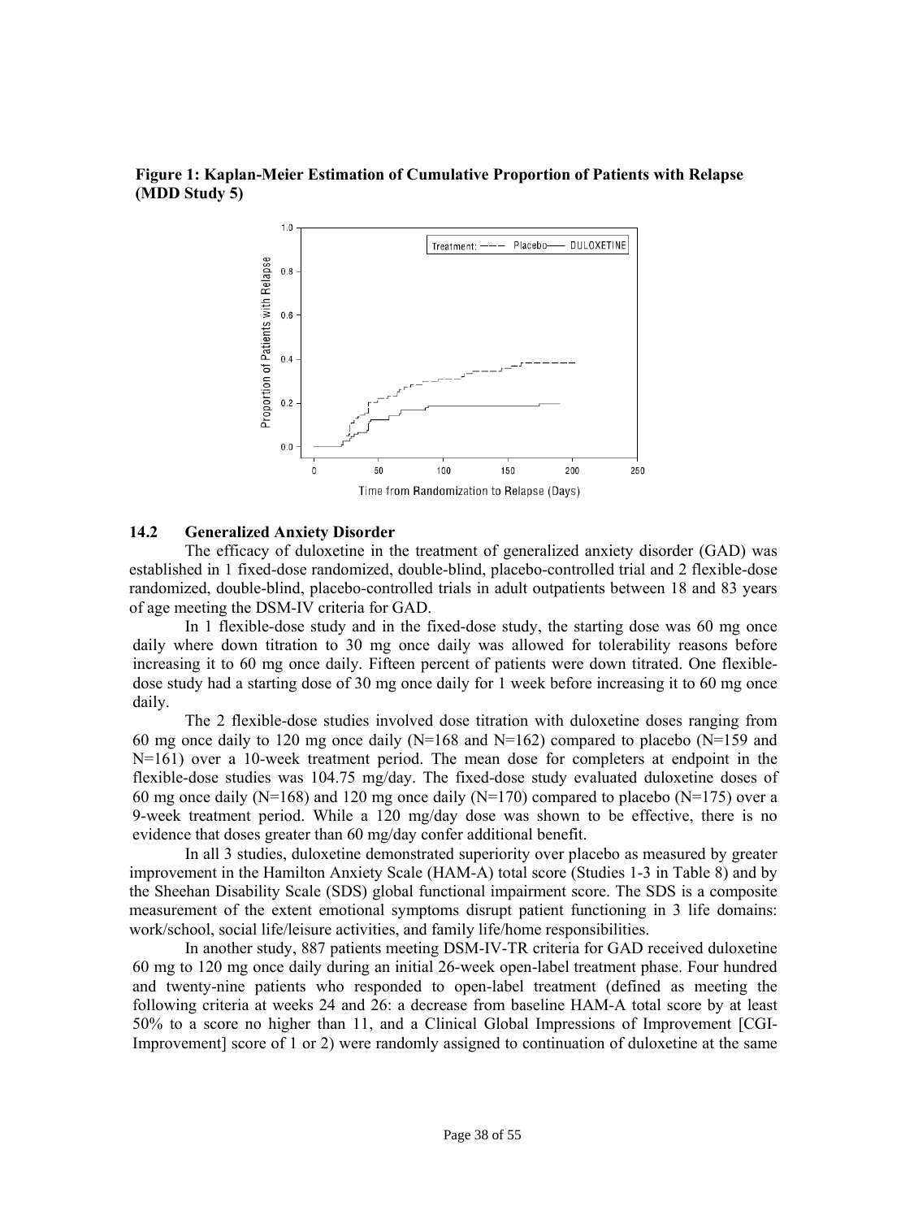**Figure 1: Kaplan-Meier Estimation of Cumulative Proportion of Patients with Relapse (MDD Study 5)**

### 14.2 Generalized Anxiety Disorder

The efficacy of duloxetine in the treatment of generalized anxiety disorder (GAD) was established in 1 fixed-dose randomized, double-blind, placebo-controlled trial and 2 flexible-dose randomized, double-blind, placebo-controlled trials in adult outpatients between 18 and 83 years of age meeting the DSM-IV criteria for GAD.

In 1 flexible-dose study and in the fixed-dose study, the starting dose was 60 mg once daily where down titration to 30 mg once daily was allowed for tolerability reasons before increasing it to 60 mg once daily. Fifteen percent of patients were down titrated. One flexible-dose study had a starting dose of 30 mg once daily for 1 week before increasing it to 60 mg once daily.

The 2 flexible-dose studies involved dose titration with duloxetine doses ranging from 60 mg once daily to 120 mg once daily (N=168 and N=162) compared to placebo (N=159 and N=161) over a 10-week treatment period. The mean dose for completers at endpoint in the flexible-dose studies was 104.75 mg/day. The fixed-dose study evaluated duloxetine doses of 60 mg once daily (N=168) and 120 mg once daily (N=170) compared to placebo (N=175) over a 9-week treatment period. While a 120 mg/day dose was shown to be effective, there is no evidence that doses greater than 60 mg/day confer additional benefit.

In all 3 studies, duloxetine demonstrated superiority over placebo as measured by greater improvement in the Hamilton Anxiety Scale (HAM-A) total score (Studies 1-3 in Table 8) and by the Sheehan Disability Scale (SDS) global functional impairment score. The SDS is a composite measurement of the extent emotional symptoms disrupt patient functioning in 3 life domains: work/school, social life/leisure activities, and family life/home responsibilities.

In another study, 887 patients meeting DSM-IV-TR criteria for GAD received duloxetine 60 mg to 120 mg once daily during an initial 26-week open-label treatment phase. Four hundred and twenty-nine patients who responded to open-label treatment (defined as meeting the following criteria at weeks 24 and 26: a decrease from baseline HAM-A total score by at least 50% to a score no higher than 11, and a Clinical Global Impressions of Improvement [CGI-Improvement] score of 1 or 2) were randomly assigned to continuation of duloxetine at the same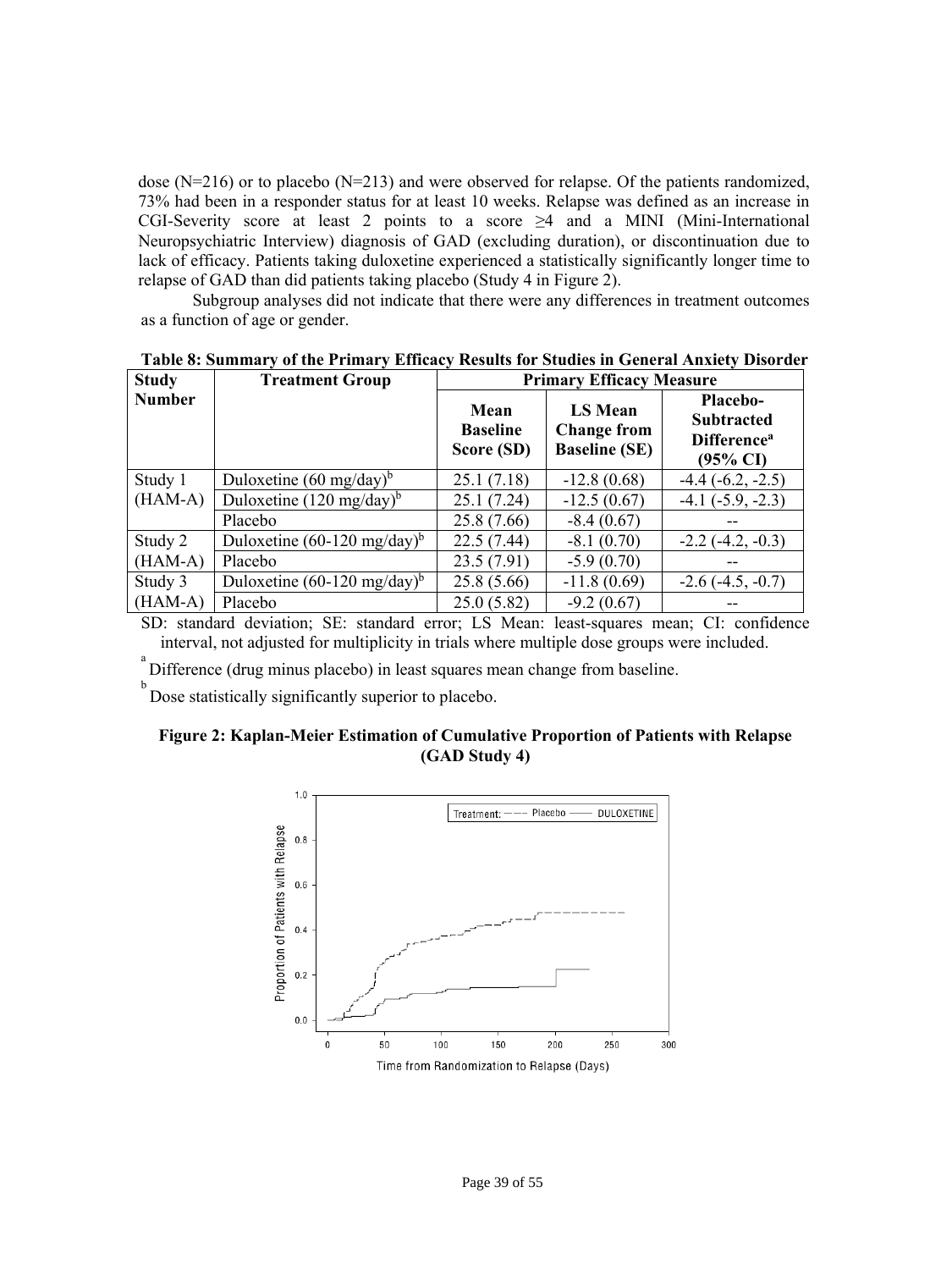dose (N=216) or to placebo (N=213) and were observed for relapse. Of the patients randomized, 73% had been in a responder status for at least 10 weeks. Relapse was defined as an increase in CGI-Severity score at least 2 points to a score ≥4 and a MINI (Mini-International Neuropsychiatric Interview) diagnosis of GAD (excluding duration), or discontinuation due to lack of efficacy. Patients taking duloxetine experienced a statistically significantly longer time to relapse of GAD than did patients taking placebo (Study 4 in Figure 2).

Subgroup analyses did not indicate that there were any differences in treatment outcomes as a function of age or gender.

**Table 8: Summary of the Primary Efficacy Results for Studies in General Anxiety Disorder**

| Study Number | Treatment Group | Primary Efficacy Measure | | |
|---|---|---|---|---|
| | | Mean Baseline Score (SD) | LS Mean Change from Baseline (SE) | Placebo-Subtracted Difference[a] (95% CI) |
| Study 1 (HAM-A) | Duloxetine (60 mg/day)[b] | 25.1 (7.18) | -12.8 (0.68) | -4.4 (-6.2, -2.5) |
| | Duloxetine (120 mg/day)[b] | 25.1 (7.24) | -12.5 (0.67) | -4.1 (-5.9, -2.3) |
| | Placebo | 25.8 (7.66) | -8.4 (0.67) | -- |
| Study 2 (HAM-A) | Duloxetine (60-120 mg/day)[b] | 22.5 (7.44) | -8.1 (0.70) | -2.2 (-4.2, -0.3) |
| | Placebo | 23.5 (7.91) | -5.9 (0.70) | -- |
| Study 3 (HAM-A) | Duloxetine (60-120 mg/day)[b] | 25.8 (5.66) | -11.8 (0.69) | -2.6 (-4.5, -0.7) |
| | Placebo | 25.0 (5.82) | -9.2 (0.67) | -- |

SD: standard deviation; SE: standard error; LS Mean: least-squares mean; CI: confidence interval, not adjusted for multiplicity in trials where multiple dose groups were included.

[a] Difference (drug minus placebo) in least squares mean change from baseline.

[b] Dose statistically significantly superior to placebo.

**Figure 2: Kaplan-Meier Estimation of Cumulative Proportion of Patients with Relapse (GAD Study 4)**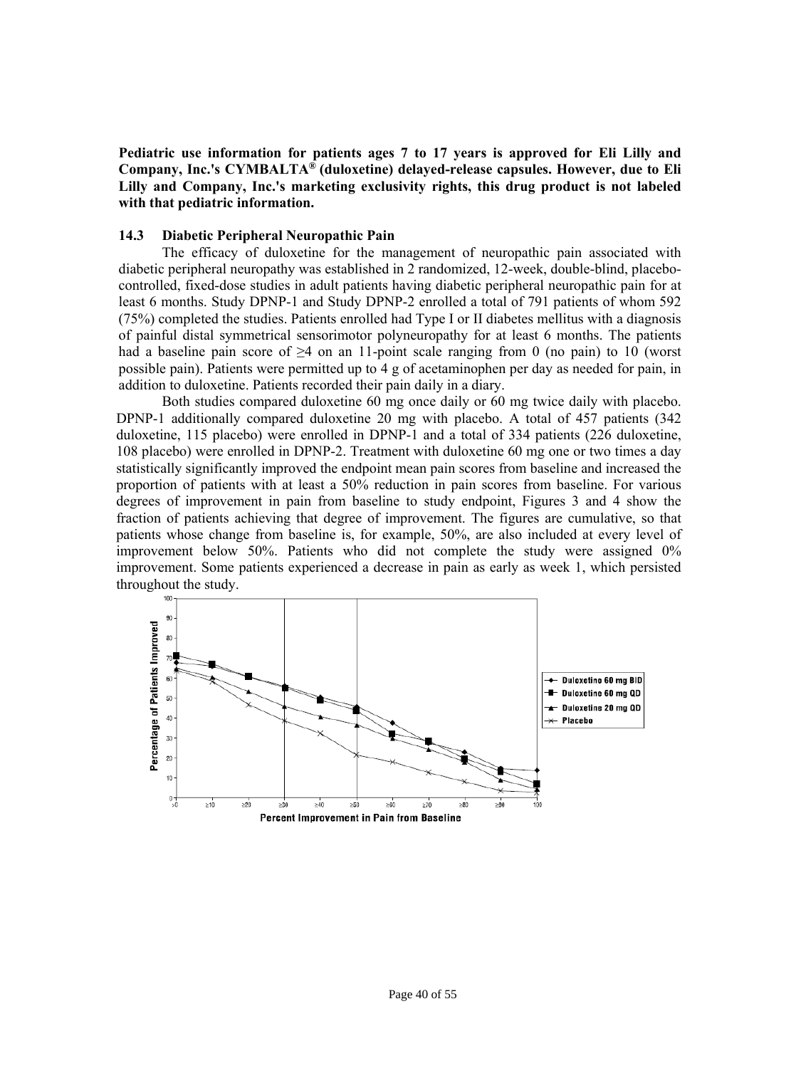**Pediatric use information for patients ages 7 to 17 years is approved for Eli Lilly and Company, Inc.'s CYMBALTA® (duloxetine) delayed-release capsules. However, due to Eli Lilly and Company, Inc.'s marketing exclusivity rights, this drug product is not labeled with that pediatric information.**

### 14.3 Diabetic Peripheral Neuropathic Pain

The efficacy of duloxetine for the management of neuropathic pain associated with diabetic peripheral neuropathy was established in 2 randomized, 12-week, double-blind, placebo-controlled, fixed-dose studies in adult patients having diabetic peripheral neuropathic pain for at least 6 months. Study DPNP-1 and Study DPNP-2 enrolled a total of 791 patients of whom 592 (75%) completed the studies. Patients enrolled had Type I or II diabetes mellitus with a diagnosis of painful distal symmetrical sensorimotor polyneuropathy for at least 6 months. The patients had a baseline pain score of ≥4 on an 11-point scale ranging from 0 (no pain) to 10 (worst possible pain). Patients were permitted up to 4 g of acetaminophen per day as needed for pain, in addition to duloxetine. Patients recorded their pain daily in a diary.

Both studies compared duloxetine 60 mg once daily or 60 mg twice daily with placebo. DPNP-1 additionally compared duloxetine 20 mg with placebo. A total of 457 patients (342 duloxetine, 115 placebo) were enrolled in DPNP-1 and a total of 334 patients (226 duloxetine, 108 placebo) were enrolled in DPNP-2. Treatment with duloxetine 60 mg one or two times a day statistically significantly improved the endpoint mean pain scores from baseline and increased the proportion of patients with at least a 50% reduction in pain scores from baseline. For various degrees of improvement in pain from baseline to study endpoint, Figures 3 and 4 show the fraction of patients achieving that degree of improvement. The figures are cumulative, so that patients whose change from baseline is, for example, 50%, are also included at every level of improvement below 50%. Patients who did not complete the study were assigned 0% improvement. Some patients experienced a decrease in pain as early as week 1, which persisted throughout the study.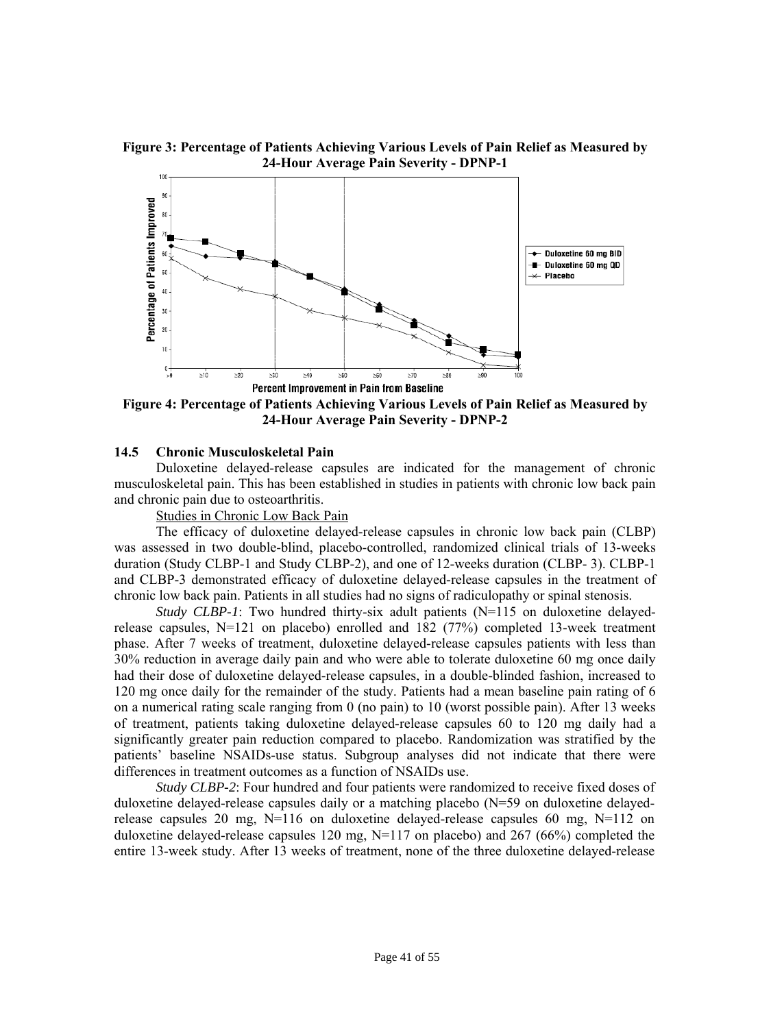**Figure 3: Percentage of Patients Achieving Various Levels of Pain Relief as Measured by 24-Hour Average Pain Severity - DPNP-1**

**Figure 4: Percentage of Patients Achieving Various Levels of Pain Relief as Measured by 24-Hour Average Pain Severity - DPNP-2**

### 14.5 Chronic Musculoskeletal Pain

Duloxetine delayed-release capsules are indicated for the management of chronic musculoskeletal pain. This has been established in studies in patients with chronic low back pain and chronic pain due to osteoarthritis.

Studies in Chronic Low Back Pain

The efficacy of duloxetine delayed-release capsules in chronic low back pain (CLBP) was assessed in two double-blind, placebo-controlled, randomized clinical trials of 13-weeks duration (Study CLBP-1 and Study CLBP-2), and one of 12-weeks duration (CLBP- 3). CLBP-1 and CLBP-3 demonstrated efficacy of duloxetine delayed-release capsules in the treatment of chronic low back pain. Patients in all studies had no signs of radiculopathy or spinal stenosis.

*Study CLBP-1*: Two hundred thirty-six adult patients (N=115 on duloxetine delayed-release capsules, N=121 on placebo) enrolled and 182 (77%) completed 13-week treatment phase. After 7 weeks of treatment, duloxetine delayed-release capsules patients with less than 30% reduction in average daily pain and who were able to tolerate duloxetine 60 mg once daily had their dose of duloxetine delayed-release capsules, in a double-blinded fashion, increased to 120 mg once daily for the remainder of the study. Patients had a mean baseline pain rating of 6 on a numerical rating scale ranging from 0 (no pain) to 10 (worst possible pain). After 13 weeks of treatment, patients taking duloxetine delayed-release capsules 60 to 120 mg daily had a significantly greater pain reduction compared to placebo. Randomization was stratified by the patients' baseline NSAIDs-use status. Subgroup analyses did not indicate that there were differences in treatment outcomes as a function of NSAIDs use.

*Study CLBP-2*: Four hundred and four patients were randomized to receive fixed doses of duloxetine delayed-release capsules daily or a matching placebo (N=59 on duloxetine delayed-release capsules 20 mg, N=116 on duloxetine delayed-release capsules 60 mg, N=112 on duloxetine delayed-release capsules 120 mg, N=117 on placebo) and 267 (66%) completed the entire 13-week study. After 13 weeks of treatment, none of the three duloxetine delayed-release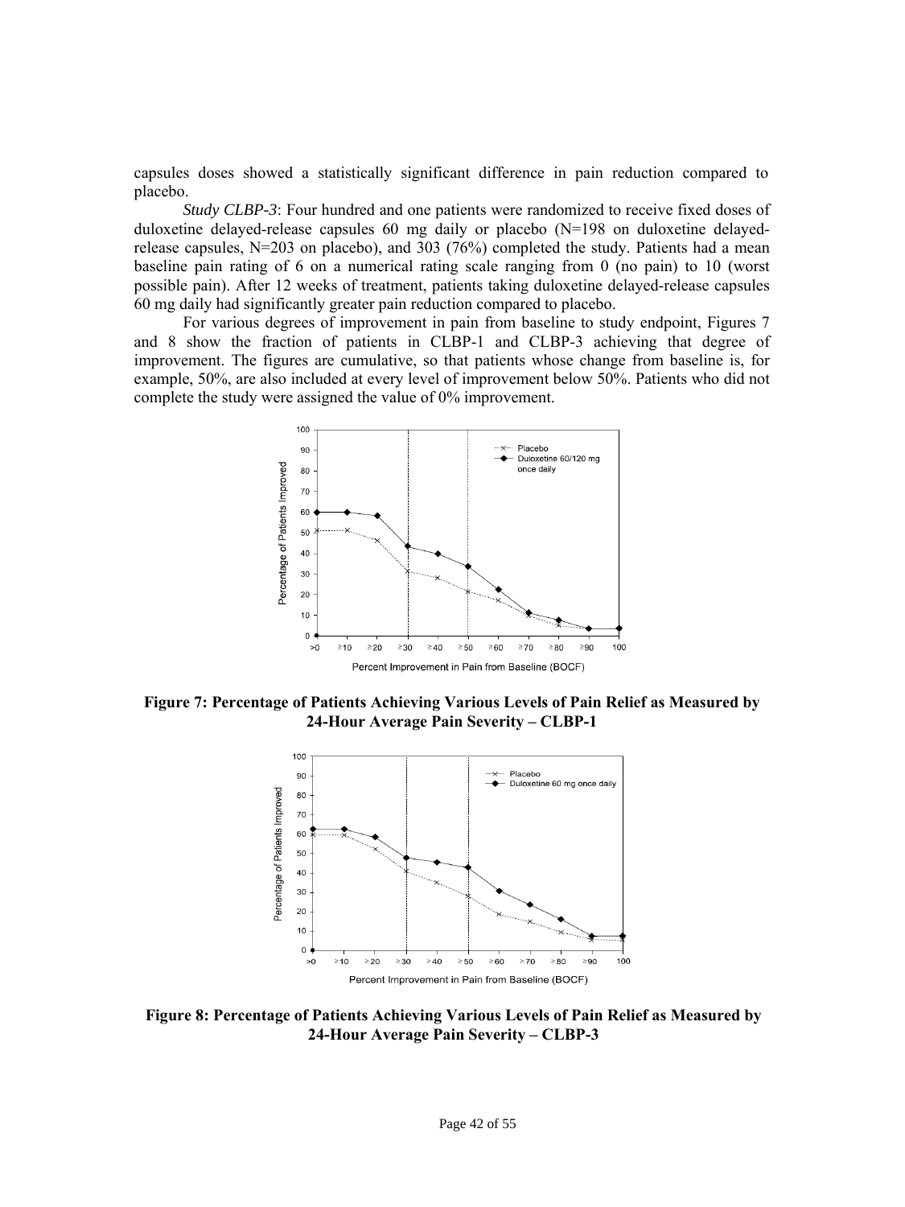capsules doses showed a statistically significant difference in pain reduction compared to placebo.

*Study CLBP-3*: Four hundred and one patients were randomized to receive fixed doses of duloxetine delayed-release capsules 60 mg daily or placebo (N=198 on duloxetine delayed-release capsules, N=203 on placebo), and 303 (76%) completed the study. Patients had a mean baseline pain rating of 6 on a numerical rating scale ranging from 0 (no pain) to 10 (worst possible pain). After 12 weeks of treatment, patients taking duloxetine delayed-release capsules 60 mg daily had significantly greater pain reduction compared to placebo.

For various degrees of improvement in pain from baseline to study endpoint, Figures 7 and 8 show the fraction of patients in CLBP-1 and CLBP-3 achieving that degree of improvement. The figures are cumulative, so that patients whose change from baseline is, for example, 50%, are also included at every level of improvement below 50%. Patients who did not complete the study were assigned the value of 0% improvement.

**Figure 7: Percentage of Patients Achieving Various Levels of Pain Relief as Measured by 24-Hour Average Pain Severity – CLBP-1**

**Figure 8: Percentage of Patients Achieving Various Levels of Pain Relief as Measured by 24-Hour Average Pain Severity – CLBP-3**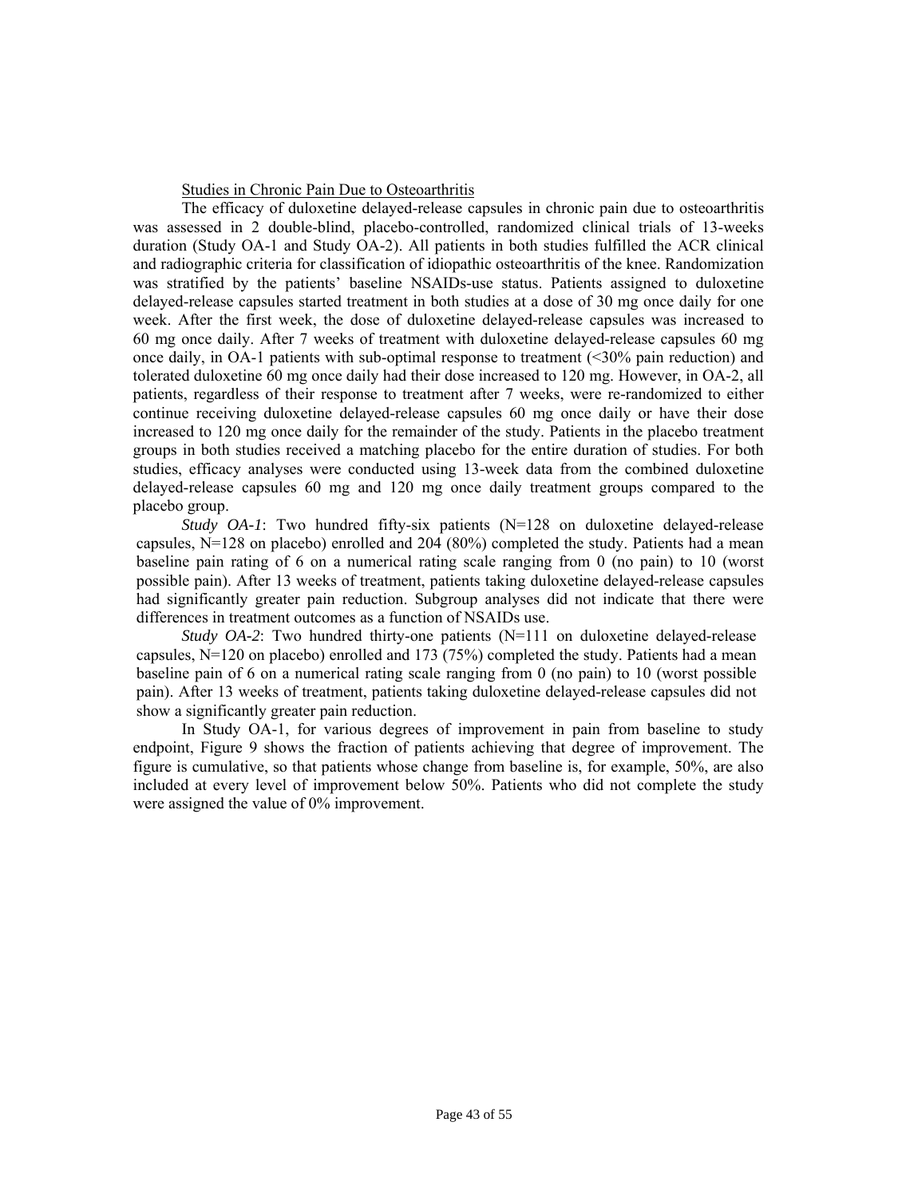Studies in Chronic Pain Due to Osteoarthritis

The efficacy of duloxetine delayed-release capsules in chronic pain due to osteoarthritis was assessed in 2 double-blind, placebo-controlled, randomized clinical trials of 13-weeks duration (Study OA-1 and Study OA-2). All patients in both studies fulfilled the ACR clinical and radiographic criteria for classification of idiopathic osteoarthritis of the knee. Randomization was stratified by the patients' baseline NSAIDs-use status. Patients assigned to duloxetine delayed-release capsules started treatment in both studies at a dose of 30 mg once daily for one week. After the first week, the dose of duloxetine delayed-release capsules was increased to 60 mg once daily. After 7 weeks of treatment with duloxetine delayed-release capsules 60 mg once daily, in OA-1 patients with sub-optimal response to treatment (<30% pain reduction) and tolerated duloxetine 60 mg once daily had their dose increased to 120 mg. However, in OA-2, all patients, regardless of their response to treatment after 7 weeks, were re-randomized to either continue receiving duloxetine delayed-release capsules 60 mg once daily or have their dose increased to 120 mg once daily for the remainder of the study. Patients in the placebo treatment groups in both studies received a matching placebo for the entire duration of studies. For both studies, efficacy analyses were conducted using 13-week data from the combined duloxetine delayed-release capsules 60 mg and 120 mg once daily treatment groups compared to the placebo group.

*Study OA-1*: Two hundred fifty-six patients (N=128 on duloxetine delayed-release capsules, N=128 on placebo) enrolled and 204 (80%) completed the study. Patients had a mean baseline pain rating of 6 on a numerical rating scale ranging from 0 (no pain) to 10 (worst possible pain). After 13 weeks of treatment, patients taking duloxetine delayed-release capsules had significantly greater pain reduction. Subgroup analyses did not indicate that there were differences in treatment outcomes as a function of NSAIDs use.

*Study OA-2*: Two hundred thirty-one patients (N=111 on duloxetine delayed-release capsules, N=120 on placebo) enrolled and 173 (75%) completed the study. Patients had a mean baseline pain of 6 on a numerical rating scale ranging from 0 (no pain) to 10 (worst possible pain). After 13 weeks of treatment, patients taking duloxetine delayed-release capsules did not show a significantly greater pain reduction.

In Study OA-1, for various degrees of improvement in pain from baseline to study endpoint, Figure 9 shows the fraction of patients achieving that degree of improvement. The figure is cumulative, so that patients whose change from baseline is, for example, 50%, are also included at every level of improvement below 50%. Patients who did not complete the study were assigned the value of 0% improvement.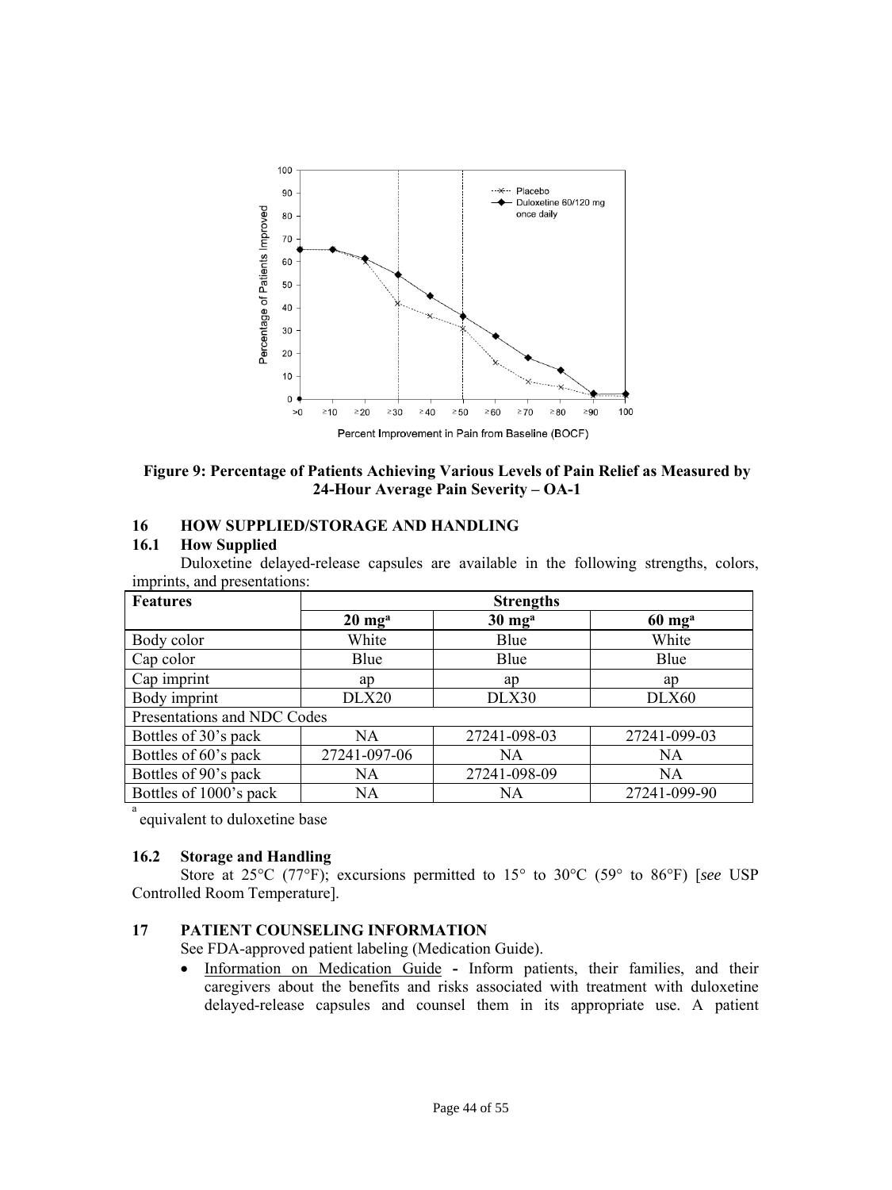**Figure 9: Percentage of Patients Achieving Various Levels of Pain Relief as Measured by 24-Hour Average Pain Severity – OA-1**

## 16 HOW SUPPLIED/STORAGE AND HANDLING

### 16.1 How Supplied

Duloxetine delayed-release capsules are available in the following strengths, colors, imprints, and presentations:

| Features | Strengths | | |
|---|---|---|---|
| | **20 mg[a]** | **30 mg[a]** | **60 mg[a]** |
| Body color | White | Blue | White |
| Cap color | Blue | Blue | Blue |
| Cap imprint | ap | ap | ap |
| Body imprint | DLX20 | DLX30 | DLX60 |
| Presentations and NDC Codes | | | |
| Bottles of 30's pack | NA | 27241-098-03 | 27241-099-03 |
| Bottles of 60's pack | 27241-097-06 | NA | NA |
| Bottles of 90's pack | NA | 27241-098-09 | NA |
| Bottles of 1000's pack | NA | NA | 27241-099-90 |

[a] equivalent to duloxetine base

### 16.2 Storage and Handling

Store at 25°C (77°F); excursions permitted to 15° to 30°C (59° to 86°F) [*see* USP Controlled Room Temperature].

## 17 PATIENT COUNSELING INFORMATION

See FDA-approved patient labeling (Medication Guide).

- Information on Medication Guide **-** Inform patients, their families, and their caregivers about the benefits and risks associated with treatment with duloxetine delayed-release capsules and counsel them in its appropriate use. A patient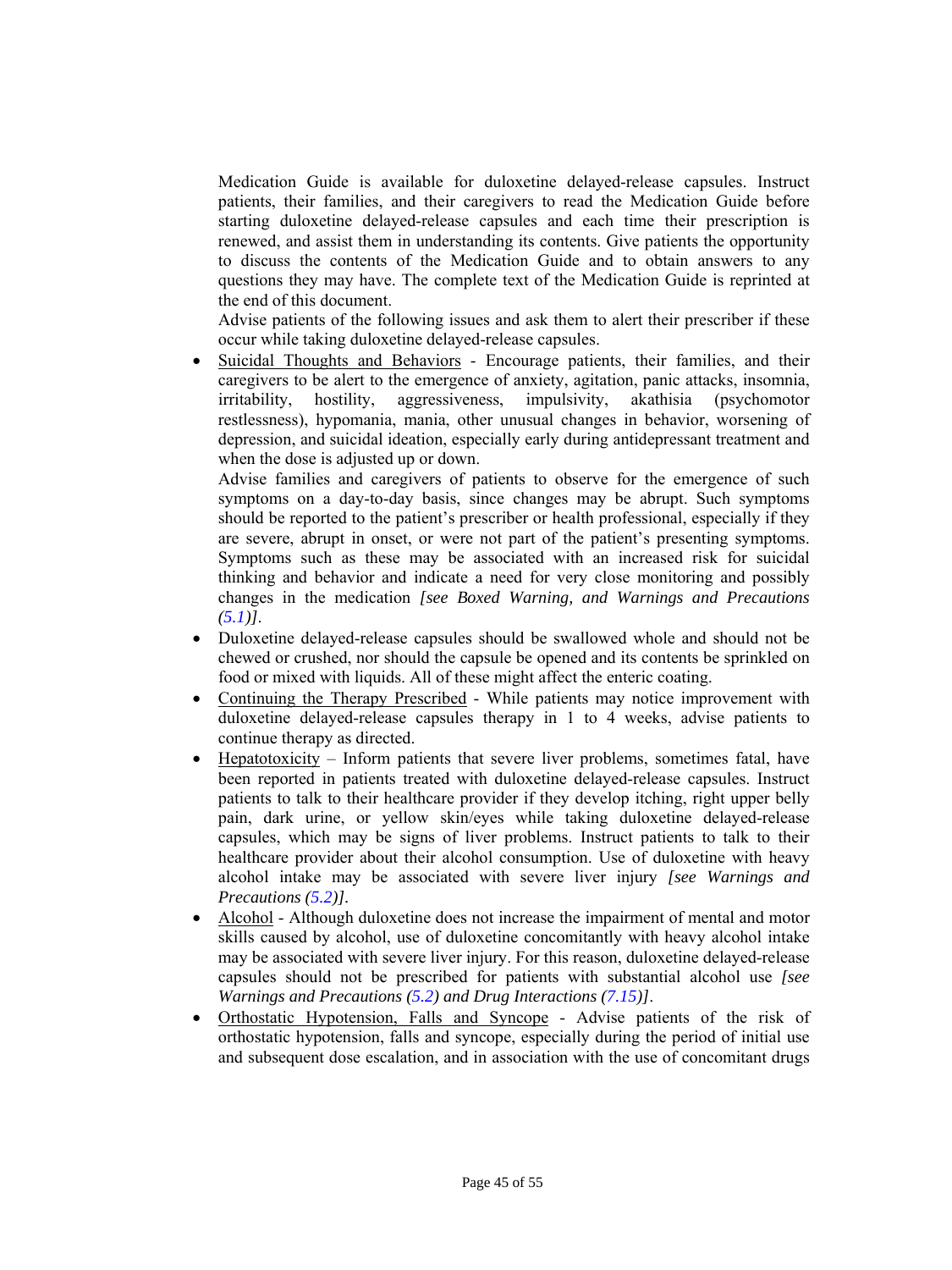Medication Guide is available for duloxetine delayed-release capsules. Instruct patients, their families, and their caregivers to read the Medication Guide before starting duloxetine delayed-release capsules and each time their prescription is renewed, and assist them in understanding its contents. Give patients the opportunity to discuss the contents of the Medication Guide and to obtain answers to any questions they may have. The complete text of the Medication Guide is reprinted at the end of this document.

Advise patients of the following issues and ask them to alert their prescriber if these occur while taking duloxetine delayed-release capsules.

- Suicidal Thoughts and Behaviors - Encourage patients, their families, and their caregivers to be alert to the emergence of anxiety, agitation, panic attacks, insomnia, irritability, hostility, aggressiveness, impulsivity, akathisia (psychomotor restlessness), hypomania, mania, other unusual changes in behavior, worsening of depression, and suicidal ideation, especially early during antidepressant treatment and when the dose is adjusted up or down.

  Advise families and caregivers of patients to observe for the emergence of such symptoms on a day-to-day basis, since changes may be abrupt. Such symptoms should be reported to the patient's prescriber or health professional, especially if they are severe, abrupt in onset, or were not part of the patient's presenting symptoms. Symptoms such as these may be associated with an increased risk for suicidal thinking and behavior and indicate a need for very close monitoring and possibly changes in the medication *[see Boxed Warning, and Warnings and Precautions (5.1)]*.
- Duloxetine delayed-release capsules should be swallowed whole and should not be chewed or crushed, nor should the capsule be opened and its contents be sprinkled on food or mixed with liquids. All of these might affect the enteric coating.
- Continuing the Therapy Prescribed - While patients may notice improvement with duloxetine delayed-release capsules therapy in 1 to 4 weeks, advise patients to continue therapy as directed.
- Hepatotoxicity – Inform patients that severe liver problems, sometimes fatal, have been reported in patients treated with duloxetine delayed-release capsules. Instruct patients to talk to their healthcare provider if they develop itching, right upper belly pain, dark urine, or yellow skin/eyes while taking duloxetine delayed-release capsules, which may be signs of liver problems. Instruct patients to talk to their healthcare provider about their alcohol consumption. Use of duloxetine with heavy alcohol intake may be associated with severe liver injury *[see Warnings and Precautions (5.2)]*.
- Alcohol - Although duloxetine does not increase the impairment of mental and motor skills caused by alcohol, use of duloxetine concomitantly with heavy alcohol intake may be associated with severe liver injury. For this reason, duloxetine delayed-release capsules should not be prescribed for patients with substantial alcohol use *[see Warnings and Precautions (5.2) and Drug Interactions (7.15)]*.
- Orthostatic Hypotension, Falls and Syncope - Advise patients of the risk of orthostatic hypotension, falls and syncope, especially during the period of initial use and subsequent dose escalation, and in association with the use of concomitant drugs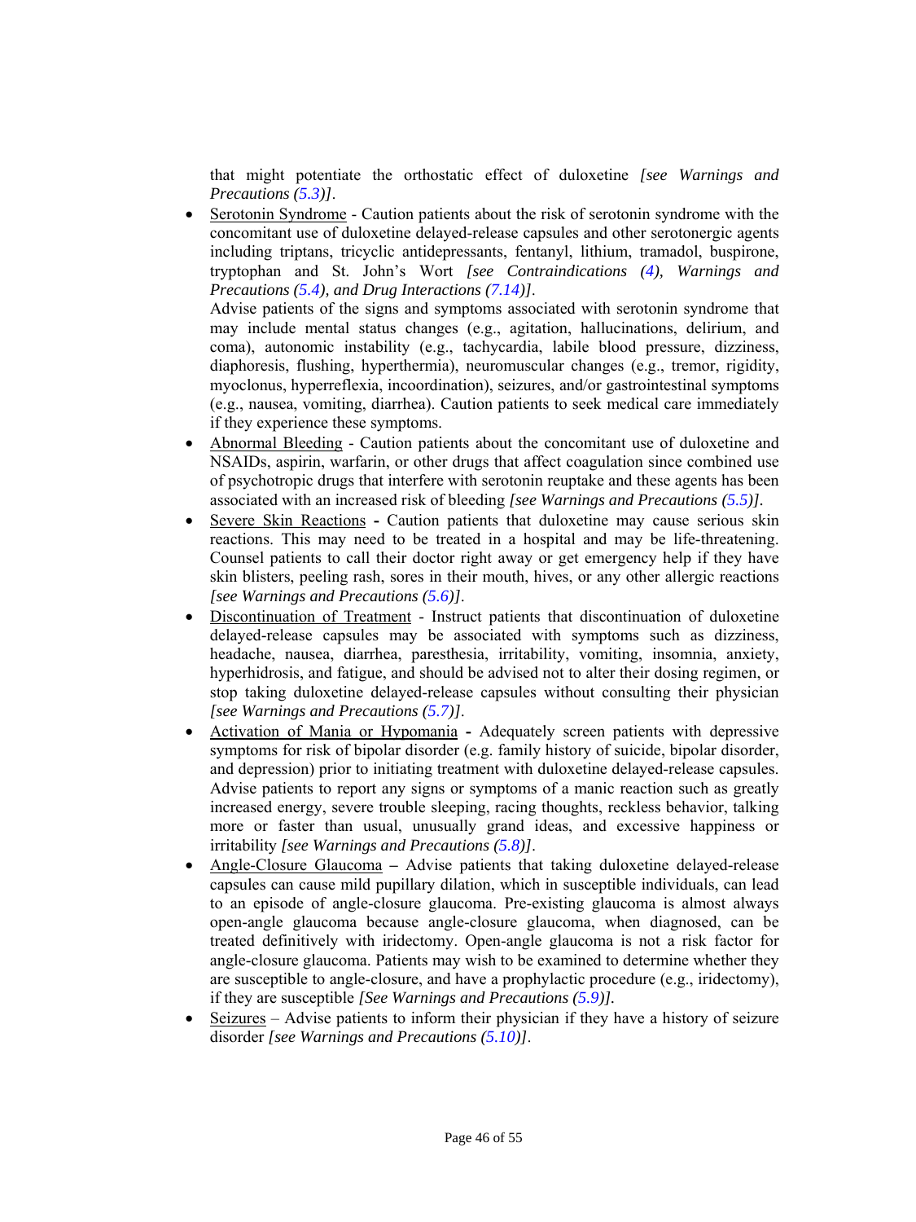that might potentiate the orthostatic effect of duloxetine *[see Warnings and Precautions (5.3)]*.

- Serotonin Syndrome - Caution patients about the risk of serotonin syndrome with the concomitant use of duloxetine delayed-release capsules and other serotonergic agents including triptans, tricyclic antidepressants, fentanyl, lithium, tramadol, buspirone, tryptophan and St. John's Wort *[see Contraindications (4), Warnings and Precautions (5.4), and Drug Interactions (7.14)]*.
  Advise patients of the signs and symptoms associated with serotonin syndrome that may include mental status changes (e.g., agitation, hallucinations, delirium, and coma), autonomic instability (e.g., tachycardia, labile blood pressure, dizziness, diaphoresis, flushing, hyperthermia), neuromuscular changes (e.g., tremor, rigidity, myoclonus, hyperreflexia, incoordination), seizures, and/or gastrointestinal symptoms (e.g., nausea, vomiting, diarrhea). Caution patients to seek medical care immediately if they experience these symptoms.
- Abnormal Bleeding - Caution patients about the concomitant use of duloxetine and NSAIDs, aspirin, warfarin, or other drugs that affect coagulation since combined use of psychotropic drugs that interfere with serotonin reuptake and these agents has been associated with an increased risk of bleeding *[see Warnings and Precautions (5.5)]*.
- Severe Skin Reactions **-** Caution patients that duloxetine may cause serious skin reactions. This may need to be treated in a hospital and may be life-threatening. Counsel patients to call their doctor right away or get emergency help if they have skin blisters, peeling rash, sores in their mouth, hives, or any other allergic reactions *[see Warnings and Precautions (5.6)]*.
- Discontinuation of Treatment - Instruct patients that discontinuation of duloxetine delayed-release capsules may be associated with symptoms such as dizziness, headache, nausea, diarrhea, paresthesia, irritability, vomiting, insomnia, anxiety, hyperhidrosis, and fatigue, and should be advised not to alter their dosing regimen, or stop taking duloxetine delayed-release capsules without consulting their physician *[see Warnings and Precautions (5.7)]*.
- Activation of Mania or Hypomania **-** Adequately screen patients with depressive symptoms for risk of bipolar disorder (e.g. family history of suicide, bipolar disorder, and depression) prior to initiating treatment with duloxetine delayed-release capsules. Advise patients to report any signs or symptoms of a manic reaction such as greatly increased energy, severe trouble sleeping, racing thoughts, reckless behavior, talking more or faster than usual, unusually grand ideas, and excessive happiness or irritability *[see Warnings and Precautions (5.8)]*.
- Angle-Closure Glaucoma **–** Advise patients that taking duloxetine delayed-release capsules can cause mild pupillary dilation, which in susceptible individuals, can lead to an episode of angle-closure glaucoma. Pre-existing glaucoma is almost always open-angle glaucoma because angle-closure glaucoma, when diagnosed, can be treated definitively with iridectomy. Open-angle glaucoma is not a risk factor for angle-closure glaucoma. Patients may wish to be examined to determine whether they are susceptible to angle-closure, and have a prophylactic procedure (e.g., iridectomy), if they are susceptible *[See Warnings and Precautions (5.9)]*.
- Seizures – Advise patients to inform their physician if they have a history of seizure disorder *[see Warnings and Precautions (5.10)]*.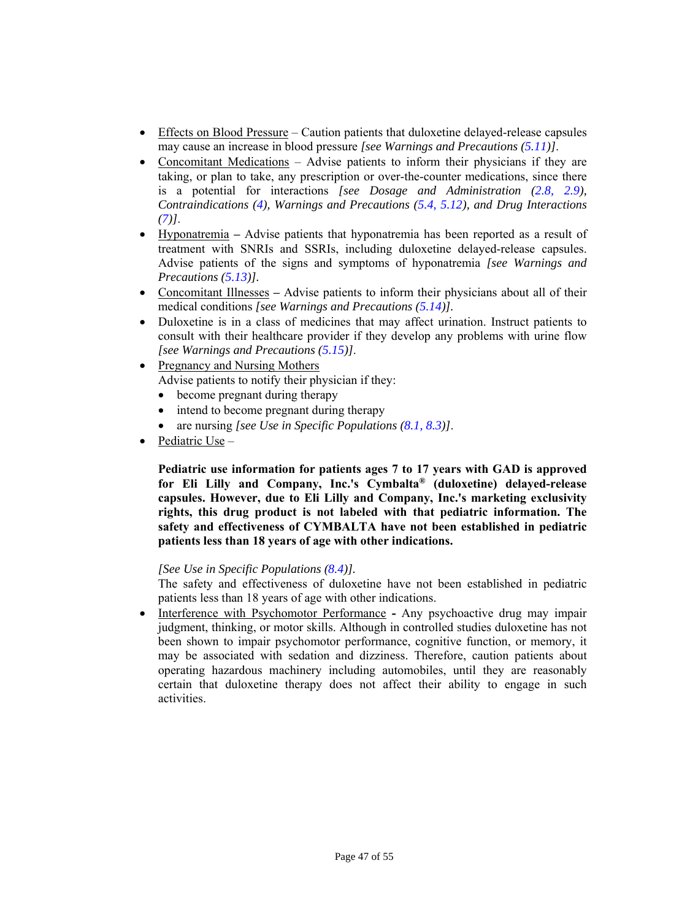- Effects on Blood Pressure – Caution patients that duloxetine delayed-release capsules may cause an increase in blood pressure *[see Warnings and Precautions (5.11)]*.
- Concomitant Medications – Advise patients to inform their physicians if they are taking, or plan to take, any prescription or over-the-counter medications, since there is a potential for interactions *[see Dosage and Administration (2.8, 2.9), Contraindications (4), Warnings and Precautions (5.4, 5.12), and Drug Interactions (7)]*.
- Hyponatremia **–** Advise patients that hyponatremia has been reported as a result of treatment with SNRIs and SSRIs, including duloxetine delayed-release capsules. Advise patients of the signs and symptoms of hyponatremia *[see Warnings and Precautions (5.13)]*.
- Concomitant Illnesses **–** Advise patients to inform their physicians about all of their medical conditions *[see Warnings and Precautions (5.14)]*.
- Duloxetine is in a class of medicines that may affect urination. Instruct patients to consult with their healthcare provider if they develop any problems with urine flow *[see Warnings and Precautions (5.15)]*.
- Pregnancy and Nursing Mothers
  Advise patients to notify their physician if they:
  - become pregnant during therapy
  - intend to become pregnant during therapy
  - are nursing *[see Use in Specific Populations (8.1, 8.3)]*.
- Pediatric Use –

  **Pediatric use information for patients ages 7 to 17 years with GAD is approved for Eli Lilly and Company, Inc.'s Cymbalta® (duloxetine) delayed-release capsules. However, due to Eli Lilly and Company, Inc.'s marketing exclusivity rights, this drug product is not labeled with that pediatric information. The safety and effectiveness of CYMBALTA have not been established in pediatric patients less than 18 years of age with other indications.**

  *[See Use in Specific Populations (8.4)]*.
  The safety and effectiveness of duloxetine have not been established in pediatric patients less than 18 years of age with other indications.
- Interference with Psychomotor Performance **-** Any psychoactive drug may impair judgment, thinking, or motor skills. Although in controlled studies duloxetine has not been shown to impair psychomotor performance, cognitive function, or memory, it may be associated with sedation and dizziness. Therefore, caution patients about operating hazardous machinery including automobiles, until they are reasonably certain that duloxetine therapy does not affect their ability to engage in such activities.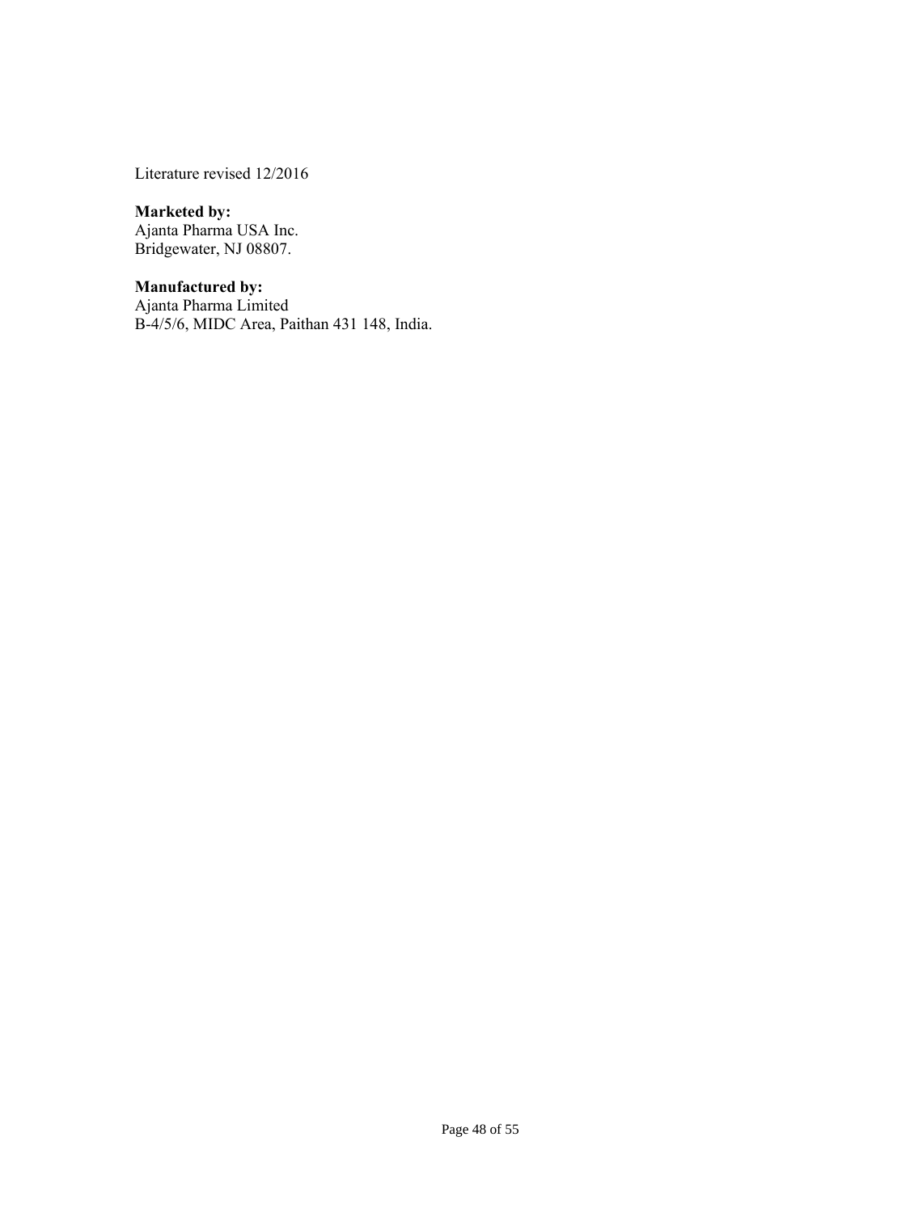Literature revised 12/2016

**Marketed by:**
Ajanta Pharma USA Inc.
Bridgewater, NJ 08807.

**Manufactured by:**
Ajanta Pharma Limited
B-4/5/6, MIDC Area, Paithan 431 148, India.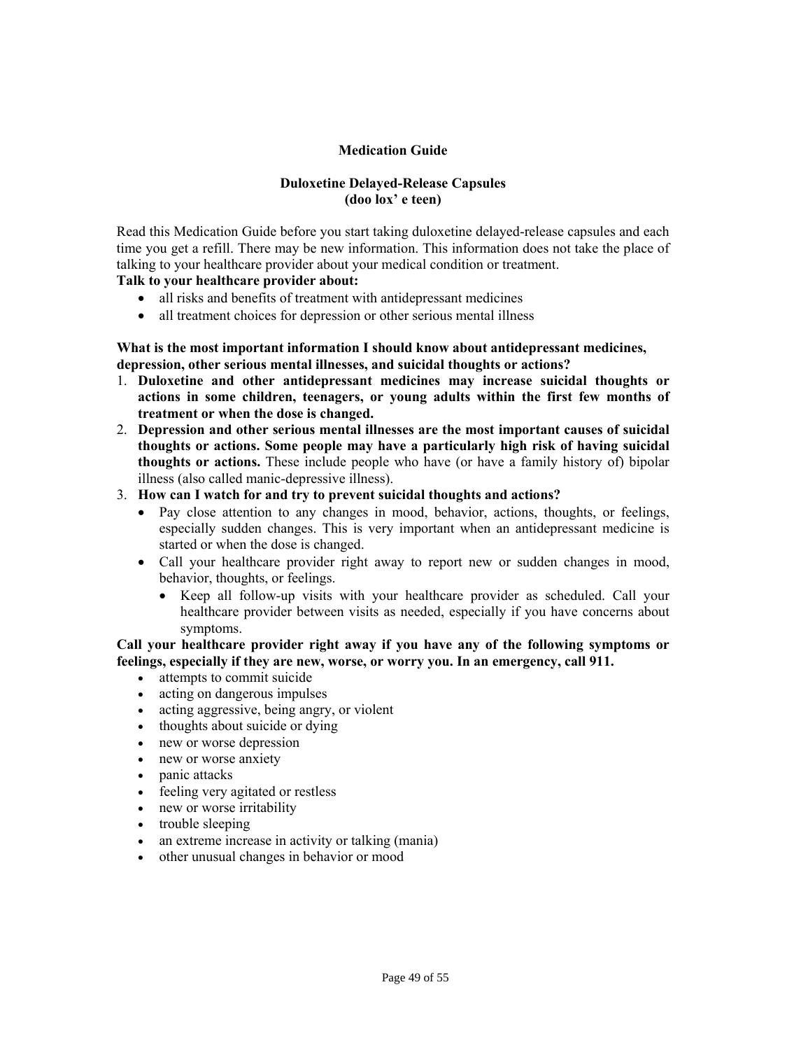# Medication Guide

## Duloxetine Delayed-Release Capsules
**(doo lox' e teen)**

Read this Medication Guide before you start taking duloxetine delayed-release capsules and each time you get a refill. There may be new information. This information does not take the place of talking to your healthcare provider about your medical condition or treatment.

**Talk to your healthcare provider about:**

- all risks and benefits of treatment with antidepressant medicines
- all treatment choices for depression or other serious mental illness

**What is the most important information I should know about antidepressant medicines, depression, other serious mental illnesses, and suicidal thoughts or actions?**

1. **Duloxetine and other antidepressant medicines may increase suicidal thoughts or actions in some children, teenagers, or young adults within the first few months of treatment or when the dose is changed.**
2. **Depression and other serious mental illnesses are the most important causes of suicidal thoughts or actions. Some people may have a particularly high risk of having suicidal thoughts or actions.** These include people who have (or have a family history of) bipolar illness (also called manic-depressive illness).
3. **How can I watch for and try to prevent suicidal thoughts and actions?**
   - Pay close attention to any changes in mood, behavior, actions, thoughts, or feelings, especially sudden changes. This is very important when an antidepressant medicine is started or when the dose is changed.
   - Call your healthcare provider right away to report new or sudden changes in mood, behavior, thoughts, or feelings.
     - Keep all follow-up visits with your healthcare provider as scheduled. Call your healthcare provider between visits as needed, especially if you have concerns about symptoms.

**Call your healthcare provider right away if you have any of the following symptoms or feelings, especially if they are new, worse, or worry you. In an emergency, call 911.**

- attempts to commit suicide
- acting on dangerous impulses
- acting aggressive, being angry, or violent
- thoughts about suicide or dying
- new or worse depression
- new or worse anxiety
- panic attacks
- feeling very agitated or restless
- new or worse irritability
- trouble sleeping
- an extreme increase in activity or talking (mania)
- other unusual changes in behavior or mood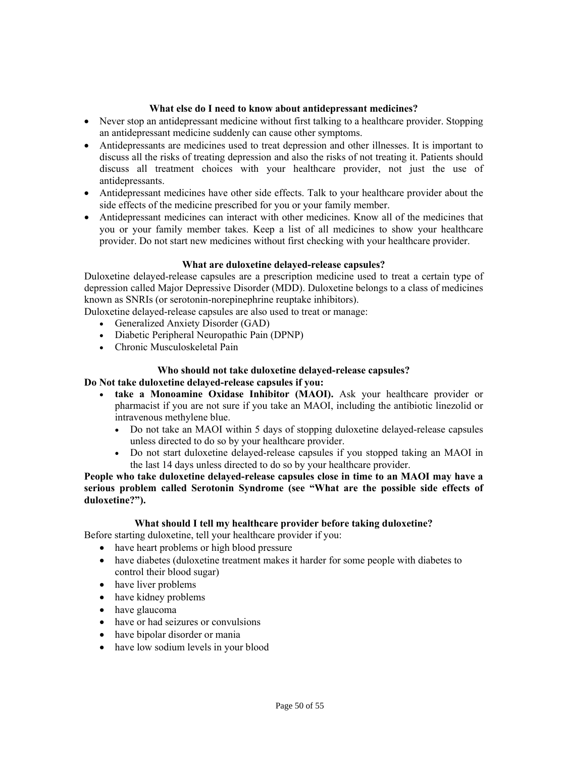### What else do I need to know about antidepressant medicines?

- Never stop an antidepressant medicine without first talking to a healthcare provider. Stopping an antidepressant medicine suddenly can cause other symptoms.
- Antidepressants are medicines used to treat depression and other illnesses. It is important to discuss all the risks of treating depression and also the risks of not treating it. Patients should discuss all treatment choices with your healthcare provider, not just the use of antidepressants.
- Antidepressant medicines have other side effects. Talk to your healthcare provider about the side effects of the medicine prescribed for you or your family member.
- Antidepressant medicines can interact with other medicines. Know all of the medicines that you or your family member takes. Keep a list of all medicines to show your healthcare provider. Do not start new medicines without first checking with your healthcare provider.

### What are duloxetine delayed-release capsules?

Duloxetine delayed-release capsules are a prescription medicine used to treat a certain type of depression called Major Depressive Disorder (MDD). Duloxetine belongs to a class of medicines known as SNRIs (or serotonin-norepinephrine reuptake inhibitors).

Duloxetine delayed-release capsules are also used to treat or manage:

- Generalized Anxiety Disorder (GAD)
- Diabetic Peripheral Neuropathic Pain (DPNP)
- Chronic Musculoskeletal Pain

### Who should not take duloxetine delayed-release capsules?

**Do Not take duloxetine delayed-release capsules if you:**

- **take a Monoamine Oxidase Inhibitor (MAOI).** Ask your healthcare provider or pharmacist if you are not sure if you take an MAOI, including the antibiotic linezolid or intravenous methylene blue.
  - Do not take an MAOI within 5 days of stopping duloxetine delayed-release capsules unless directed to do so by your healthcare provider.
  - Do not start duloxetine delayed-release capsules if you stopped taking an MAOI in the last 14 days unless directed to do so by your healthcare provider.

**People who take duloxetine delayed-release capsules close in time to an MAOI may have a serious problem called Serotonin Syndrome (see "What are the possible side effects of duloxetine?").**

### What should I tell my healthcare provider before taking duloxetine?

Before starting duloxetine, tell your healthcare provider if you:

- have heart problems or high blood pressure
- have diabetes (duloxetine treatment makes it harder for some people with diabetes to control their blood sugar)
- have liver problems
- have kidney problems
- have glaucoma
- have or had seizures or convulsions
- have bipolar disorder or mania
- have low sodium levels in your blood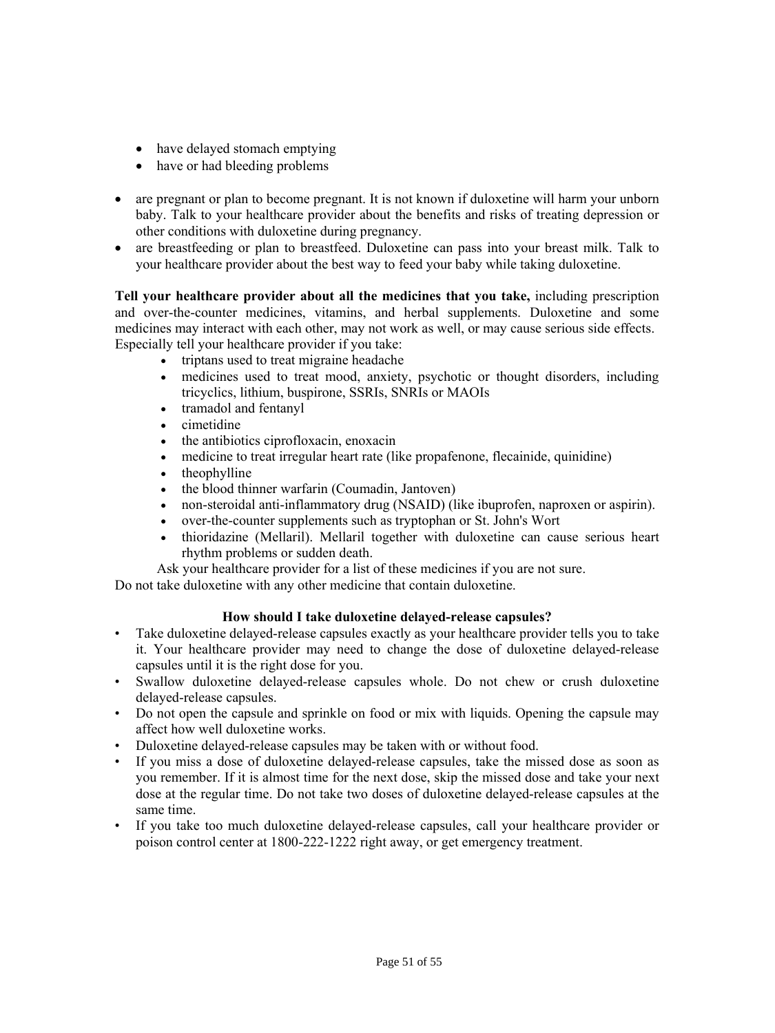- have delayed stomach emptying
  - have or had bleeding problems

- are pregnant or plan to become pregnant. It is not known if duloxetine will harm your unborn baby. Talk to your healthcare provider about the benefits and risks of treating depression or other conditions with duloxetine during pregnancy.
- are breastfeeding or plan to breastfeed. Duloxetine can pass into your breast milk. Talk to your healthcare provider about the best way to feed your baby while taking duloxetine.

**Tell your healthcare provider about all the medicines that you take,** including prescription and over-the-counter medicines, vitamins, and herbal supplements. Duloxetine and some medicines may interact with each other, may not work as well, or may cause serious side effects. Especially tell your healthcare provider if you take:

- triptans used to treat migraine headache
- medicines used to treat mood, anxiety, psychotic or thought disorders, including tricyclics, lithium, buspirone, SSRIs, SNRIs or MAOIs
- tramadol and fentanyl
- cimetidine
- the antibiotics ciprofloxacin, enoxacin
- medicine to treat irregular heart rate (like propafenone, flecainide, quinidine)
- theophylline
- the blood thinner warfarin (Coumadin, Jantoven)
- non-steroidal anti-inflammatory drug (NSAID) (like ibuprofen, naproxen or aspirin).
- over-the-counter supplements such as tryptophan or St. John's Wort
- thioridazine (Mellaril). Mellaril together with duloxetine can cause serious heart rhythm problems or sudden death.

Ask your healthcare provider for a list of these medicines if you are not sure.

Do not take duloxetine with any other medicine that contain duloxetine.

**How should I take duloxetine delayed-release capsules?**

- Take duloxetine delayed-release capsules exactly as your healthcare provider tells you to take it. Your healthcare provider may need to change the dose of duloxetine delayed-release capsules until it is the right dose for you.
- Swallow duloxetine delayed-release capsules whole. Do not chew or crush duloxetine delayed-release capsules.
- Do not open the capsule and sprinkle on food or mix with liquids. Opening the capsule may affect how well duloxetine works.
- Duloxetine delayed-release capsules may be taken with or without food.
- If you miss a dose of duloxetine delayed-release capsules, take the missed dose as soon as you remember. If it is almost time for the next dose, skip the missed dose and take your next dose at the regular time. Do not take two doses of duloxetine delayed-release capsules at the same time.
- If you take too much duloxetine delayed-release capsules, call your healthcare provider or poison control center at 1800-222-1222 right away, or get emergency treatment.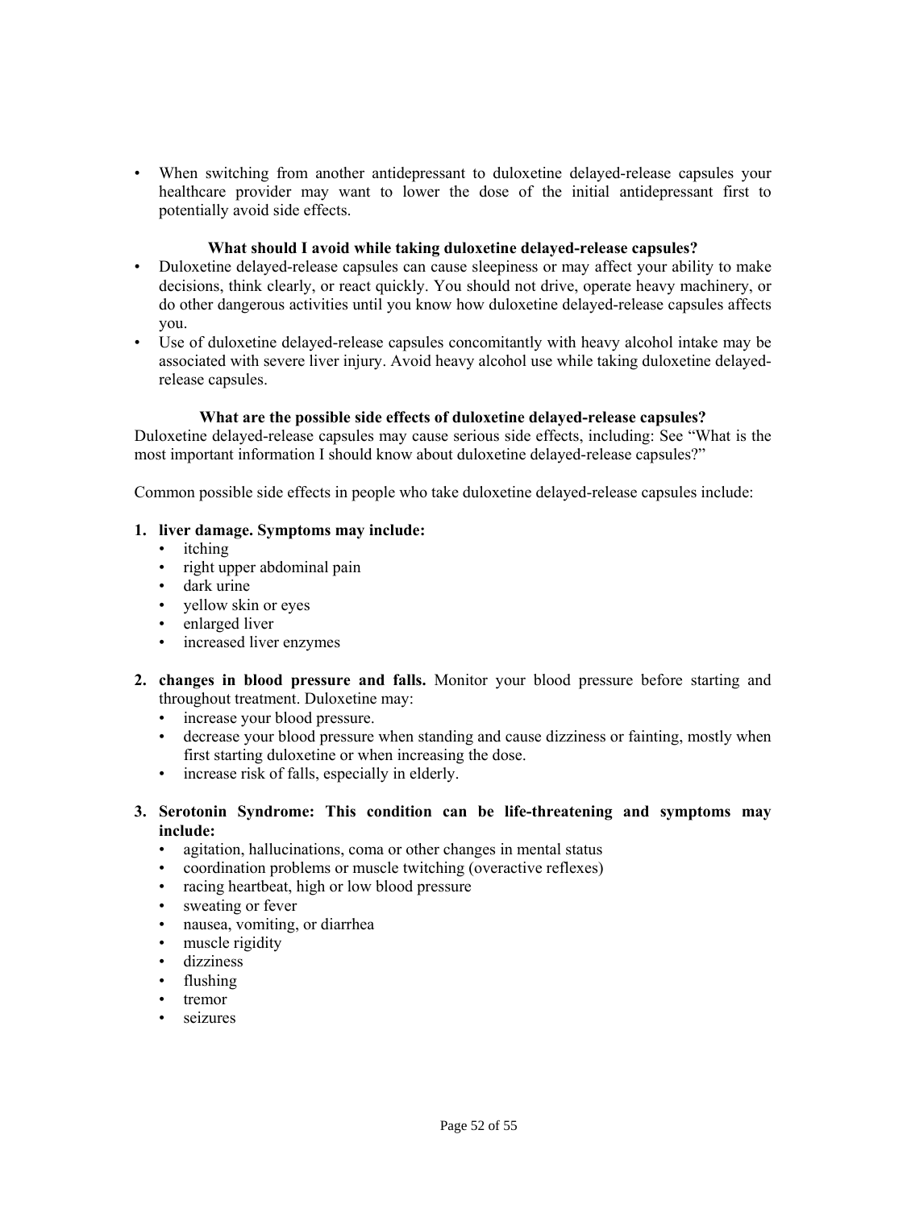- When switching from another antidepressant to duloxetine delayed-release capsules your healthcare provider may want to lower the dose of the initial antidepressant first to potentially avoid side effects.

### What should I avoid while taking duloxetine delayed-release capsules?

- Duloxetine delayed-release capsules can cause sleepiness or may affect your ability to make decisions, think clearly, or react quickly. You should not drive, operate heavy machinery, or do other dangerous activities until you know how duloxetine delayed-release capsules affects you.
- Use of duloxetine delayed-release capsules concomitantly with heavy alcohol intake may be associated with severe liver injury. Avoid heavy alcohol use while taking duloxetine delayed-release capsules.

### What are the possible side effects of duloxetine delayed-release capsules?

Duloxetine delayed-release capsules may cause serious side effects, including: See "What is the most important information I should know about duloxetine delayed-release capsules?"

Common possible side effects in people who take duloxetine delayed-release capsules include:

1. **liver damage. Symptoms may include:**
   - itching
   - right upper abdominal pain
   - dark urine
   - yellow skin or eyes
   - enlarged liver
   - increased liver enzymes

2. **changes in blood pressure and falls.** Monitor your blood pressure before starting and throughout treatment. Duloxetine may:
   - increase your blood pressure.
   - decrease your blood pressure when standing and cause dizziness or fainting, mostly when first starting duloxetine or when increasing the dose.
   - increase risk of falls, especially in elderly.

3. **Serotonin Syndrome: This condition can be life-threatening and symptoms may include:**
   - agitation, hallucinations, coma or other changes in mental status
   - coordination problems or muscle twitching (overactive reflexes)
   - racing heartbeat, high or low blood pressure
   - sweating or fever
   - nausea, vomiting, or diarrhea
   - muscle rigidity
   - dizziness
   - flushing
   - tremor
   - seizures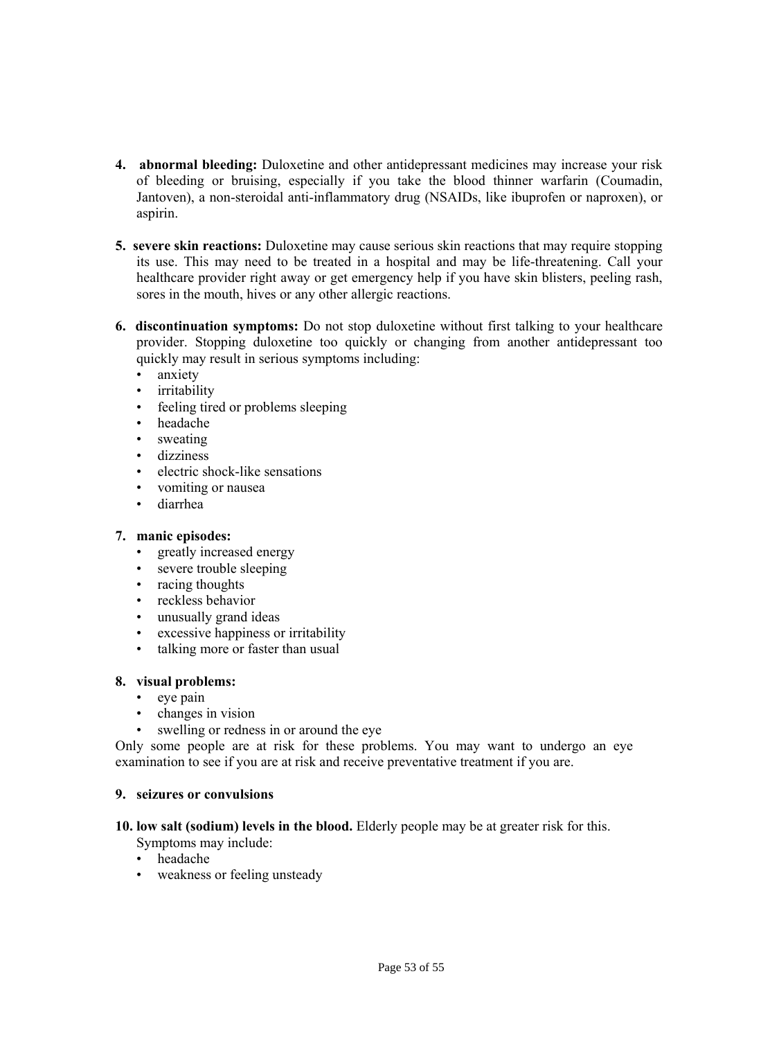4. **abnormal bleeding:** Duloxetine and other antidepressant medicines may increase your risk of bleeding or bruising, especially if you take the blood thinner warfarin (Coumadin, Jantoven), a non-steroidal anti-inflammatory drug (NSAIDs, like ibuprofen or naproxen), or aspirin.

5. **severe skin reactions:** Duloxetine may cause serious skin reactions that may require stopping its use. This may need to be treated in a hospital and may be life-threatening. Call your healthcare provider right away or get emergency help if you have skin blisters, peeling rash, sores in the mouth, hives or any other allergic reactions.

6. **discontinuation symptoms:** Do not stop duloxetine without first talking to your healthcare provider. Stopping duloxetine too quickly or changing from another antidepressant too quickly may result in serious symptoms including:
   - anxiety
   - irritability
   - feeling tired or problems sleeping
   - headache
   - sweating
   - dizziness
   - electric shock-like sensations
   - vomiting or nausea
   - diarrhea

7. **manic episodes:**
   - greatly increased energy
   - severe trouble sleeping
   - racing thoughts
   - reckless behavior
   - unusually grand ideas
   - excessive happiness or irritability
   - talking more or faster than usual

8. **visual problems:**
   - eye pain
   - changes in vision
   - swelling or redness in or around the eye

Only some people are at risk for these problems. You may want to undergo an eye examination to see if you are at risk and receive preventative treatment if you are.

9. **seizures or convulsions**

10. **low salt (sodium) levels in the blood.** Elderly people may be at greater risk for this. Symptoms may include:
    - headache
    - weakness or feeling unsteady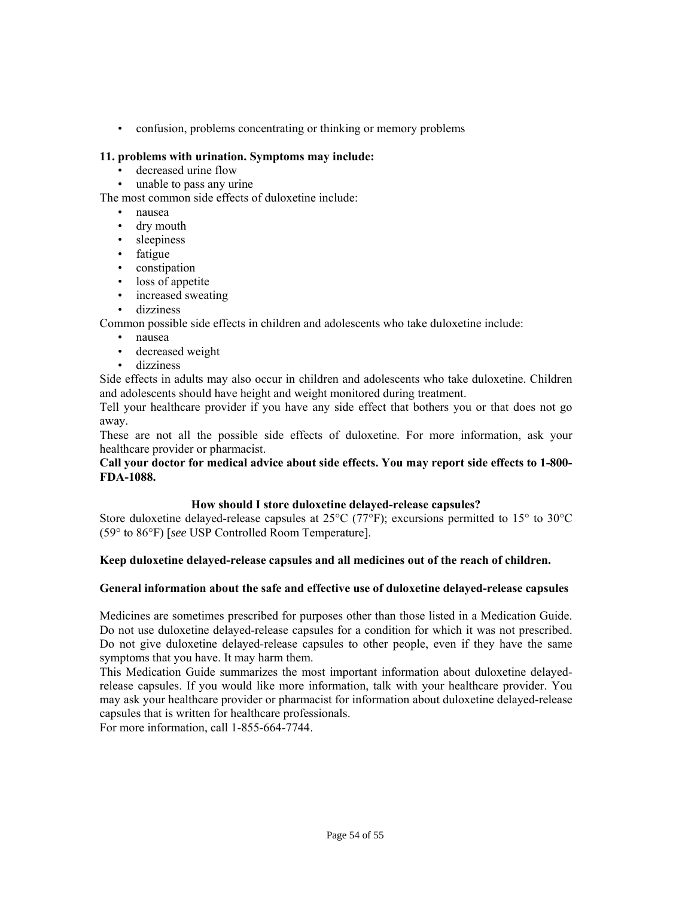- confusion, problems concentrating or thinking or memory problems

**11. problems with urination. Symptoms may include:**

- decreased urine flow
- unable to pass any urine

The most common side effects of duloxetine include:

- nausea
- dry mouth
- sleepiness
- fatigue
- constipation
- loss of appetite
- increased sweating
- dizziness

Common possible side effects in children and adolescents who take duloxetine include:

- nausea
- decreased weight
- dizziness

Side effects in adults may also occur in children and adolescents who take duloxetine. Children and adolescents should have height and weight monitored during treatment.

Tell your healthcare provider if you have any side effect that bothers you or that does not go away.

These are not all the possible side effects of duloxetine. For more information, ask your healthcare provider or pharmacist.

**Call your doctor for medical advice about side effects. You may report side effects to 1-800-FDA-1088.**

### How should I store duloxetine delayed-release capsules?

Store duloxetine delayed-release capsules at 25°C (77°F); excursions permitted to 15° to 30°C (59° to 86°F) [*see* USP Controlled Room Temperature].

**Keep duloxetine delayed-release capsules and all medicines out of the reach of children.**

### General information about the safe and effective use of duloxetine delayed-release capsules

Medicines are sometimes prescribed for purposes other than those listed in a Medication Guide. Do not use duloxetine delayed-release capsules for a condition for which it was not prescribed. Do not give duloxetine delayed-release capsules to other people, even if they have the same symptoms that you have. It may harm them.

This Medication Guide summarizes the most important information about duloxetine delayed-release capsules. If you would like more information, talk with your healthcare provider. You may ask your healthcare provider or pharmacist for information about duloxetine delayed-release capsules that is written for healthcare professionals.

For more information, call 1-855-664-7744.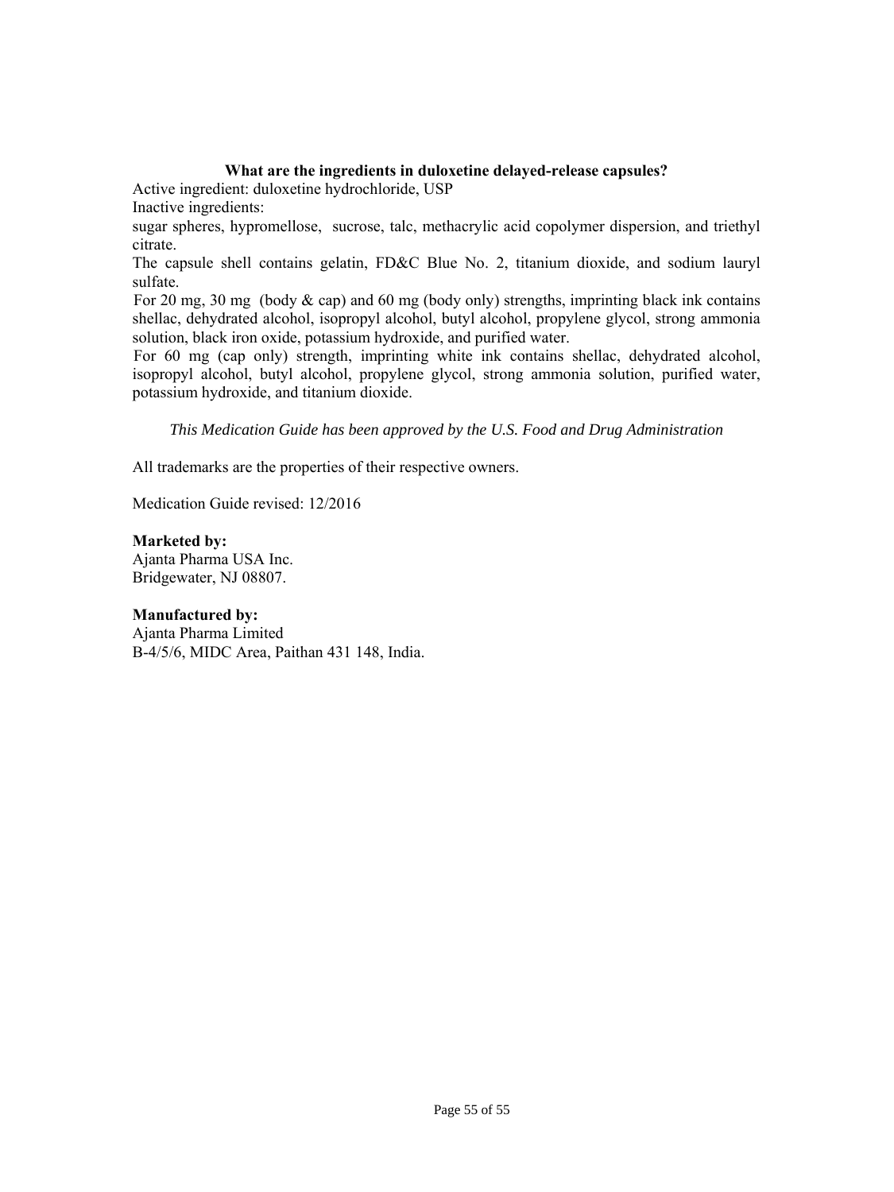### What are the ingredients in duloxetine delayed-release capsules?

Active ingredient: duloxetine hydrochloride, USP

Inactive ingredients:

sugar spheres, hypromellose, sucrose, talc, methacrylic acid copolymer dispersion, and triethyl citrate.

The capsule shell contains gelatin, FD&C Blue No. 2, titanium dioxide, and sodium lauryl sulfate.

For 20 mg, 30 mg (body & cap) and 60 mg (body only) strengths, imprinting black ink contains shellac, dehydrated alcohol, isopropyl alcohol, butyl alcohol, propylene glycol, strong ammonia solution, black iron oxide, potassium hydroxide, and purified water.

For 60 mg (cap only) strength, imprinting white ink contains shellac, dehydrated alcohol, isopropyl alcohol, butyl alcohol, propylene glycol, strong ammonia solution, purified water, potassium hydroxide, and titanium dioxide.

*This Medication Guide has been approved by the U.S. Food and Drug Administration*

All trademarks are the properties of their respective owners.

Medication Guide revised: 12/2016

**Marketed by:**
Ajanta Pharma USA Inc.
Bridgewater, NJ 08807.

**Manufactured by:**
Ajanta Pharma Limited
B-4/5/6, MIDC Area, Paithan 431 148, India.